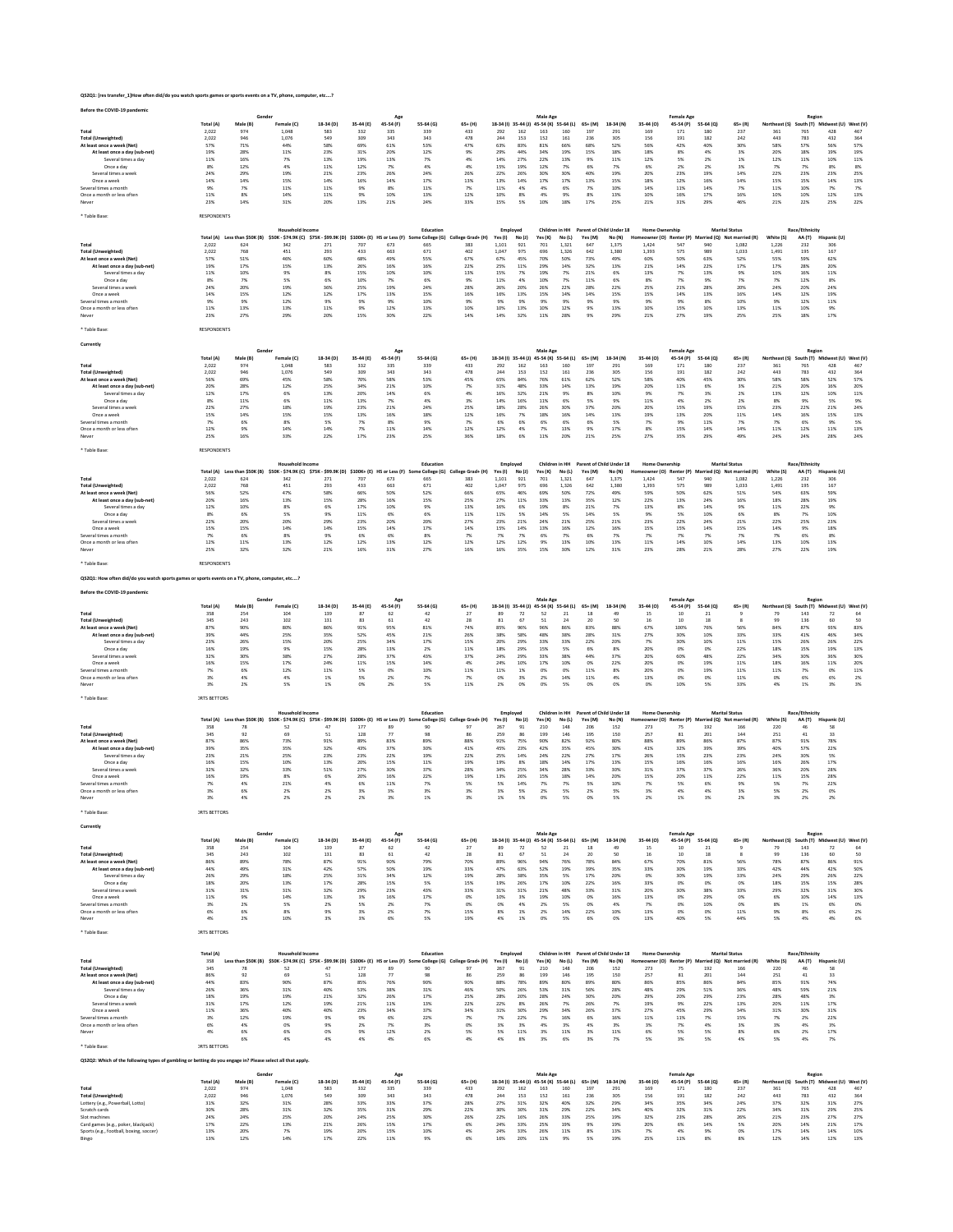**QS2Q1: [res transfer_1]How often did/do you watch sports games or sports events on a TV, phone, computer, etc....?**

**Before the COVID-19 pandemic**

| | Total (A) | Male (B) | Female (C) | 18-34 (D) | 35-44 (E) | 45-54 (F) | 55-64 (G) | 65+ (H) | 18-34 (I) | 35-44 (J) | 45-54 (K) | 55-64 (L) | 65+ (M) | 18-34 (N) | 35-44 (O) | 45-54 (P) | 55-64 (Q) | 65+ (R) | Northeast (S) | South (T) | Midwest (U) | West (V) |
|---|---|---|---|---|---|---|---|---|---|---|---|---|---|---|---|---|---|---|---|---|---|---|
| | | Gender | | Age | | | | | Male Age | | | | | Female Age | | | | | Region | | | |
| Total | 2,022 | 974 | 1,048 | 583 | 332 | 335 | 339 | 433 | 292 | 162 | 163 | 160 | 197 | 291 | 169 | 171 | 180 | 237 | 361 | 765 | 428 | 467 |
| Total (Unweighted) | 2,022 | 946 | 1,076 | 549 | 309 | 343 | 343 | 478 | 244 | 153 | 152 | 161 | 236 | 305 | 156 | 191 | 182 | 242 | 443 | 783 | 432 | 364 |
| At least once a week (Net) | 57% | 71% | 44% | 58% | 69% | 61% | 53% | 47% | 63% | 83% | 81% | 66% | 68% | 52% | 56% | 42% | 40% | 30% | 58% | 57% | 56% | 57% |
| At least once a day (sub-net) | 19% | 28% | 11% | 23% | 31% | 20% | 12% | 9% | 29% | 44% | 34% | 19% | 15% | 18% | 18% | 8% | 4% | 3% | 20% | 18% | 19% | 19% |
| Several times a day | 11% | 16% | 7% | 13% | 19% | 13% | 7% | 4% | 14% | 27% | 22% | 13% | 9% | 11% | 12% | 5% | 2% | 1% | 12% | 11% | 10% | 11% |
| Once a day | 8% | 12% | 4% | 11% | 12% | 7% | 4% | 4% | 15% | 19% | 12% | 7% | 6% | 7% | 6% | 2% | 2% | 3% | 7% | 7% | 8% | 8% |
| Several times a week | 24% | 29% | 19% | 21% | 23% | 26% | 24% | 26% | 22% | 26% | 30% | 30% | 40% | 19% | 20% | 23% | 19% | 14% | 22% | 23% | 23% | 25% |
| Once a week | 14% | 14% | 15% | 14% | 16% | 14% | 17% | 13% | 13% | 14% | 17% | 17% | 13% | 15% | 18% | 12% | 16% | 14% | 15% | 15% | 14% | 13% |
| Several times a month | 9% | 7% | 11% | 11% | 9% | 8% | 11% | 7% | 11% | 4% | 4% | 6% | 7% | 10% | 14% | 11% | 14% | 7% | 11% | 10% | 7% | 7% |
| Once a month or less often | 11% | 8% | 14% | 11% | 9% | 10% | 13% | 12% | 10% | 8% | 4% | 9% | 8% | 13% | 10% | 16% | 17% | 16% | 10% | 10% | 12% | 13% |
| Never | 23% | 14% | 31% | 20% | 13% | 21% | 24% | 33% | 15% | 5% | 10% | 18% | 17% | 25% | 21% | 31% | 29% | 46% | 21% | 22% | 25% | 22% |

* Table Base: RESPONDENTS

| | Total (A) | Less than $50K (B) | $50K - $74.9K (C) | $75K - $99.9K (D) | $100K+ (E) | HS or Less (F) | Some College (G) | College Grad+ (H) | Yes (I) | No (J) | Yes (K) | No (L) | Yes (M) | No (N) | Homeowner (O) | Renter (P) | Married (Q) | Not married (R) | White (S) | AA (T) | Hispanic (U) |
|---|---|---|---|---|---|---|---|---|---|---|---|---|---|---|---|---|---|---|---|---|---|
| | | Household Income | | | | Education | | | Employed | | Children in HH | | Parent of Child Under 18 | | Home Ownership | | Marital Status | | Race/Ethnicity | | |
| Total | 2,022 | 624 | 342 | 271 | 707 | 673 | 665 | 383 | 1,101 | 921 | 701 | 1,321 | 647 | 1,375 | 1,424 | 547 | 940 | 1,082 | 1,226 | 232 | 306 |
| Total (Unweighted) | 2,022 | 768 | 451 | 293 | 433 | 663 | 671 | 402 | 1,047 | 975 | 696 | 1,326 | 642 | 1,380 | 1,393 | 575 | 989 | 1,033 | 1,491 | 195 | 167 |
| At least once a week (Net) | 57% | 51% | 46% | 60% | 68% | 49% | 55% | 67% | 67% | 45% | 70% | 50% | 73% | 49% | 60% | 50% | 63% | 52% | 55% | 59% | 62% |
| At least once a day (sub-net) | 19% | 17% | 15% | 13% | 26% | 16% | 16% | 22% | 25% | 11% | 29% | 14% | 32% | 13% | 21% | 14% | 22% | 17% | 17% | 28% | 20% |
| Several times a day | 11% | 10% | 9% | 8% | 15% | 10% | 10% | 13% | 15% | 7% | 19% | 7% | 21% | 6% | 13% | 7% | 13% | 9% | 10% | 16% | 11% |
| Once a day | 8% | 7% | 5% | 6% | 10% | 7% | 6% | 9% | 11% | 4% | 10% | 7% | 11% | 6% | 8% | 7% | 9% | 7% | 7% | 12% | 8% |
| Several times a week | 24% | 20% | 19% | 36% | 25% | 19% | 24% | 28% | 26% | 20% | 26% | 22% | 28% | 22% | 25% | 21% | 28% | 20% | 24% | 20% | 24% |
| Once a week | 14% | 15% | 12% | 12% | 17% | 13% | 15% | 16% | 16% | 13% | 15% | 14% | 14% | 15% | 15% | 14% | 13% | 16% | 14% | 12% | 19% |
| Several times a month | 9% | 9% | 12% | 9% | 9% | 9% | 10% | 9% | 9% | 9% | 9% | 9% | 9% | 9% | 9% | 9% | 8% | 10% | 9% | 12% | 11% |
| Once a month or less often | 11% | 13% | 13% | 11% | 9% | 12% | 13% | 10% | 10% | 13% | 10% | 12% | 9% | 13% | 10% | 15% | 10% | 13% | 11% | 10% | 9% |
| Never | 23% | 27% | 29% | 20% | 15% | 30% | 22% | 14% | 14% | 32% | 11% | 28% | 9% | 29% | 21% | 27% | 19% | 25% | 25% | 18% | 17% |

* Table Base: RESPONDENTS

**Currently**

| | Total (A) | Male (B) | Female (C) | 18-34 (D) | 35-44 (E) | 45-54 (F) | 55-64 (G) | 65+ (H) | 18-34 (I) | 35-44 (J) | 45-54 (K) | 55-64 (L) | 65+ (M) | 18-34 (N) | 35-44 (O) | 45-54 (P) | 55-64 (Q) | 65+ (R) | Northeast (S) | South (T) | Midwest (U) | West (V) |
|---|---|---|---|---|---|---|---|---|---|---|---|---|---|---|---|---|---|---|---|---|---|---|
| | | Gender | | Age | | | | | Male Age | | | | | Female Age | | | | | Region | | | |
| Total | 2,022 | 974 | 1,048 | 583 | 332 | 335 | 339 | 433 | 292 | 162 | 163 | 160 | 197 | 291 | 169 | 171 | 180 | 237 | 361 | 765 | 428 | 467 |
| Total (Unweighted) | 2,022 | 946 | 1,076 | 549 | 309 | 343 | 343 | 478 | 244 | 153 | 152 | 161 | 236 | 305 | 156 | 191 | 182 | 242 | 443 | 783 | 432 | 364 |
| At least once a week (Net) | 56% | 69% | 45% | 58% | 70% | 58% | 53% | 45% | 65% | 84% | 76% | 61% | 62% | 52% | 58% | 40% | 45% | 30% | 58% | 58% | 52% | 57% |
| At least once a day (sub-net) | 20% | 28% | 12% | 25% | 34% | 21% | 10% | 7% | 31% | 48% | 33% | 14% | 13% | 19% | 20% | 11% | 6% | 3% | 21% | 20% | 16% | 20% |
| Several times a day | 12% | 17% | 6% | 13% | 20% | 14% | 6% | 4% | 16% | 32% | 21% | 9% | 8% | 10% | 9% | 7% | 3% | 2% | 13% | 12% | 10% | 11% |
| Once a day | 8% | 11% | 6% | 11% | 13% | 7% | 4% | 3% | 14% | 16% | 11% | 6% | 5% | 9% | 11% | 4% | 2% | 2% | 8% | 9% | 5% | 9% |
| Several times a week | 22% | 27% | 18% | 19% | 23% | 21% | 24% | 25% | 18% | 28% | 26% | 30% | 37% | 20% | 20% | 15% | 19% | 15% | 23% | 22% | 21% | 24% |
| Once a week | 15% | 14% | 15% | 15% | 13% | 16% | 18% | 12% | 16% | 7% | 18% | 16% | 14% | 13% | 19% | 13% | 20% | 11% | 14% | 16% | 15% | 13% |
| Several times a month | 7% | 6% | 8% | 9% | 5% | 7% | 8% | 9% | 7% | 6% | 6% | 6% | 6% | 5% | 7% | 9% | 11% | 7% | 6% | 9% | 5% |
| Once a month or less often | 12% | 9% | 14% | 14% | 7% | 11% | 14% | 12% | 12% | 4% | 7% | 13% | 9% | 17% | 8% | 15% | 14% | 14% | 11% | 12% | 11% | 13% |
| Never | 25% | 16% | 33% | 22% | 17% | 23% | 25% | 36% | 18% | 6% | 11% | 20% | 21% | 25% | 27% | 35% | 29% | 49% | 24% | 24% | 28% | 24% |

* Table Base: RESPONDENTS

| | Total (A) | Less than $50K (B) | $50K - $74.9K (C) | $75K - $99.9K (D) | $100K+ (E) | HS or Less (F) | Some College (G) | College Grad+ (H) | Yes (I) | No (J) | Yes (K) | No (L) | Yes (M) | No (N) | Homeowner (O) | Renter (P) | Married (Q) | Not married (R) | White (S) | AA (T) | Hispanic (U) |
|---|---|---|---|---|---|---|---|---|---|---|---|---|---|---|---|---|---|---|---|---|---|
| | | Household Income | | | | Education | | | Employed | | Children in HH | | Parent of Child Under 18 | | Home Ownership | | Marital Status | | Race/Ethnicity | | |
| Total | 2,022 | 624 | 342 | 271 | 707 | 673 | 665 | 383 | 1,101 | 921 | 701 | 1,321 | 647 | 1,375 | 1,424 | 547 | 940 | 1,082 | 1,226 | 232 | 306 |
| Total (Unweighted) | 2,022 | 768 | 451 | 293 | 433 | 663 | 671 | 402 | 1,047 | 975 | 696 | 1,326 | 642 | 1,380 | 1,393 | 575 | 989 | 1,033 | 1,491 | 195 | 167 |
| At least once a week (Net) | 56% | 52% | 47% | 58% | 66% | 50% | 52% | 66% | 65% | 46% | 69% | 50% | 72% | 49% | 59% | 50% | 62% | 51% | 54% | 63% | 59% |
| At least once a day (sub-net) | 20% | 16% | 13% | 15% | 28% | 16% | 15% | 25% | 27% | 11% | 33% | 13% | 35% | 12% | 22% | 13% | 24% | 16% | 18% | 28% | 19% |
| Several times a day | 12% | 10% | 8% | 6% | 17% | 10% | 9% | 13% | 16% | 6% | 19% | 8% | 21% | 7% | 13% | 8% | 14% | 9% | 11% | 22% | 9% |
| Once a day | 8% | 5% | 5% | 9% | 11% | 6% | 6% | 11% | 11% | 5% | 14% | 5% | 14% | 5% | 9% | 5% | 10% | 6% | 8% | 7% | 10% |
| Several times a week | 22% | 20% | 20% | 29% | 23% | 20% | 20% | 27% | 23% | 21% | 24% | 21% | 25% | 21% | 23% | 22% | 24% | 21% | 22% | 25% | 23% |
| Once a week | 15% | 15% | 14% | 14% | 15% | 14% | 17% | 14% | 15% | 14% | 13% | 16% | 12% | 16% | 15% | 15% | 14% | 15% | 14% | 9% | 18% |
| Several times a month | 7% | 6% | 8% | 9% | 6% | 6% | 8% | 7% | 7% | 7% | 6% | 7% | 6% | 7% | 7% | 7% | 7% | 7% | 7% | 6% | 8% |
| Once a month or less often | 12% | 11% | 13% | 12% | 12% | 13% | 12% | 12% | 12% | 12% | 9% | 13% | 10% | 13% | 11% | 14% | 10% | 14% | 13% | 10% | 13% |
| Never | 25% | 32% | 32% | 21% | 16% | 31% | 27% | 16% | 16% | 35% | 15% | 30% | 12% | 31% | 23% | 28% | 21% | 28% | 27% | 22% | 19% |

* Table Base: RESPONDENTS

**QS2Q1: How often did/do you watch sports games or sports events on a TV, phone, computer, etc....?**

**Before the COVID-19 pandemic**

| | Total (A) | Male (B) | Female (C) | 18-34 (D) | 35-44 (E) | 45-54 (F) | 55-64 (G) | 65+ (H) | 18-34 (I) | 35-44 (J) | 45-54 (K) | 55-64 (L) | 65+ (M) | 18-34 (N) | 35-44 (O) | 45-54 (P) | 55-64 (Q) | 65+ (R) | Northeast (S) | South (T) | Midwest (U) | West (V) |
|---|---|---|---|---|---|---|---|---|---|---|---|---|---|---|---|---|---|---|---|---|---|---|
| | | Gender | | Age | | | | | Male Age | | | | | Female Age | | | | | Region | | | |
| Total | 358 | 254 | 104 | 139 | 87 | 62 | 42 | 27 | 89 | 72 | 52 | 21 | 18 | 49 | 15 | 10 | 21 | 9 | 79 | 143 | 72 | 64 |
| Total (Unweighted) | 345 | 243 | 102 | 131 | 83 | 61 | 42 | 28 | 81 | 67 | 51 | 24 | 20 | 50 | 16 | 10 | 18 | 8 | 99 | 136 | 60 | 50 |
| At least once a week (Net) | 87% | 90% | 80% | 86% | 91% | 95% | 81% | 74% | 85% | 96% | 96% | 86% | 83% | 88% | 67% | 100% | 76% | 56% | 84% | 87% | 93% | 83% |
| At least once a day (sub-net) | 39% | 44% | 25% | 35% | 52% | 45% | 21% | 26% | 38% | 58% | 48% | 38% | 28% | 31% | 27% | 30% | 10% | 33% | 33% | 41% | 46% | 34% |
| Several times a day | 23% | 26% | 15% | 20% | 25% | 34% | 17% | 15% | 20% | 29% | 33% | 33% | 22% | 20% | 7% | 30% | 10% | 11% | 15% | 26% | 26% | 22% |
| Once a day | 16% | 19% | 9% | 15% | 28% | 13% | 2% | 11% | 18% | 29% | 15% | 5% | 6% | 8% | 20% | 0% | 0% | 22% | 18% | 15% | 19% | 13% |
| Several times a week | 32% | 30% | 38% | 27% | 28% | 37% | 43% | 37% | 24% | 29% | 33% | 38% | 44% | 37% | 20% | 60% | 48% | 22% | 34% | 30% | 36% | 30% |
| Once a week | 16% | 15% | 17% | 24% | 11% | 15% | 14% | 4% | 24% | 10% | 17% | 10% | 0% | 22% | 20% | 0% | 19% | 11% | 18% | 16% | 11% | 20% |
| Several times a month | 7% | 6% | 12% | 11% | 5% | 0% | 10% | 11% | 11% | 1% | 0% | 0% | 11% | 8% | 20% | 0% | 19% | 11% | 11% | 7% | 0% | 11% |
| Once a month or less often | 3% | 4% | 4% | 1% | 5% | 2% | 7% | 7% | 0% | 3% | 2% | 14% | 11% | 4% | 13% | 0% | 0% | 11% | 0% | 6% | 6% | 2% |
| Never | 3% | 2% | 5% | 1% | 0% | 3% | 2% | 11% | 2% | 0% | 5% | 0% | 5% | 0% | 0% | 10% | 5% | 33% | 4% | 1% | 3% | 3% |

* Table Base: SPORTS BETTORS

| | Total (A) | Less than $50K (B) | $50K - $74.9K (C) | $75K - $99.9K (D) | $100K+ (E) | HS or Less (F) | Some College (G) | College Grad+ (H) | Yes (I) | No (J) | Yes (K) | No (L) | Yes (M) | No (N) | Homeowner (O) | Renter (P) | Married (Q) | Not married (R) | White (S) | AA (T) | Hispanic (U) |
|---|---|---|---|---|---|---|---|---|---|---|---|---|---|---|---|---|---|---|---|---|---|
| | | Household Income | | | | Education | | | Employed | | Children in HH | | Parent of Child Under 18 | | Home Ownership | | Marital Status | | Race/Ethnicity | | |
| Total | 358 | 78 | 52 | 47 | 177 | 89 | 90 | 97 | 267 | 91 | 210 | 148 | 206 | 152 | 273 | 75 | 192 | 166 | 220 | 46 | 58 |
| Total (Unweighted) | 345 | 92 | 69 | 51 | 128 | 77 | 98 | 86 | 259 | 86 | 199 | 146 | 195 | 150 | 257 | 81 | 201 | 144 | 251 | 41 | 33 |
| At least once a week (Net) | 87% | 86% | 73% | 91% | 89% | 83% | 89% | 88% | 91% | 75% | 90% | 82% | 92% | 80% | 88% | 89% | 86% | 87% | 87% | 91% | 78% |
| At least once a day (sub-net) | 39% | 35% | 35% | 32% | 43% | 37% | 30% | 41% | 45% | 23% | 42% | 35% | 45% | 30% | 41% | 32% | 39% | 39% | 40% | 57% | 22% |
| Several times a day | 23% | 21% | 25% | 23% | 23% | 22% | 19% | 22% | 25% | 14% | 24% | 22% | 27% | 17% | 26% | 15% | 23% | 23% | 24% | 30% | 5% |
| Once a day | 16% | 15% | 10% | 13% | 20% | 15% | 11% | 19% | 19% | 8% | 18% | 14% | 17% | 13% | 15% | 16% | 16% | 16% | 16% | 26% | 17% |
| Several times a week | 32% | 32% | 33% | 51% | 27% | 30% | 37% | 28% | 34% | 25% | 34% | 28% | 33% | 30% | 31% | 37% | 37% | 26% | 36% | 20% | 28% |
| Once a week | 16% | 19% | 8% | 6% | 20% | 16% | 22% | 19% | 13% | 26% | 15% | 18% | 14% | 20% | 15% | 20% | 11% | 22% | 11% | 15% | 28% |
| Several times a month | 7% | 4% | 21% | 4% | 6% | 11% | 7% | 5% | 5% | 14% | 7% | 7% | 5% | 10% | 7% | 5% | 6% | 9% | 5% | 7% | 22% |
| Once a month or less often | 3% | 6% | 2% | 2% | 3% | 3% | 3% | 3% | 3% | 5% | 2% | 5% | 2% | 5% | 3% | 4% | 4% | 3% | 5% | 2% | 0% |
| Never | 3% | 4% | 2% | 2% | 2% | 3% | 1% | 3% | 1% | 5% | 0% | 5% | 0% | 5% | 2% | 1% | 3% | 2% | 3% | 2% | 2% |

* Table Base: SPORTS BETTORS

**Currently**

| | Total (A) | Male (B) | Female (C) | 18-34 (D) | 35-44 (E) | 45-54 (F) | 55-64 (G) | 65+ (H) | 18-34 (I) | 35-44 (J) | 45-54 (K) | 55-64 (L) | 65+ (M) | 18-34 (N) | 35-44 (O) | 45-54 (P) | 55-64 (Q) | 65+ (R) | Northeast (S) | South (T) | Midwest (U) | West (V) |
|---|---|---|---|---|---|---|---|---|---|---|---|---|---|---|---|---|---|---|---|---|---|---|
| | | Gender | | Age | | | | | Male Age | | | | | Female Age | | | | | Region | | | |
| Total | 358 | 254 | 104 | 139 | 87 | 62 | 42 | 27 | 89 | 72 | 52 | 21 | 18 | 49 | 15 | 10 | 21 | 9 | 79 | 143 | 72 | 64 |
| Total (Unweighted) | 345 | 243 | 102 | 131 | 83 | 61 | 42 | 28 | 81 | 67 | 51 | 24 | 20 | 50 | 16 | 10 | 18 | 8 | 99 | 136 | 60 | 50 |
| At least once a week (Net) | 86% | 89% | 78% | 87% | 91% | 90% | 79% | 70% | 89% | 96% | 94% | 76% | 78% | 84% | 67% | 70% | 81% | 56% | 78% | 87% | 86% | 91% |
| At least once a day (sub-net) | 44% | 49% | 31% | 42% | 57% | 50% | 19% | 33% | 47% | 63% | 52% | 19% | 39% | 35% | 33% | 30% | 19% | 33% | 42% | 44% | 42% | 50% |
| Several times a day | 26% | 29% | 18% | 25% | 31% | 34% | 12% | 19% | 28% | 38% | 35% | 5% | 17% | 20% | 0% | 30% | 19% | 33% | 24% | 29% | 26% | 22% |
| Once a day | 18% | 20% | 13% | 17% | 28% | 15% | 5% | 15% | 19% | 26% | 17% | 14% | 22% | 16% | 33% | 0% | 0% | 0% | 18% | 15% | 15% | 28% |
| Several times a week | 31% | 31% | 31% | 32% | 29% | 23% | 43% | 33% | 31% | 31% | 21% | 48% | 33% | 31% | 20% | 30% | 38% | 33% | 29% | 32% | 31% | 30% |
| Once a week | 11% | 9% | 14% | 13% | 3% | 16% | 17% | 0% | 10% | 3% | 19% | 10% | 0% | 16% | 13% | 0% | 29% | 0% | 6% | 10% | 14% | 13% |
| Several times a month | 3% | 2% | 5% | 2% | 5% | 2% | 7% | 0% | 0% | 4% | 2% | 5% | 0% | 4% | 7% | 0% | 10% | 0% | 8% | 1% | 6% | 0% |
| Once a month or less often | 6% | 6% | 8% | 9% | 3% | 2% | 7% | 15% | 8% | 1% | 2% | 14% | 22% | 10% | 13% | 0% | 0% | 11% | 9% | 8% | 6% | 2% |
| Never | 4% | 2% | 10% | 3% | 1% | 3% | 6% | 5% | 19% | 4% | 1% | 0% | 5% | 6% | 0% | 13% | 40% | 5% | 44% | 5% | 4% | 6% |

* Table Base: SPORTS BETTORS

| | Total (A) | Less than $50K (B) | $50K - $74.9K (C) | $75K - $99.9K (D) | $100K+ (E) | HS or Less (F) | Some College (G) | College Grad+ (H) | Yes (I) | No (J) | Yes (K) | No (L) | Yes (M) | No (N) | Homeowner (O) | Renter (P) | Married (Q) | Not married (R) | White (S) | AA (T) | Hispanic (U) |
|---|---|---|---|---|---|---|---|---|---|---|---|---|---|---|---|---|---|---|---|---|---|
| | | Household Income | | | | Education | | | Employed | | Children in HH | | Parent of Child Under 18 | | Home Ownership | | Marital Status | | Race/Ethnicity | | |
| Total | 358 | 78 | 52 | 47 | 177 | 89 | 90 | 97 | 267 | 91 | 210 | 148 | 206 | 152 | 273 | 75 | 192 | 166 | 220 | 46 | 58 |
| Total (Unweighted) | 345 | 78 | 52 | 47 | 177 | 89 | 90 | 97 | 267 | 91 | 210 | 148 | 206 | 152 | 273 | 75 | 192 | 166 | 220 | 46 | 58 |
| At least once a week (Net) | 86% | 92 | 69 | 51 | 128 | 77 | 98 | 86 | 259 | 86 | 199 | 146 | 195 | 150 | 257 | 81 | 201 | 144 | 251 | 41 | 33 |
| At least once a day (sub-net) | 44% | 83% | 90% | 87% | 85% | 76% | 90% | 90% | 88% | 78% | 89% | 80% | 89% | 80% | 86% | 85% | 86% | 84% | 85% | 91% | 74% |
| Several times a day | 26% | 36% | 31% | 40% | 53% | 38% | 31% | 46% | 50% | 26% | 53% | 31% | 56% | 28% | 48% | 29% | 51% | 36% | 48% | 59% | 21% |
| Once a day | 18% | 19% | 19% | 21% | 32% | 26% | 17% | 25% | 28% | 20% | 28% | 20% | 30% | 20% | 29% | 20% | 29% | 23% | 28% | 48% | 3% |
| Several times a week | 31% | 17% | 12% | 19% | 21% | 11% | 13% | 22% | 22% | 8% | 26% | 7% | 26% | 7% | 19% | 9% | 22% | 13% | 20% | 11% | 17% |
| Once a week | 11% | 36% | 40% | 23% | 34% | 37% | 34% | 31% | 30% | 29% | 34% | 26% | 37% | 27% | 45% | 29% | 34% | 31% | 30% | 31% | |
| Several times a month | 3% | 12% | 19% | 9% | 9% | 6% | 22% | 7% | 7% | 22% | 7% | 16% | 6% | 16% | 11% | 11% | 7% | 15% | 7% | 2% | 22% |
| Once a month or less often | 6% | 4% | 0% | 9% | 2% | 7% | 3% | 0% | 3% | 3% | 4% | 3% | 4% | 3% | 3% | 7% | 4% | 3% | 3% | 4% | 3% |
| Never | 4% | 6% | 6% | 0% | 9% | 12% | 2% | 5% | 5% | 11% | 3% | 11% | 3% | 11% | 6% | 5% | 5% | 8% | 6% | 2% | 17% |
| | | 6% | 4% | 4% | 4% | 4% | 6% | 4% | 4% | 8% | 3% | 6% | 3% | 7% | 5% | 3% | 5% | 4% | 5% | 4% | 7% |

* Table Base: SPORTS BETTORS

**QS2Q2: Which of the following types of gambling or betting do you engage in? Please select all that apply.**

| | Total (A) | Male (B) | Female (C) | 18-34 (D) | 35-44 (E) | 45-54 (F) | 55-64 (G) | 65+ (H) | 18-34 (I) | 35-44 (J) | 45-54 (K) | 55-64 (L) | 65+ (M) | 18-34 (N) | 35-44 (O) | 45-54 (P) | 55-64 (Q) | 65+ (R) | Northeast (S) | South (T) | Midwest (U) | West (V) |
|---|---|---|---|---|---|---|---|---|---|---|---|---|---|---|---|---|---|---|---|---|---|---|
| | | Gender | | Age | | | | | Male Age | | | | | Female Age | | | | | Region | | | |
| Total | 2,022 | 974 | 1,048 | 583 | 332 | 335 | 339 | 433 | 292 | 162 | 163 | 160 | 197 | 291 | 169 | 171 | 180 | 237 | 361 | 765 | 428 | 467 |
| Total (Unweighted) | 2,022 | 946 | 1,076 | 549 | 309 | 343 | 343 | 478 | 244 | 153 | 152 | 161 | 236 | 305 | 156 | 191 | 182 | 242 | 443 | 783 | 432 | 364 |
| Lottery (e.g., Powerball, Lotto) | 31% | 32% | 31% | 28% | 33% | 33% | 37% | 28% | 27% | 31% | 32% | 40% | 32% | 29% | 34% | 35% | 34% | 24% | 37% | 32% | 31% | 27% |
| Scratch cards | 30% | 28% | 31% | 32% | 35% | 31% | 29% | 22% | 30% | 30% | 31% | 29% | 22% | 34% | 40% | 32% | 31% | 22% | 34% | 31% | 29% | 25% |
| Slot machines | 24% | 24% | 25% | 20% | 24% | 25% | 30% | 26% | 22% | 16% | 26% | 33% | 25% | 19% | 32% | 23% | 28% | 26% | 21% | 23% | 27% | 27% |
| Card games (e.g., poker, blackjack) | 17% | 22% | 13% | 21% | 26% | 15% | 17% | 6% | 24% | 33% | 25% | 19% | 9% | 19% | 20% | 6% | 14% | 5% | 20% | 14% | 21% | 17% |
| Sports (e.g., football, boxing, soccer) | 13% | 20% | 7% | 19% | 20% | 15% | 10% | 4% | 24% | 33% | 26% | 11% | 8% | 13% | 7% | 4% | 9% | 0% | 17% | 14% | 14% | 10% |
| Bingo | 13% | 12% | 14% | 17% | 22% | 11% | 9% | 6% | 16% | 20% | 11% | 9% | 5% | 19% | 25% | 11% | 8% | 8% | 12% | 14% | 12% | 13% |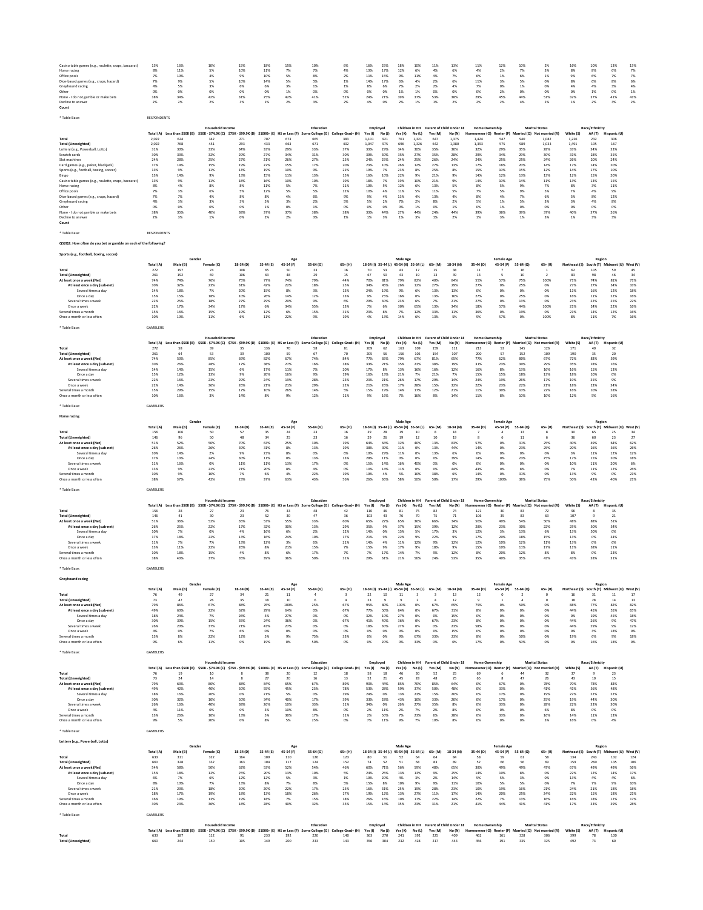| | | | | | | | | | | | | | | | | | | | | | |
|---|---|---|---|---|---|---|---|---|---|---|---|---|---|---|---|---|---|---|---|---|---|
| Casino table games (e.g., roulette, craps, baccarat) | 13% | 16% | 10% | 15% | 18% | 15% | 10% | 6% | 16% | 25% | 18% | 10% | 11% | 13% | 11% | 12% | 10% | 2% | 16% | 10% | 13% | 15% |
| Horse racing | 8% | 11% | 5% | 10% | 11% | 7% | 7% | 4% | 13% | 17% | 12% | 6% | 4% | 6% | 4% | 2% | 7% | 3% | 8% | 8% | 6% | 7% |
| Office pools | 7% | 10% | 4% | 9% | 10% | 5% | 8% | 2% | 11% | 15% | 9% | 11% | 4% | 7% | 6% | 1% | 6% | 1% | 9% | 6% | 7% | 7% |
| Dice-based games (e.g., craps, hazard) | 7% | 9% | 5% | 10% | 14% | 5% | 5% | 1% | 14% | 17% | 6% | 4% | 2% | 6% | 11% | 3% | 5% | 0% | 8% | 6% | 8% | 6% |
| Greyhound racing | 4% | 5% | 3% | 6% | 6% | 3% | 1% | 1% | 8% | 6% | 7% | 2% | 2% | 4% | 7% | 0% | 1% | 0% | 4% | 4% | 3% | 4% |
| Other | 0% | 0% | 0% | 0% | 0% | 1% | 0% | 0% | 0% | 0% | 1% | 1% | 0% | 0% | 0% | 2% | 0% | 0% | 0% | 1% | 0% | 1% |
| None - I do not gamble or make bets | 38% | 34% | 42% | 31% | 25% | 42% | 41% | 52% | 24% | 21% | 39% | 37% | 53% | 38% | 29% | 45% | 44% | 51% | 32% | 37% | 41% | 41% |
| Decline to answer | 2% | 2% | 2% | 3% | 1% | 2% | 3% | 2% | 4% | 0% | 2% | 1% | 1% | 2% | 2% | 2% | 4% | 2% | 1% | 2% | 3% | 2% |
| Count | | | | | | | | | | | | | | | | | | | | | | |

* Table Base: RESPONDENTS

| | | Household Income | | | | | Education | | Employed | | Children in HH | | Parent of Child Under 18 | | Home Ownership | | Marital Status | | Race/Ethnicity | | |
|---|---|---|---|---|---|---|---|---|---|---|---|---|---|---|---|---|---|---|---|---|---|
| | Total (A) | Less than $50K (B) | $50K - $74.9K (C) | $75K - $99.9K (D) | $100K+ (E) | HS or Less (F) | Some College (G) | College Grad+ (H) | Yes (I) | No (J) | Yes (K) | No (L) | Yes (M) | No (N) | Homeowner (O) | Renter (P) | Married (Q) | Not married (R) | White (S) | AA (T) | Hispanic (U) |
| Total | 2,022 | 624 | 342 | 271 | 707 | 673 | 665 | 383 | 1,101 | 921 | 701 | 1,321 | 647 | 1,375 | 1,424 | 547 | 940 | 1,082 | 1,226 | 232 | 306 |
| Total (Unweighted) | 2,022 | 768 | 451 | 293 | 433 | 663 | 671 | 402 | 1,047 | 975 | 696 | 1,326 | 642 | 1,380 | 1,393 | 575 | 989 | 1,033 | 1,491 | 195 | 167 |
| Lottery (e.g., Powerball, Lotto) | 31% | 30% | 33% | 34% | 33% | 29% | 33% | 37% | 33% | 29% | 34% | 30% | 35% | 30% | 32% | 29% | 35% | 28% | 33% | 34% | 33% |
| Scratch cards | 30% | 33% | 32% | 29% | 27% | 34% | 31% | 30% | 30% | 30% | 35% | 27% | 35% | 28% | 29% | 34% | 29% | 30% | 31% | 28% | 35% |
| Slot machines | 24% | 28% | 25% | 27% | 21% | 26% | 27% | 25% | 24% | 25% | 24% | 25% | 26% | 24% | 24% | 25% | 25% | 24% | 26% | 20% | 24% |
| Card games (e.g., poker, blackjack) | 17% | 14% | 15% | 19% | 22% | 15% | 17% | 20% | 23% | 10% | 26% | 12% | 27% | 13% | 17% | 16% | 20% | 14% | 17% | 14% | 20% |
| Sports (e.g., football, boxing, soccer) | 13% | 9% | 11% | 13% | 19% | 10% | 9% | 21% | 19% | 7% | 23% | 8% | 25% | 8% | 15% | 10% | 15% | 12% | 14% | 17% | 10% |
| Bingo | 13% | 14% | 9% | 13% | 15% | 11% | 13% | 15% | 16% | 10% | 22% | 9% | 21% | 9% | 14% | 12% | 13% | 13% | 12% | 15% | 20% |
| Casino table games (e.g., roulette, craps, baccarat) | 13% | 9% | 11% | 18% | 16% | 10% | 10% | 19% | 18% | 7% | 19% | 10% | 21% | 9% | 14% | 10% | 14% | 11% | 13% | 13% | 15% |
| Horse racing | 8% | 4% | 8% | 8% | 11% | 5% | 7% | 11% | 10% | 5% | 12% | 6% | 13% | 5% | 8% | 5% | 9% | 7% | 8% | 3% | 11% |
| Office pools | 7% | 3% | 6% | 5% | 12% | 5% | 5% | 12% | 10% | 4% | 11% | 5% | 11% | 5% | 7% | 5% | 9% | 5% | 7% | 4% | 9% |
| Dice-based games (e.g., craps, hazard) | 7% | 7% | 4% | 8% | 8% | 4% | 6% | 9% | 9% | 4% | 13% | 4% | 13% | 4% | 8% | 4% | 7% | 6% | 5% | 8% | 12% |
| Greyhound racing | 4% | 3% | 3% | 3% | 5% | 3% | 2% | 5% | 5% | 2% | 7% | 2% | 8% | 2% | 5% | 1% | 5% | 3% | 3% | 4% | 8% |
| Other | 0% | 0% | 0% | 0% | 1% | 0% | 1% | 0% | 0% | 0% | 0% | 1% | 0% | 1% | 0% | 1% | 0% | 0% | 0% | 0% | 0% |
| None - I do not gamble or make bets | 38% | 35% | 40% | 38% | 37% | 37% | 38% | 38% | 33% | 44% | 27% | 44% | 24% | 44% | 39% | 36% | 39% | 37% | 40% | 37% | 26% |
| Decline to answer | 2% | 3% | 1% | 0% | 2% | 2% | 3% | 1% | 1% | 3% | 1% | 3% | 1% | 2% | 1% | 3% | 1% | 3% | 1% | 3% | 3% |
| Count | | | | | | | | | | | | | | | | | | | | | |

* Table Base: RESPONDENTS

**QS2Q3: How often do you bet or gamble on each of the following?**

**Sports (e.g., football, boxing, soccer)**

| | | Gender | | Age | | | | | Male Age | | | | | Female Age | | | | | Region | | | |
|---|---|---|---|---|---|---|---|---|---|---|---|---|---|---|---|---|---|---|---|---|---|---|
| | Total (A) | Male (B) | Female (C) | 18-34 (D) | 35-44 (E) | 45-54 (F) | 55-64 (G) | 65+ (H) | 18-34 (I) | 35-44 (J) | 45-54 (K) | 55-64 (L) | 65+ (M) | 18-34 (N) | 35-44 (O) | 45-54 (P) | 55-64 (Q) | 65+ (R) | Northeast (S) | South (T) | Midwest (U) | West (V) |
| Total | 272 | 197 | 74 | 108 | 65 | 50 | 33 | 16 | 70 | 53 | 43 | 17 | 15 | 38 | 11 | 7 | 16 | 1 | 62 | 105 | 59 | 45 |
| Total (Unweighted) | 261 | 192 | 69 | 106 | 63 | 48 | 29 | 15 | 67 | 50 | 43 | 19 | 13 | 39 | 13 | 5 | 10 | 2 | 83 | 98 | 46 | 34 |
| At least once a week (Net) | 74% | 74% | 76% | 75% | 77% | 74% | 79% | 44% | 70% | 81% | 79% | 82% | 40% | 84% | 55% | 57% | 75% | 100% | 71% | 74% | 81% | 71% |
| At least once a day (sub-net) | 30% | 32% | 23% | 31% | 42% | 22% | 18% | 25% | 34% | 45% | 26% | 12% | 27% | 29% | 27% | 0% | 25% | 0% | 27% | 27% | 34% | 33% |
| Several times a day | 14% | 18% | 7% | 20% | 15% | 8% | 3% | 13% | 24% | 19% | 9% | 6% | 13% | 13% | 0% | 0% | 0% | 0% | 11% | 16% | 12% | 18% |
| Once a day | 15% | 15% | 18% | 10% | 26% | 14% | 12% | 13% | 9% | 25% | 16% | 6% | 13% | 16% | 27% | 0% | 25% | 0% | 16% | 11% | 22% | 16% |
| Several times a week | 22% | 25% | 18% | 27% | 29% | 20% | 9% | 6% | 29% | 30% | 23% | 6% | 7% | 21% | 27% | 0% | 13% | 0% | 23% | 22% | 25% | 22% |
| Once a week | 22% | 17% | 34% | 17% | 6% | 34% | 55% | 13% | 7% | 6% | 30% | 65% | 13% | 34% | 18% | 57% | 44% | 100% | 21% | 24% | 22% | 16% |
| Several times a month | 15% | 16% | 15% | 19% | 12% | 6% | 15% | 31% | 23% | 8% | 7% | 12% | 33% | 11% | 36% | 0% | 19% | 0% | 21% | 14% | 12% | 16% |
| Once a month or less often | 10% | 10% | 11% | 6% | 11% | 22% | 9% | 19% | 4% | 13% | 14% | 6% | 13% | 5% | 9% | 57% | 0% | 100% | 8% | 11% | 7% | 16% |

* Table Base: GAMBLERS

| | | Household Income | | | | | Education | | Employed | | Children in HH | | Parent of Child Under 18 | | Home Ownership | | Marital Status | | Race/Ethnicity | | |
|---|---|---|---|---|---|---|---|---|---|---|---|---|---|---|---|---|---|---|---|---|---|
| | Total (A) | Less than $50K (B) | $50K - $74.9K (C) | $75K - $99.9K (D) | $100K+ (E) | HS or Less (F) | Some College (G) | College Grad+ (H) | Yes (I) | No (J) | Yes (K) | No (L) | Yes (M) | No (N) | Homeowner (O) | Renter (P) | Married (Q) | Not married (R) | White (S) | AA (T) | Hispanic (U) |
| Total | 272 | 58 | 39 | 35 | 136 | 70 | 58 | 81 | 209 | 62 | 163 | 109 | 159 | 111 | 213 | 53 | 145 | 126 | 171 | 40 | 32 |
| Total (Unweighted) | 261 | 64 | 53 | 39 | 100 | 59 | 67 | 70 | 205 | 56 | 156 | 105 | 154 | 107 | 200 | 57 | 152 | 109 | 190 | 35 | 20 |
| At least once a week (Net) | 74% | 53% | 85% | 69% | 82% | 67% | 74% | 84% | 77% | 65% | 79% | 67% | 81% | 65% | 77% | 62% | 80% | 67% | 72% | 83% | 59% |
| At least once a day (sub-net) | 30% | 26% | 28% | 17% | 38% | 27% | 16% | 38% | 33% | 21% | 35% | 23% | 38% | 19% | 31% | 23% | 30% | 29% | 35% | 28% | 16% |
| Several times a day | 14% | 14% | 15% | 6% | 17% | 11% | 7% | 20% | 17% | 8% | 13% | 16% | 16% | 12% | 16% | 8% | 13% | 16% | 16% | 15% | 13% |
| Once a day | 15% | 12% | 13% | 9% | 20% | 16% | 9% | 19% | 16% | 13% | 21% | 7% | 21% | 7% | 15% | 15% | 18% | 13% | 18% | 10% | 0% |
| Several times a week | 22% | 16% | 23% | 29% | 24% | 19% | 28% | 23% | 23% | 21% | 26% | 17% | 29% | 14% | 24% | 19% | 26% | 17% | 19% | 35% | 9% |
| Once a week | 22% | 14% | 36% | 26% | 21% | 21% | 29% | 22% | 21% | 26% | 17% | 28% | 15% | 32% | 22% | 23% | 22% | 21% | 18% | 23% | 34% |
| Several times a month | 15% | 29% | 15% | 17% | 10% | 26% | 14% | 5% | 15% | 19% | 14% | 17% | 12% | 21% | 11% | 30% | 10% | 22% | 16% | 10% | 28% |
| Once a month or less often | 10% | 16% | 3% | 14% | 8% | 9% | 12% | 11% | 9% | 16% | 7% | 16% | 8% | 14% | 11% | 8% | 10% | 10% | 12% | 5% | 16% |

* Table Base: GAMBLERS

**Horse racing**

| | | Gender | | Age | | | | | Male Age | | | | | Female Age | | | | | Region | | | |
|---|---|---|---|---|---|---|---|---|---|---|---|---|---|---|---|---|---|---|---|---|---|---|
| | Total (A) | Male (B) | Female (C) | 18-34 (D) | 35-44 (E) | 45-54 (F) | 55-64 (G) | 65+ (H) | 18-34 (I) | 35-44 (J) | 45-54 (K) | 55-64 (L) | 65+ (M) | 18-34 (N) | 35-44 (O) | 45-54 (P) | 55-64 (Q) | 65+ (R) | Northeast (S) | South (T) | Midwest (U) | West (V) |
| Total | 156 | 106 | 50 | 57 | 35 | 24 | 23 | 16 | 39 | 28 | 19 | 10 | 8 | 18 | 7 | 4 | 13 | 8 | 30 | 65 | 25 | 34 |
| Total (Unweighted) | 146 | 96 | 50 | 48 | 34 | 25 | 23 | 16 | 29 | 26 | 19 | 12 | 10 | 19 | 8 | 6 | 11 | 6 | 36 | 60 | 23 | 27 |
| At least once a week (Net) | 51% | 52% | 50% | 70% | 63% | 25% | 30% | 19% | 64% | 64% | 32% | 40% | 13% | 83% | 57% | 0% | 31% | 25% | 40% | 49% | 64% | 62% |
| At least once a day (sub-net) | 26% | 26% | 26% | 39% | 31% | 8% | 13% | 19% | 38% | 39% | 11% | 0% | 13% | 44% | 14% | 0% | 23% | 25% | 20% | 26% | 36% | 26% |
| Several times a day | 10% | 14% | 2% | 9% | 23% | 8% | 0% | 6% | 10% | 29% | 11% | 0% | 13% | 6% | 0% | 0% | 0% | 0% | 3% | 11% | 12% | 12% |
| Once a day | 17% | 13% | 24% | 30% | 11% | 0% | 13% | 13% | 28% | 11% | 0% | 0% | 0% | 39% | 14% | 0% | 23% | 25% | 17% | 15% | 20% | 18% |
| Several times a week | 11% | 16% | 0% | 11% | 11% | 13% | 17% | 0% | 15% | 14% | 16% | 40% | 0% | 0% | 0% | 0% | 0% | 0% | 10% | 11% | 20% | 6% |
| Once a week | 13% | 9% | 22% | 21% | 20% | 8% | 4% | 0% | 10% | 14% | 11% | 0% | 0% | 44% | 43% | 0% | 8% | 0% | 7% | 11% | 12% | 26% |
| Several times a month | 10% | 9% | 10% | 7% | 6% | 4% | 22% | 19% | 10% | 4% | 5% | 10% | 38% | 6% | 14% | 0% | 31% | 0% | 13% | 9% | 0% | 21% |
| Once a month or less often | 38% | 37% | 42% | 23% | 37% | 63% | 43% | 56% | 26% | 36% | 58% | 50% | 50% | 17% | 29% | 100% | 38% | 75% | 50% | 43% | 40% | 21% |

* Table Base: GAMBLERS

| | | Household Income | | | | | Education | | Employed | | Children in HH | | Parent of Child Under 18 | | Home Ownership | | Marital Status | | Race/Ethnicity | | |
|---|---|---|---|---|---|---|---|---|---|---|---|---|---|---|---|---|---|---|---|---|---|
| | Total (A) | Less than $50K (B) | $50K - $74.9K (C) | $75K - $99.9K (D) | $100K+ (E) | HS or Less (F) | Some College (G) | College Grad+ (H) | Yes (I) | No (J) | Yes (K) | No (L) | Yes (M) | No (N) | Homeowner (O) | Renter (P) | Married (Q) | Not married (R) | White (S) | AA (T) | Hispanic (U) |
| Total | 156 | 28 | 27 | 23 | 76 | 33 | 48 | 42 | 110 | 46 | 81 | 75 | 82 | 74 | 121 | 30 | 83 | 72 | 96 | 8 | 35 |
| Total (Unweighted) | 146 | 41 | 30 | 23 | 52 | 30 | 47 | 36 | 103 | 43 | 76 | 70 | 75 | 71 | 106 | 35 | 83 | 63 | 107 | 9 | 21 |
| At least once a week (Net) | 51% | 36% | 52% | 65% | 53% | 55% | 33% | 60% | 65% | 22% | 65% | 36% | 66% | 34% | 56% | 40% | 54% | 50% | 48% | 88% | 51% |
| At least once a day (sub-net) | 26% | 25% | 22% | 17% | 32% | 30% | 13% | 29% | 35% | 5% | 37% | 15% | 39% | 12% | 28% | 23% | 30% | 22% | 25% | 50% | 34% |
| Several times a day | 10% | 7% | 0% | 4% | 16% | 6% | 2% | 12% | 14% | 0% | 15% | 5% | 17% | 3% | 12% | 3% | 13% | 6% | 13% | 50% | 0% |
| Once a day | 17% | 18% | 22% | 13% | 16% | 24% | 10% | 17% | 21% | 5% | 22% | 9% | 22% | 9% | 17% | 20% | 18% | 15% | 13% | 0% | 34% |
| Several times a week | 11% | 7% | 13% | 12% | 13% | 3% | 6% | 21% | 14% | 4% | 11% | 12% | 9% | 12% | 12% | 10% | 12% | 11% | 13% | 0% | 6% |
| Once a week | 13% | 11% | 22% | 26% | 8% | 21% | 15% | 7% | 15% | 9% | 17% | 9% | 18% | 9% | 15% | 10% | 11% | 17% | 11% | 38% | 11% |
| Several times a month | 10% | 18% | 15% | 4% | 8% | 6% | 17% | 7% | 7% | 17% | 14% | 7% | 9% | 12% | 8% | 20% | 12% | 8% | 8% | 0% | 23% |
| Once a month or less often | 38% | 43% | 37% | 35% | 39% | 36% | 50% | 31% | 29% | 61% | 21% | 56% | 24% | 53% | 35% | 40% | 35% | 43% | 43% | 38% | 31% |

* Table Base: GAMBLERS

**Greyhound racing**

| | | Gender | | Age | | | | | Male Age | | | | | Female Age | | | | | Region | | | |
|---|---|---|---|---|---|---|---|---|---|---|---|---|---|---|---|---|---|---|---|---|---|---|
| | Total (A) | Male (B) | Female (C) | 18-34 (D) | 35-44 (E) | 45-54 (F) | 55-64 (G) | 65+ (H) | 18-34 (I) | 35-44 (J) | 45-54 (K) | 55-64 (L) | 65+ (M) | 18-34 (N) | 35-44 (O) | 45-54 (P) | 55-64 (Q) | 65+ (R) | Northeast (S) | South (T) | Midwest (U) | West (V) |
| Total | 76 | 49 | 27 | 34 | 21 | 11 | 4 | 3 | 22 | 10 | 11 | 3 | 3 | 13 | 12 | 0 | 2 | 0 | 16 | 31 | 11 | 17 |
| Total (Unweighted) | 73 | 47 | 26 | 35 | 18 | 10 | 6 | 4 | 23 | 9 | 9 | 2 | 4 | 12 | 9 | 1 | 4 | 0 | 18 | 28 | 14 | 13 |
| At least once a week (Net) | 79% | 86% | 67% | 88% | 76% | 100% | 25% | 67% | 95% | 80% | 100% | 0% | 67% | 69% | 75% | 0% | 50% | 0% | 88% | 77% | 82% | 82% |
| At least once a day (sub-net) | 49% | 63% | 22% | 62% | 29% | 64% | 0% | 67% | 77% | 50% | 64% | 0% | 67% | 31% | 8% | 0% | 0% | 0% | 44% | 45% | 55% | 65% |
| Several times a day | 18% | 24% | 7% | 26% | 5% | 27% | 0% | 0% | 32% | 10% | 27% | 0% | 0% | 15% | 0% | 0% | 0% | 0% | 0% | 19% | 45% | 18% |
| Once a day | 30% | 39% | 15% | 35% | 24% | 36% | 0% | 67% | 41% | 40% | 36% | 0% | 67% | 23% | 8% | 0% | 0% | 0% | 44% | 26% | 9% | 47% |
| Several times a week | 26% | 20% | 37% | 21% | 43% | 27% | 0% | 0% | 18% | 30% | 27% | 0% | 0% | 23% | 58% | 0% | 0% | 0% | 44% | 29% | 9% | 12% |
| Once a week | 4% | 0% | 7% | 6% | 0% | 0% | 0% | 0% | 0% | 0% | 0% | 0% | 0% | 15% | 0% | 0% | 0% | 0% | 0% | 3% | 18% | 0% |
| Several times a month | 13% | 8% | 22% | 12% | 5% | 9% | 75% | 33% | 0% | 0% | 9% | 67% | 33% | 23% | 8% | 0% | 50% | 0% | 19% | 6% | 9% | 18% |
| Once a month or less often | 9% | 6% | 11% | 0% | 19% | 0% | 0% | 50% | 0% | 20% | 0% | 33% | 0% | 0% | 17% | 0% | 50% | 0% | 0% | 16% | 18% | 0% |

* Table Base: GAMBLERS

| | | Household Income | | | | | Education | | Employed | | Children in HH | | Parent of Child Under 18 | | Home Ownership | | Marital Status | | Race/Ethnicity | | |
|---|---|---|---|---|---|---|---|---|---|---|---|---|---|---|---|---|---|---|---|---|---|
| | Total (A) | Less than $50K (B) | $50K - $74.9K (C) | $75K - $99.9K (D) | $100K+ (E) | HS or Less (F) | Some College (G) | College Grad+ (H) | Yes (I) | No (J) | Yes (K) | No (L) | Yes (M) | No (N) | Homeowner (O) | Renter (P) | Married (Q) | Not married (R) | White (S) | AA (T) | Hispanic (U) |
| Total | 76 | 19 | 10 | 8 | 38 | 20 | 12 | 18 | 58 | 18 | 46 | 30 | 52 | 25 | 69 | 6 | 44 | 32 | 37 | 9 | 23 |
| Total (Unweighted) | 73 | 24 | 14 | 8 | 27 | 20 | 16 | 13 | 52 | 21 | 45 | 28 | 48 | 25 | 65 | 8 | 47 | 26 | 43 | 10 | 15 |
| At least once a week (Net) | 79% | 63% | 80% | 88% | 84% | 65% | 67% | 89% | 90% | 44% | 85% | 70% | 85% | 64% | 80% | 67% | 80% | 78% | 70% | 78% | 83% |
| At least once a day (sub-net) | 49% | 42% | 40% | 50% | 55% | 45% | 25% | 78% | 53% | 28% | 59% | 37% | 50% | 48% | 0% | 33% | 0% | 41% | 41% | 56% | 48% |
| Several times a day | 18% | 16% | 20% | 0% | 21% | 5% | 0% | 39% | 24% | 0% | 13% | 23% | 15% | 20% | 0% | 17% | 0% | 19% | 22% | 22% | 22% |
| Once a day | 30% | 32% | 10% | 50% | 34% | 40% | 17% | 39% | 33% | 28% | 43% | 10% | 33% | 20% | 0% | 17% | 0% | 25% | 19% | 44% | 30% |
| Several times a week | 26% | 16% | 40% | 38% | 26% | 10% | 33% | 11% | 34% | 0% | 26% | 27% | 35% | 8% | 0% | 33% | 0% | 28% | 22% | 33% | 30% |
| Once a week | 4% | 11% | 0% | 0% | 3% | 10% | 8% | 0% | 2% | 11% | 2% | 7% | 2% | 8% | 0% | 0% | 0% | 6% | 8% | 0% | 0% |
| Several times a month | 13% | 26% | 10% | 13% | 5% | 30% | 17% | 11% | 2% | 50% | 7% | 23% | 6% | 28% | 0% | 33% | 0% | 16% | 14% | 11% | 13% |
| Once a month or less often | 9% | 5% | 20% | 0% | 8% | 5% | 25% | 0% | 7% | 11% | 9% | 7% | 10% | 8% | 0% | 0% | 0% | 3% | 16% | 0% | 4% |

* Table Base: GAMBLERS

**Lottery (e.g., Powerball, Lotto)**

| | | Gender | | Age | | | | | Male Age | | | | | Female Age | | | | | Region | | | |
|---|---|---|---|---|---|---|---|---|---|---|---|---|---|---|---|---|---|---|---|---|---|---|
| | Total (A) | Male (B) | Female (C) | 18-34 (D) | 35-44 (E) | 45-54 (F) | 55-64 (G) | 65+ (H) | 18-34 (I) | 35-44 (J) | 45-54 (K) | 55-64 (L) | 65+ (M) | 18-34 (N) | 35-44 (O) | 45-54 (P) | 55-64 (Q) | 65+ (R) | Northeast (S) | South (T) | Midwest (U) | West (V) |
| Total | 633 | 311 | 322 | 164 | 109 | 110 | 126 | 123 | 80 | 51 | 52 | 64 | 64 | 84 | 58 | 59 | 61 | 58 | 134 | 243 | 132 | 124 |
| Total (Unweighted) | 660 | 328 | 332 | 163 | 104 | 117 | 124 | 152 | 74 | 52 | 51 | 68 | 83 | 89 | 52 | 66 | 56 | 69 | 159 | 260 | 135 | 106 |
| At least once a week (Net) | 54% | 58% | 50% | 62% | 53% | 52% | 54% | 46% | 60% | 71% | 56% | 59% | 48% | 65% | 38% | 49% | 49% | 47% | 67% | 49% | 49% | 56% |
| At least once a day (sub-net) | 15% | 18% | 12% | 25% | 20% | 13% | 10% | 5% | 24% | 25% | 13% | 13% | 9% | 25% | 14% | 10% | 8% | 0% | 22% | 12% | 14% | 17% |
| Several times a day | 6% | 7% | 6% | 12% | 12% | 5% | 3% | 1% | 10% | 20% | 4% | 3% | 2% | 14% | 5% | 5% | 3% | 0% | 13% | 4% | 4% | 6% |
| Once a day | 8% | 10% | 7% | 13% | 8% | 7% | 8% | 5% | 15% | 8% | 10% | 9% | 9% | 11% | 10% | 5% | 5% | 0% | 7% | 7% | 9% | 10% |
| Several times a week | 21% | 23% | 18% | 20% | 20% | 22% | 17% | 25% | 16% | 31% | 25% | 19% | 28% | 23% | 10% | 19% | 16% | 21% | 24% | 21% | 18% | 18% |
| Once a week | 18% | 17% | 19% | 18% | 13% | 18% | 26% | 17% | 19% | 12% | 13% | 27% | 11% | 17% | 14% | 20% | 25% | 24% | 22% | 15% | 18% | 21% |
| Several times a month | 16% | 19% | 13% | 19% | 18% | 7% | 15% | 18% | 26% | 16% | 10% | 17% | 22% | 14% | 22% | 7% | 13% | 16% | 16% | 18% | 12% | 17% |
| Once a month or less often | 30% | 23% | 36% | 18% | 28% | 40% | 32% | 35% | 15% | 14% | 35% | 23% | 31% | 21% | 41% | 44% | 41% | 41% | 17% | 33% | 39% | 28% |

* Table Base: GAMBLERS

| | | Household Income | | | | | Education | | Employed | | Children in HH | | Parent of Child Under 18 | | Home Ownership | | Marital Status | | Race/Ethnicity | | |
|---|---|---|---|---|---|---|---|---|---|---|---|---|---|---|---|---|---|---|---|---|---|
| | Total (A) | Less than $50K (B) | $50K - $74.9K (C) | $75K - $99.9K (D) | $100K+ (E) | HS or Less (F) | Some College (G) | College Grad+ (H) | Yes (I) | No (J) | Yes (K) | No (L) | Yes (M) | No (N) | Homeowner (O) | Renter (P) | Married (Q) | Not married (R) | White (S) | AA (T) | Hispanic (U) |
| Total | 633 | 187 | 112 | 91 | 233 | 192 | 220 | 140 | 363 | 270 | 241 | 392 | 225 | 409 | 462 | 161 | 328 | 306 | 399 | 78 | 100 |
| Total (Unweighted) | 660 | 244 | 150 | 105 | 149 | 200 | 233 | 143 | 356 | 304 | 232 | 428 | 217 | 443 | 456 | 191 | 335 | 325 | 492 | 73 | 60 |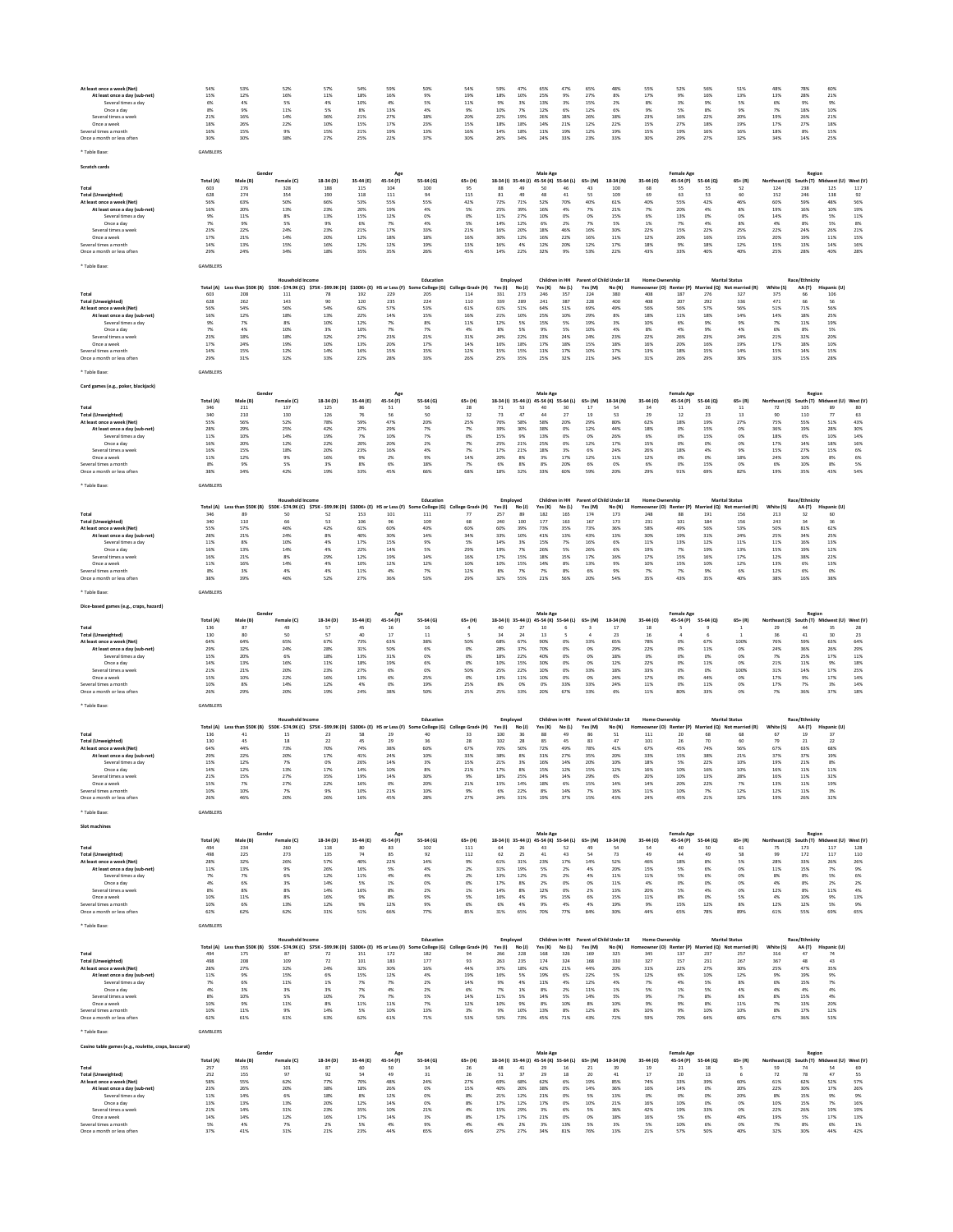| | Total (A) | Less than $50K (B) | $50K - $74.9K (C) | $75K - $99.9K (D) | $100K+ (E) | HS or Less (F) | Some College (G) | College Grad+ (H) | Employed Yes (I) | Employed No (J) | Children in HH Yes (K) | Children in HH No (L) | Parent of Child Under 18 Yes (M) | Parent of Child Under 18 No (N) | Homeowner (O) | Renter (P) | Married (Q) | Not married (R) | White (S) | AA (T) | Hispanic (U) |
|---|---|---|---|---|---|---|---|---|---|---|---|---|---|---|---|---|---|---|---|---|---|
| At least once a week (Net) | 54% | 53% | 52% | 57% | 54% | 59% | 50% | 54% | 59% | 47% | 65% | 47% | 65% | 48% | 55% | 52% | 56% | 51% | 48% | 78% | 60% |
| At least once a day (sub-net) | 15% | 12% | 16% | 11% | 18% | 16% | 9% | 19% | 18% | 10% | 25% | 9% | 27% | 8% | 17% | 9% | 16% | 13% | 13% | 28% | 21% |
| Several times a day | 6% | 4% | 5% | 4% | 10% | 4% | 5% | 11% | 9% | 3% | 13% | 3% | 15% | 2% | 8% | 3% | 9% | 5% | 6% | 9% | 9% |
| Once a day | 8% | 9% | 11% | 5% | 8% | 13% | 4% | 9% | 10% | 7% | 12% | 6% | 12% | 6% | 9% | 5% | 8% | 8% | 7% | 18% | 10% |
| Several times a week | 21% | 16% | 14% | 36% | 21% | 27% | 18% | 20% | 22% | 19% | 26% | 18% | 26% | 18% | 23% | 16% | 22% | 20% | 19% | 26% | 21% |
| Once a week | 18% | 26% | 22% | 10% | 15% | 17% | 23% | 15% | 18% | 18% | 14% | 21% | 12% | 22% | 15% | 27% | 18% | 19% | 17% | 27% | 18% |
| Several times a month | 16% | 15% | 9% | 15% | 21% | 19% | 13% | 16% | 14% | 18% | 11% | 19% | 12% | 19% | 15% | 19% | 16% | 16% | 18% | 8% | 15% |
| Once a month or less often | 30% | 30% | 38% | 27% | 25% | 22% | 37% | 30% | 26% | 34% | 24% | 33% | 23% | 33% | 30% | 29% | 27% | 32% | 34% | 14% | 25% |

* Table Base: GAMBLERS

### Scratch cards

| | Total (A) | Male (B) | Female (C) | 18-34 (D) | 35-44 (E) | 45-54 (F) | 55-64 (G) | 65+ (H) | Male 18-34 (I) | Male 35-44 (J) | Male 45-54 (K) | Male 55-64 (L) | Male 65+ (M) | Female 18-34 (N) | Female 35-44 (O) | Female 45-54 (P) | Female 55-64 (Q) | Female 65+ (R) | Northeast (S) | South (T) | Midwest (U) | West (V) |
|---|---|---|---|---|---|---|---|---|---|---|---|---|---|---|---|---|---|---|---|---|---|---|
| Total | 603 | 276 | 328 | 188 | 115 | 104 | 100 | 95 | 88 | 49 | 50 | 46 | 43 | 100 | 68 | 55 | 55 | 52 | 124 | 238 | 125 | 117 |
| Total (Unweighted) | 628 | 274 | 354 | 190 | 118 | 111 | 94 | 115 | 81 | 49 | 48 | 41 | 55 | 109 | 69 | 63 | 53 | 60 | 152 | 246 | 138 | 92 |
| At least once a week (Net) | 56% | 63% | 50% | 66% | 53% | 55% | 55% | 42% | 72% | 71% | 52% | 70% | 40% | 61% | 40% | 55% | 42% | 46% | 60% | 59% | 48% | 56% |
| At least once a day (sub-net) | 16% | 20% | 13% | 23% | 20% | 19% | 4% | 5% | 25% | 39% | 16% | 4% | 7% | 21% | 7% | 20% | 4% | 8% | 19% | 16% | 10% | 19% |
| Several times a day | 9% | 11% | 8% | 13% | 15% | 12% | 0% | 0% | 11% | 27% | 10% | 0% | 0% | 15% | 6% | 13% | 0% | 0% | 14% | 8% | 5% | 11% |
| Once a day | 7% | 9% | 5% | 9% | 6% | 7% | 4% | 5% | 14% | 12% | 6% | 2% | 7% | 5% | 1% | 7% | 4% | 8% | 4% | 8% | 5% | 8% |
| Several times a week | 23% | 22% | 24% | 23% | 21% | 17% | 33% | 21% | 16% | 20% | 18% | 46% | 16% | 30% | 22% | 15% | 22% | 25% | 22% | 24% | 26% | 21% |
| Once a week | 17% | 21% | 14% | 20% | 12% | 18% | 18% | 16% | 30% | 12% | 16% | 22% | 16% | 11% | 12% | 20% | 16% | 15% | 20% | 19% | 11% | 15% |
| Several times a month | 14% | 13% | 15% | 16% | 12% | 12% | 19% | 13% | 16% | 4% | 12% | 20% | 12% | 17% | 18% | 9% | 18% | 12% | 15% | 13% | 14% | 16% |
| Once a month or less often | 29% | 24% | 34% | 18% | 35% | 33% | 26% | 45% | 14% | 22% | 32% | 9% | 53% | 22% | 43% | 33% | 40% | 40% | 25% | 28% | 40% | 28% |

* Table Base: GAMBLERS

| | Total (A) | Less than $50K (B) | $50K - $74.9K (C) | $75K - $99.9K (D) | $100K+ (E) | HS or Less (F) | Some College (G) | College Grad+ (H) | Employed Yes (I) | Employed No (J) | Children in HH Yes (K) | Children in HH No (L) | Parent of Child Under 18 Yes (M) | Parent of Child Under 18 No (N) | Homeowner (O) | Renter (P) | Married (Q) | Not married (R) | White (S) | AA (T) | Hispanic (U) |
|---|---|---|---|---|---|---|---|---|---|---|---|---|---|---|---|---|---|---|---|---|---|
| Total | 603 | 208 | 111 | 78 | 192 | 229 | 205 | 114 | 331 | 273 | 246 | 357 | 224 | 380 | 408 | 187 | 276 | 327 | 375 | 66 | 106 |
| Total (Unweighted) | 628 | 262 | 143 | 90 | 120 | 235 | 224 | 110 | 339 | 289 | 241 | 387 | 228 | 400 | 408 | 207 | 292 | 336 | 471 | 66 | 56 |
| At least once a week (Net) | 56% | 54% | 56% | 54% | 62% | 57% | 53% | 61% | 61% | 51% | 64% | 51% | 69% | 49% | 56% | 58% | 57% | 56% | 51% | 71% | 56% |
| At least once a day (sub-net) | 16% | 12% | 18% | 13% | 22% | 14% | 15% | 16% | 21% | 10% | 25% | 10% | 29% | 8% | 18% | 11% | 18% | 14% | 14% | 18% | 25% |
| Several times a day | 9% | 7% | 8% | 10% | 12% | 7% | 8% | 11% | 12% | 5% | 15% | 5% | 19% | 3% | 10% | 6% | 9% | 9% | 7% | 11% | 19% |
| Once a day | 7% | 4% | 10% | 3% | 10% | 7% | 7% | 4% | 8% | 5% | 9% | 5% | 10% | 4% | 8% | 4% | 9% | 4% | 6% | 8% | 5% |
| Several times a week | 23% | 18% | 18% | 32% | 27% | 23% | 21% | 31% | 24% | 22% | 23% | 24% | 24% | 23% | 22% | 26% | 23% | 24% | 21% | 32% | 20% |
| Once a week | 17% | 24% | 19% | 10% | 13% | 20% | 17% | 14% | 16% | 18% | 17% | 18% | 15% | 18% | 16% | 20% | 16% | 19% | 17% | 18% | 10% |
| Several times a month | 14% | 15% | 12% | 14% | 16% | 15% | 15% | 12% | 15% | 15% | 11% | 17% | 10% | 17% | 13% | 18% | 15% | 14% | 15% | 14% | 15% |
| Once a month or less often | 29% | 31% | 32% | 33% | 22% | 28% | 33% | 26% | 25% | 35% | 25% | 32% | 21% | 34% | 31% | 26% | 29% | 30% | 33% | 15% | 28% |

* Table Base: GAMBLERS

### Card games (e.g., poker, blackjack)

| | Total (A) | Male (B) | Female (C) | 18-34 (D) | 35-44 (E) | 45-54 (F) | 55-64 (G) | 65+ (H) | Male 18-34 (I) | Male 35-44 (J) | Male 45-54 (K) | Male 55-64 (L) | Male 65+ (M) | Female 18-34 (N) | Female 35-44 (O) | Female 45-54 (P) | Female 55-64 (Q) | Female 65+ (R) | Northeast (S) | South (T) | Midwest (U) | West (V) |
|---|---|---|---|---|---|---|---|---|---|---|---|---|---|---|---|---|---|---|---|---|---|---|
| Total | 346 | 211 | 137 | 125 | 86 | 51 | 56 | 28 | 71 | 53 | 40 | 30 | 17 | 54 | 34 | 11 | 26 | 11 | 72 | 105 | 89 | 80 |
| Total (Unweighted) | 340 | 210 | 130 | 126 | 76 | 56 | 50 | 32 | 73 | 47 | 44 | 27 | 19 | 53 | 29 | 12 | 23 | 13 | 90 | 110 | 77 | 63 |
| At least once a week (Net) | 55% | 56% | 52% | 78% | 59% | 47% | 20% | 25% | 76% | 58% | 58% | 20% | 29% | 80% | 62% | 18% | 19% | 27% | 75% | 55% | 51% | 43% |
| At least once a day (sub-net) | 28% | 29% | 25% | 42% | 27% | 29% | 7% | 7% | 39% | 30% | 38% | 0% | 12% | 44% | 18% | 0% | 15% | 0% | 36% | 19% | 28% | 30% |
| Several times a day | 11% | 10% | 14% | 19% | 7% | 10% | 7% | 0% | 15% | 9% | 13% | 0% | 0% | 26% | 6% | 0% | 15% | 0% | 18% | 6% | 10% | 14% |
| Once a day | 16% | 20% | 12% | 22% | 20% | 20% | 2% | 7% | 25% | 21% | 25% | 0% | 12% | 17% | 15% | 0% | 0% | 0% | 17% | 14% | 18% | 16% |
| Several times a week | 16% | 15% | 18% | 20% | 23% | 16% | 4% | 7% | 17% | 21% | 18% | 3% | 6% | 24% | 26% | 18% | 4% | 9% | 15% | 27% | 15% | 6% |
| Once a week | 11% | 12% | 9% | 16% | 9% | 2% | 9% | 14% | 20% | 8% | 3% | 17% | 12% | 11% | 12% | 0% | 0% | 18% | 24% | 10% | 8% | 6% |
| Several times a month | 8% | 9% | 5% | 3% | 8% | 6% | 18% | 7% | 6% | 8% | 8% | 20% | 6% | 0% | 6% | 0% | 15% | 0% | 6% | 10% | 8% | 5% |
| Once a month or less often | 38% | 34% | 42% | 19% | 33% | 45% | 66% | 68% | 18% | 32% | 33% | 60% | 59% | 20% | 29% | 91% | 69% | 82% | 19% | 35% | 43% | 54% |

* Table Base: GAMBLERS

| | Total (A) | Less than $50K (B) | $50K - $74.9K (C) | $75K - $99.9K (D) | $100K+ (E) | HS or Less (F) | Some College (G) | College Grad+ (H) | Employed Yes (I) | Employed No (J) | Children in HH Yes (K) | Children in HH No (L) | Parent of Child Under 18 Yes (M) | Parent of Child Under 18 No (N) | Homeowner (O) | Renter (P) | Married (Q) | Not married (R) | White (S) | AA (T) | Hispanic (U) |
|---|---|---|---|---|---|---|---|---|---|---|---|---|---|---|---|---|---|---|---|---|---|
| Total | 346 | 89 | 50 | 52 | 153 | 101 | 131 | 77 | 257 | 89 | 182 | 165 | 174 | 173 | 248 | 88 | 191 | 156 | 213 | 32 | 60 |
| Total (Unweighted) | 340 | 110 | 66 | 53 | 106 | 96 | 109 | 68 | 240 | 100 | 177 | 163 | 167 | 173 | 231 | 101 | 184 | 156 | 243 | 34 | 36 |
| At least once a week (Net) | 55% | 57% | 46% | 42% | 61% | 60% | 40% | 60% | 60% | 39% | 73% | 35% | 73% | 36% | 58% | 49% | 56% | 53% | 50% | 81% | 62% |
| At least once a day (sub-net) | 28% | 21% | 24% | 8% | 40% | 30% | 14% | 34% | 33% | 10% | 41% | 13% | 43% | 13% | 30% | 19% | 31% | 24% | 25% | 34% | 25% |
| Several times a day | 11% | 8% | 10% | 4% | 17% | 15% | 9% | 5% | 14% | 3% | 15% | 7% | 16% | 6% | 11% | 13% | 12% | 11% | 11% | 16% | 13% |
| Once a day | 16% | 13% | 14% | 4% | 22% | 14% | 5% | 29% | 19% | 7% | 26% | 5% | 26% | 6% | 19% | 7% | 19% | 13% | 15% | 19% | 12% |
| Several times a week | 16% | 21% | 8% | 29% | 12% | 19% | 14% | 16% | 17% | 15% | 18% | 15% | 17% | 16% | 17% | 15% | 16% | 17% | 12% | 38% | 22% |
| Once a week | 11% | 16% | 14% | 4% | 10% | 12% | 12% | 10% | 10% | 15% | 14% | 8% | 13% | 9% | 10% | 15% | 10% | 12% | 13% | 6% | 13% |
| Several times a month | 8% | 3% | 4% | 4% | 11% | 4% | 7% | 12% | 8% | 7% | 7% | 8% | 6% | 9% | 7% | 7% | 9% | 6% | 12% | 6% | 0% |
| Once a month or less often | 38% | 39% | 46% | 52% | 27% | 36% | 53% | 29% | 32% | 55% | 21% | 56% | 20% | 54% | 35% | 43% | 35% | 40% | 38% | 16% | 38% |

* Table Base: GAMBLERS

### Dice-based games (e.g., craps, hazard)

| | Total (A) | Male (B) | Female (C) | 18-34 (D) | 35-44 (E) | 45-54 (F) | 55-64 (G) | 65+ (H) | Male 18-34 (I) | Male 35-44 (J) | Male 45-54 (K) | Male 55-64 (L) | Male 65+ (M) | Female 18-34 (N) | Female 35-44 (O) | Female 45-54 (P) | Female 55-64 (Q) | Female 65+ (R) | Northeast (S) | South (T) | Midwest (U) | West (V) |
|---|---|---|---|---|---|---|---|---|---|---|---|---|---|---|---|---|---|---|---|---|---|---|
| Total | 136 | 87 | 49 | 57 | 45 | 16 | 16 | 4 | 40 | 27 | 10 | 6 | 3 | 17 | 18 | 5 | 9 | 1 | 29 | 44 | 35 | 28 |
| Total (Unweighted) | 130 | 80 | 50 | 57 | 40 | 17 | 11 | 5 | 34 | 24 | 13 | 5 | 4 | 23 | 16 | 4 | 6 | 1 | 36 | 41 | 30 | 23 |
| At least once a week (Net) | 64% | 64% | 65% | 67% | 73% | 63% | 38% | 50% | 68% | 67% | 90% | 0% | 33% | 65% | 78% | 0% | 67% | 100% | 76% | 59% | 63% | 64% |
| At least once a day (sub-net) | 29% | 32% | 24% | 28% | 31% | 50% | 6% | 0% | 28% | 37% | 70% | 0% | 0% | 29% | 22% | 0% | 11% | 0% | 24% | 36% | 26% | 29% |
| Several times a day | 15% | 20% | 6% | 18% | 13% | 31% | 0% | 0% | 18% | 22% | 40% | 0% | 0% | 18% | 0% | 0% | 0% | 0% | 7% | 25% | 17% | 11% |
| Once a day | 14% | 13% | 16% | 11% | 18% | 19% | 6% | 0% | 10% | 15% | 30% | 0% | 0% | 12% | 22% | 0% | 11% | 0% | 21% | 11% | 9% | 18% |
| Several times a week | 21% | 21% | 20% | 23% | 27% | 6% | 0% | 50% | 25% | 22% | 10% | 0% | 33% | 18% | 33% | 0% | 0% | 100% | 31% | 14% | 17% | 25% |
| Once a week | 15% | 10% | 22% | 16% | 13% | 6% | 25% | 0% | 13% | 11% | 10% | 0% | 0% | 24% | 17% | 0% | 44% | 0% | 17% | 9% | 17% | 14% |
| Several times a month | 10% | 8% | 14% | 12% | 4% | 0% | 19% | 25% | 8% | 0% | 0% | 33% | 33% | 24% | 11% | 0% | 11% | 0% | 17% | 7% | 3% | 14% |
| Once a month or less often | 26% | 29% | 20% | 19% | 24% | 38% | 50% | 25% | 25% | 33% | 20% | 67% | 33% | 6% | 11% | 80% | 33% | 0% | 7% | 36% | 37% | 18% |

* Table Base: GAMBLERS

| | Total (A) | Less than $50K (B) | $50K - $74.9K (C) | $75K - $99.9K (D) | $100K+ (E) | HS or Less (F) | Some College (G) | College Grad+ (H) | Employed Yes (I) | Employed No (J) | Children in HH Yes (K) | Children in HH No (L) | Parent of Child Under 18 Yes (M) | Parent of Child Under 18 No (N) | Homeowner (O) | Renter (P) | Married (Q) | Not married (R) | White (S) | AA (T) | Hispanic (U) |
|---|---|---|---|---|---|---|---|---|---|---|---|---|---|---|---|---|---|---|---|---|---|
| Total | 136 | 41 | 15 | 23 | 58 | 29 | 40 | 33 | 100 | 36 | 88 | 49 | 86 | 51 | 111 | 20 | 68 | 68 | 67 | 19 | 37 |
| Total (Unweighted) | 130 | 45 | 18 | 22 | 45 | 29 | 36 | 28 | 102 | 28 | 85 | 45 | 83 | 47 | 101 | 26 | 70 | 60 | 79 | 21 | 22 |
| At least once a week (Net) | 64% | 44% | 73% | 70% | 74% | 38% | 60% | 67% | 70% | 50% | 72% | 49% | 78% | 41% | 67% | 45% | 74% | 56% | 67% | 63% | 68% |
| At least once a day (sub-net) | 29% | 22% | 20% | 17% | 41% | 24% | 10% | 33% | 38% | 8% | 31% | 27% | 35% | 20% | 33% | 15% | 38% | 21% | 37% | 37% | 19% |
| Several times a day | 15% | 12% | 7% | 0% | 26% | 14% | 3% | 15% | 21% | 3% | 16% | 14% | 20% | 10% | 18% | 5% | 22% | 10% | 19% | 21% | 8% |
| Once a day | 14% | 12% | 13% | 17% | 14% | 10% | 8% | 21% | 17% | 8% | 15% | 12% | 15% | 12% | 16% | 10% | 16% | 10% | 18% | 16% | 11% |
| Several times a week | 21% | 15% | 27% | 35% | 19% | 14% | 30% | 9% | 18% | 25% | 24% | 14% | 29% | 6% | 20% | 10% | 13% | 28% | 16% | 11% | 32% |
| Once a week | 15% | 7% | 27% | 22% | 16% | 0% | 20% | 21% | 15% | 14% | 18% | 6% | 15% | 14% | 14% | 20% | 22% | 7% | 13% | 11% | 19% |
| Several times a month | 10% | 10% | 7% | 9% | 10% | 21% | 10% | 6% | 6% | 22% | 8% | 14% | 7% | 16% | 11% | 10% | 7% | 12% | 12% | 11% | 3% |
| Once a month or less often | 26% | 46% | 20% | 26% | 16% | 45% | 28% | 27% | 24% | 31% | 19% | 37% | 15% | 43% | 24% | 45% | 21% | 32% | 19% | 26% | 32% |

* Table Base: GAMBLERS

### Slot machines

| | Total (A) | Male (B) | Female (C) | 18-34 (D) | 35-44 (E) | 45-54 (F) | 55-64 (G) | 65+ (H) | Male 18-34 (I) | Male 35-44 (J) | Male 45-54 (K) | Male 55-64 (L) | Male 65+ (M) | Female 18-34 (N) | Female 35-44 (O) | Female 45-54 (P) | Female 55-64 (Q) | Female 65+ (R) | Northeast (S) | South (T) | Midwest (U) | West (V) |
|---|---|---|---|---|---|---|---|---|---|---|---|---|---|---|---|---|---|---|---|---|---|---|
| Total | 494 | 234 | 260 | 118 | 80 | 83 | 102 | 111 | 64 | 26 | 43 | 52 | 49 | 54 | 54 | 40 | 50 | 61 | 75 | 173 | 117 | 128 |
| Total (Unweighted) | 498 | 225 | 273 | 135 | 74 | 85 | 92 | 112 | 62 | 25 | 41 | 43 | 54 | 73 | 49 | 44 | 49 | 58 | 99 | 172 | 117 | 110 |
| At least once a week (Net) | 28% | 32% | 26% | 57% | 40% | 22% | 14% | 9% | 61% | 31% | 23% | 17% | 14% | 52% | 46% | 18% | 8% | 5% | 28% | 33% | 26% | 26% |
| At least once a day (sub-net) | 11% | 13% | 9% | 26% | 16% | 5% | 4% | 2% | 31% | 19% | 5% | 2% | 4% | 20% | 15% | 5% | 6% | 0% | 11% | 15% | 7% | 9% |
| Several times a day | 7% | 7% | 6% | 12% | 11% | 4% | 4% | 2% | 13% | 12% | 2% | 2% | 4% | 11% | 11% | 5% | 6% | 0% | 8% | 8% | 5% | 6% |
| Once a day | 4% | 6% | 3% | 14% | 5% | 1% | 0% | 0% | 17% | 8% | 2% | 0% | 0% | 11% | 4% | 0% | 0% | 0% | 4% | 8% | 2% | 2% |
| Several times a week | 8% | 8% | 8% | 14% | 16% | 8% | 2% | 1% | 14% | 8% | 12% | 0% | 2% | 13% | 20% | 5% | 4% | 0% | 12% | 8% | 11% | 4% |
| Once a week | 10% | 11% | 8% | 16% | 9% | 8% | 9% | 5% | 16% | 4% | 9% | 15% | 8% | 15% | 11% | 8% | 0% | 5% | 4% | 10% | 9% | 13% |
| Several times a month | 10% | 6% | 13% | 12% | 9% | 12% | 9% | 6% | 6% | 4% | 9% | 4% | 4% | 19% | 9% | 15% | 12% | 8% | 12% | 12% | 6% | 9% |
| Once a month or less often | 62% | 62% | 62% | 31% | 51% | 66% | 77% | 85% | 31% | 65% | 70% | 77% | 84% | 30% | 44% | 65% | 78% | 89% | 61% | 55% | 69% | 65% |

* Table Base: GAMBLERS

| | Total (A) | Less than $50K (B) | $50K - $74.9K (C) | $75K - $99.9K (D) | $100K+ (E) | HS or Less (F) | Some College (G) | College Grad+ (H) | Employed Yes (I) | Employed No (J) | Children in HH Yes (K) | Children in HH No (L) | Parent of Child Under 18 Yes (M) | Parent of Child Under 18 No (N) | Homeowner (O) | Renter (P) | Married (Q) | Not married (R) | White (S) | AA (T) | Hispanic (U) |
|---|---|---|---|---|---|---|---|---|---|---|---|---|---|---|---|---|---|---|---|---|---|
| Total | 494 | 175 | 87 | 72 | 151 | 172 | 182 | 94 | 266 | 228 | 168 | 326 | 169 | 325 | 345 | 137 | 237 | 257 | 316 | 47 | 74 |
| Total (Unweighted) | 498 | 208 | 109 | 72 | 101 | 183 | 177 | 93 | 263 | 235 | 174 | 324 | 168 | 330 | 327 | 157 | 231 | 267 | 367 | 48 | 43 |
| At least once a week (Net) | 28% | 27% | 32% | 24% | 32% | 30% | 16% | 44% | 37% | 18% | 42% | 21% | 44% | 20% | 31% | 22% | 27% | 30% | 25% | 47% | 35% |
| At least once a day (sub-net) | 11% | 9% | 15% | 6% | 15% | 12% | 4% | 19% | 16% | 5% | 19% | 6% | 22% | 5% | 12% | 6% | 10% | 12% | 9% | 19% | 9% |
| Several times a day | 7% | 6% | 11% | 1% | 7% | 7% | 2% | 14% | 9% | 4% | 11% | 4% | 12% | 4% | 7% | 4% | 5% | 8% | 6% | 15% | 7% |
| Once a day | 4% | 3% | 3% | 3% | 7% | 4% | 2% | 6% | 7% | 1% | 8% | 2% | 11% | 1% | 5% | 1% | 5% | 4% | 4% | 4% | 4% |
| Several times a week | 8% | 10% | 5% | 10% | 7% | 7% | 5% | 14% | 11% | 5% | 14% | 5% | 14% | 5% | 9% | 7% | 8% | 8% | 8% | 15% | 4% |
| Once a week | 10% | 9% | 11% | 8% | 11% | 11% | 7% | 12% | 10% | 9% | 8% | 10% | 8% | 10% | 9% | 9% | 8% | 11% | 7% | 13% | 20% |
| Several times a month | 10% | 11% | 9% | 14% | 5% | 10% | 13% | 3% | 9% | 10% | 13% | 8% | 12% | 8% | 10% | 9% | 10% | 10% | 8% | 17% | 12% |
| Once a month or less often | 62% | 61% | 61% | 63% | 62% | 61% | 71% | 53% | 53% | 73% | 45% | 71% | 43% | 72% | 59% | 70% | 64% | 60% | 67% | 36% | 53% |

* Table Base: GAMBLERS

### Casino table games (e.g., roulette, craps, baccarat)

| | Total (A) | Male (B) | Female (C) | 18-34 (D) | 35-44 (E) | 45-54 (F) | 55-64 (G) | 65+ (H) | Male 18-34 (I) | Male 35-44 (J) | Male 45-54 (K) | Male 55-64 (L) | Male 65+ (M) | Female 18-34 (N) | Female 35-44 (O) | Female 45-54 (P) | Female 55-64 (Q) | Female 65+ (R) | Northeast (S) | South (T) | Midwest (U) | West (V) |
|---|---|---|---|---|---|---|---|---|---|---|---|---|---|---|---|---|---|---|---|---|---|---|
| Total | 257 | 155 | 101 | 87 | 60 | 50 | 34 | 26 | 48 | 41 | 29 | 16 | 21 | 39 | 19 | 21 | 18 | 5 | 59 | 74 | 54 | 69 |
| Total (Unweighted) | 252 | 155 | 97 | 92 | 54 | 49 | 31 | 26 | 51 | 37 | 29 | 18 | 20 | 41 | 17 | 20 | 13 | 6 | 72 | 78 | 47 | 55 |
| At least once a week (Net) | 58% | 55% | 62% | 77% | 70% | 48% | 24% | 27% | 69% | 68% | 62% | 6% | 19% | 85% | 74% | 33% | 39% | 60% | 61% | 62% | 52% | 57% |
| At least once a day (sub-net) | 23% | 26% | 20% | 38% | 18% | 26% | 0% | 15% | 40% | 20% | 38% | 0% | 14% | 36% | 16% | 14% | 0% | 20% | 22% | 30% | 17% | 26% |
| Several times a day | 11% | 14% | 6% | 18% | 8% | 12% | 0% | 8% | 21% | 12% | 21% | 0% | 5% | 13% | 0% | 0% | 0% | 20% | 8% | 15% | 9% | 9% |
| Once a day | 13% | 13% | 13% | 20% | 12% | 14% | 0% | 8% | 17% | 12% | 17% | 0% | 10% | 21% | 16% | 10% | 0% | 0% | 10% | 15% | 7% | 16% |
| Several times a week | 21% | 14% | 31% | 23% | 35% | 10% | 21% | 4% | 15% | 29% | 3% | 6% | 5% | 36% | 42% | 19% | 33% | 0% | 22% | 26% | 19% | 19% |
| Once a week | 14% | 14% | 12% | 16% | 17% | 14% | 3% | 8% | 17% | 17% | 21% | 0% | 0% | 18% | 16% | 5% | 6% | 40% | 19% | 5% | 17% | 13% |
| Several times a month | 5% | 4% | 7% | 2% | 5% | 4% | 9% | 4% | 4% | 2% | 3% | 13% | 5% | 3% | 5% | 10% | 6% | 0% | 7% | 8% | 6% | 1% |
| Once a month or less often | 37% | 41% | 31% | 21% | 23% | 44% | 65% | 69% | 27% | 27% | 34% | 81% | 76% | 13% | 21% | 57% | 50% | 40% | 32% | 30% | 44% | 42% |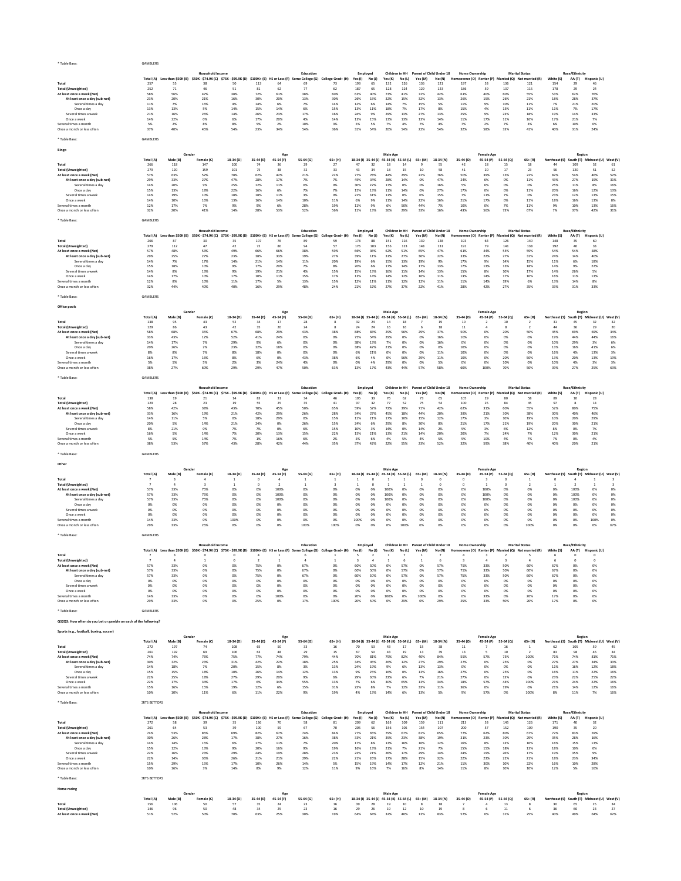* Table Base: GAMBLERS

| | Total (A) | Less than $50K (B) | $50K - $74.9K (C) | $75K - $99.9K (D) | $100K+ (E) | HS or Less (F) | Some College (G) | College Grad+ (H) | Yes (I) | No (J) | Yes (K) | No (L) | Yes (M) | No (N) | Homeowner (O) | Renter (P) | Married (Q) | Not married (R) | White (S) | AA (T) | Hispanic (U) |
|---|---|---|---|---|---|---|---|---|---|---|---|---|---|---|---|---|---|---|---|---|---|
| | | Household Income | | | | Education | | | Employed | | Children in HH | | Parent of Child Under 18 | | Home Ownership | | Marital Status | | Race/Ethnicity | | |
| Total | 257 | 55 | 38 | 50 | 113 | 64 | 69 | 73 | 193 | 65 | 132 | 126 | 136 | 121 | 197 | 53 | 136 | 121 | 154 | 29 | 46 |
| Total (Unweighted) | 252 | 71 | 46 | 51 | 81 | 62 | 77 | 62 | 187 | 65 | 128 | 124 | 129 | 123 | 186 | 59 | 137 | 115 | 178 | 29 | 24 |
| At least once a week (Net) | 58% | 56% | 47% | 38% | 72% | 61% | 38% | 60% | 63% | 40% | 73% | 41% | 72% | 42% | 61% | 40% | 60% | 55% | 53% | 62% | 76% |
| At least once a day (sub-net) | 23% | 20% | 21% | 16% | 30% | 20% | 13% | 30% | 26% | 15% | 32% | 15% | 32% | 13% | 26% | 15% | 26% | 21% | 18% | 28% | 37% |
| Several times a day | 11% | 7% | 16% | 4% | 14% | 6% | 7% | 14% | 12% | 6% | 14% | 7% | 15% | 5% | 11% | 9% | 10% | 11% | 7% | 21% | 20% |
| Once a day | 13% | 13% | 5% | 14% | 15% | 14% | 6% | 15% | 13% | 11% | 18% | 7% | 17% | 8% | 15% | 4% | 15% | 11% | 11% | 7% | 17% |
| Several times a week | 21% | 16% | 26% | 14% | 26% | 23% | 17% | 16% | 24% | 9% | 29% | 13% | 27% | 13% | 25% | 9% | 23% | 18% | 19% | 14% | 33% |
| Once a week | 14% | 22% | 0% | 6% | 17% | 20% | 4% | 14% | 13% | 15% | 13% | 13% | 13% | 14% | 11% | 17% | 11% | 16% | 17% | 21% | 7% |
| Several times a month | 5% | 2% | 8% | 8% | 5% | 2% | 10% | 3% | 5% | 5% | 7% | 4% | 7% | 4% | 7% | 2% | 7% | 3% | 6% | 10% | 0% |
| Once a month or less often | 37% | 40% | 45% | 54% | 23% | 34% | 54% | 36% | 31% | 54% | 20% | 54% | 22% | 54% | 32% | 58% | 33% | 41% | 40% | 31% | 24% |

* Table Base: GAMBLERS

**Bingo**

| | Total (A) | Male (B) | Female (C) | 18-34 (D) | 35-44 (E) | 45-54 (F) | 55-64 (G) | 65+ (H) | 18-34 (I) | 35-44 (J) | 45-54 (K) | 55-64 (L) | 65+ (M) | 18-34 (N) | 35-44 (O) | 45-54 (P) | 55-64 (Q) | 65+ (R) | Northeast (S) | South (T) | Midwest (U) | West (V) |
|---|---|---|---|---|---|---|---|---|---|---|---|---|---|---|---|---|---|---|---|---|---|---|
| | | Gender | | Age | | | | | Male Age | | | | | Female Age | | | | | Region | | | |
| Total | 266 | 118 | 147 | 100 | 74 | 36 | 29 | 27 | 47 | 32 | 18 | 14 | 9 | 55 | 42 | 18 | 15 | 18 | 44 | 109 | 52 | 61 |
| Total (Unweighted) | 279 | 120 | 159 | 101 | 75 | 38 | 32 | 33 | 43 | 34 | 18 | 15 | 10 | 58 | 41 | 20 | 17 | 23 | 56 | 120 | 51 | 52 |
| At least once a week (Net) | 57% | 63% | 52% | 78% | 62% | 42% | 21% | 22% | 77% | 78% | 44% | 29% | 22% | 76% | 50% | 39% | 13% | 22% | 82% | 54% | 46% | 52% |
| At least once a day (sub-net) | 29% | 33% | 27% | 47% | 28% | 17% | 7% | 7% | 45% | 34% | 28% | 14% | 0% | 47% | 24% | 6% | 0% | 11% | 43% | 27% | 19% | 31% |
| Several times a day | 14% | 20% | 9% | 25% | 12% | 11% | 0% | 0% | 30% | 22% | 17% | 0% | 0% | 16% | 5% | 6% | 0% | 0% | 25% | 11% | 8% | 16% |
| Once a day | 15% | 13% | 18% | 22% | 16% | 6% | 7% | 7% | 15% | 13% | 11% | 14% | 0% | 27% | 17% | 0% | 0% | 11% | 20% | 16% | 12% | 13% |
| Several times a week | 14% | 19% | 10% | 18% | 18% | 11% | 3% | 0% | 21% | 31% | 11% | 0% | 0% | 15% | 7% | 11% | 7% | 0% | 23% | 12% | 13% | 15% |
| Once a week | 14% | 10% | 16% | 13% | 16% | 14% | 10% | 11% | 6% | 9% | 11% | 14% | 22% | 16% | 21% | 17% | 0% | 11% | 18% | 16% | 13% | 8% |
| Several times a month | 12% | 17% | 7% | 9% | 9% | 6% | 28% | 19% | 11% | 9% | 6% | 50% | 44% | 7% | 10% | 0% | 7% | 11% | 9% | 10% | 13% | 16% |
| Once a month or less often | 32% | 20% | 41% | 14% | 28% | 53% | 52% | 56% | 11% | 13% | 50% | 29% | 33% | 16% | 43% | 56% | 73% | 67% | 7% | 37% | 42% | 31% |

* Table Base: GAMBLERS

| | Total (A) | Less than $50K (B) | $50K - $74.9K (C) | $75K - $99.9K (D) | $100K+ (E) | HS or Less (F) | Some College (G) | College Grad+ (H) | Yes (I) | No (J) | Yes (K) | No (L) | Yes (M) | No (N) | Homeowner (O) | Renter (P) | Married (Q) | Not married (R) | White (S) | AA (T) | Hispanic (U) |
|---|---|---|---|---|---|---|---|---|---|---|---|---|---|---|---|---|---|---|---|---|---|
| | | Household Income | | | | Education | | | Employed | | Children in HH | | Parent of Child Under 18 | | Home Ownership | | Marital Status | | Race/Ethnicity | | |
| Total | 266 | 87 | 30 | 35 | 107 | 76 | 89 | 59 | 178 | 88 | 151 | 116 | 139 | 128 | 193 | 64 | 126 | 140 | 148 | 35 | 60 |
| Total (Unweighted) | 279 | 112 | 47 | 42 | 72 | 80 | 94 | 57 | 176 | 103 | 156 | 123 | 148 | 131 | 191 | 79 | 141 | 138 | 192 | 40 | 33 |
| At least once a week (Net) | 57% | 48% | 53% | 49% | 66% | 66% | 38% | 59% | 66% | 36% | 62% | 51% | 65% | 47% | 61% | 44% | 54% | 59% | 54% | 54% | 58% |
| At least once a day (sub-net) | 29% | 25% | 27% | 23% | 38% | 33% | 19% | 27% | 39% | 11% | 31% | 27% | 36% | 22% | 33% | 22% | 27% | 31% | 24% | 14% | 40% |
| Several times a day | 14% | 7% | 17% | 14% | 21% | 14% | 11% | 20% | 19% | 6% | 15% | 13% | 19% | 9% | 17% | 9% | 14% | 15% | 11% | 6% | 18% |
| Once a day | 15% | 18% | 10% | 9% | 17% | 20% | 7% | 8% | 20% | 6% | 17% | 14% | 17% | 13% | 17% | 13% | 13% | 18% | 14% | 9% | 22% |
| Several times a week | 14% | 8% | 13% | 9% | 19% | 21% | 4% | 15% | 15% | 13% | 16% | 11% | 14% | 13% | 15% | 8% | 10% | 17% | 14% | 26% | 5% |
| Once a week | 14% | 17% | 10% | 17% | 10% | 11% | 15% | 17% | 13% | 14% | 14% | 12% | 16% | 11% | 13% | 14% | 17% | 10% | 16% | 11% | 13% |
| Several times a month | 12% | 8% | 10% | 11% | 17% | 5% | 13% | 15% | 12% | 11% | 11% | 12% | 12% | 11% | 11% | 14% | 19% | 6% | 13% | 14% | 8% |
| Once a month or less often | 32% | 44% | 40% | 40% | 16% | 29% | 48% | 24% | 21% | 52% | 27% | 37% | 22% | 41% | 28% | 42% | 27% | 35% | 33% | 31% | 33% |

* Table Base: GAMBLERS

**Office pools**

| | Total (A) | Male (B) | Female (C) | 18-34 (D) | 35-44 (E) | 45-54 (F) | 55-64 (G) | 65+ (H) | 18-34 (I) | 35-44 (J) | 45-54 (K) | 55-64 (L) | 65+ (M) | 18-34 (N) | 35-44 (O) | 45-54 (P) | 55-64 (Q) | 65+ (R) | Northeast (S) | South (T) | Midwest (U) | West (V) |
|---|---|---|---|---|---|---|---|---|---|---|---|---|---|---|---|---|---|---|---|---|---|---|
| | | Gender | | Age | | | | | Male Age | | | | | Female Age | | | | | Region | | | |
| Total | 138 | 95 | 43 | 52 | 34 | 17 | 28 | 8 | 32 | 24 | 14 | 18 | 7 | 19 | 10 | 2 | 10 | 2 | 31 | 45 | 32 | 32 |
| Total (Unweighted) | 129 | 86 | 43 | 42 | 35 | 20 | 24 | 8 | 24 | 24 | 16 | 16 | 6 | 18 | 11 | 4 | 8 | 2 | 44 | 36 | 29 | 20 |
| At least once a week (Net) | 58% | 68% | 35% | 67% | 68% | 29% | 43% | 38% | 88% | 83% | 29% | 56% | 29% | 37% | 50% | 0% | 20% | 50% | 45% | 69% | 69% | 34% |
| At least once a day (sub-net) | 33% | 43% | 12% | 52% | 41% | 24% | 0% | 0% | 75% | 54% | 29% | 0% | 0% | 16% | 10% | 0% | 0% | 0% | 19% | 44% | 44% | 16% |
| Several times a day | 14% | 17% | 7% | 29% | 9% | 6% | 0% | 0% | 38% | 13% | 7% | 0% | 0% | 16% | 0% | 0% | 0% | 0% | 10% | 29% | 3% | 6% |
| Once a day | 20% | 26% | 2% | 23% | 32% | 18% | 0% | 0% | 38% | 42% | 21% | 0% | 0% | 0% | 10% | 0% | 0% | 0% | 13% | 16% | 41% | 6% |
| Several times a week | 8% | 8% | 7% | 8% | 18% | 0% | 0% | 0% | 6% | 21% | 0% | 0% | 0% | 11% | 10% | 0% | 0% | 0% | 16% | 4% | 13% | 3% |
| Once a week | 16% | 17% | 16% | 8% | 6% | 0% | 43% | 38% | 6% | 4% | 0% | 56% | 29% | 11% | 10% | 0% | 20% | 50% | 13% | 20% | 13% | 19% |
| Several times a month | 5% | 5% | 5% | 2% | 3% | 24% | 4% | 0% | 0% | 4% | 29% | 0% | 0% | 5% | 0% | 0% | 10% | 0% | 10% | 4% | 3% | 3% |
| Once a month or less often | 38% | 27% | 60% | 29% | 29% | 47% | 50% | 63% | 13% | 17% | 43% | 44% | 57% | 58% | 60% | 100% | 70% | 50% | 39% | 27% | 25% | 63% |

* Table Base: GAMBLERS

| | Total (A) | Less than $50K (B) | $50K - $74.9K (C) | $75K - $99.9K (D) | $100K+ (E) | HS or Less (F) | Some College (G) | College Grad+ (H) | Yes (I) | No (J) | Yes (K) | No (L) | Yes (M) | No (N) | Homeowner (O) | Renter (P) | Married (Q) | Not married (R) | White (S) | AA (T) | Hispanic (U) |
|---|---|---|---|---|---|---|---|---|---|---|---|---|---|---|---|---|---|---|---|---|---|
| | | Household Income | | | | Education | | | Employed | | Children in HH | | Parent of Child Under 18 | | Home Ownership | | Marital Status | | Race/Ethnicity | | |
| Total | 138 | 19 | 21 | 14 | 83 | 31 | 34 | 46 | 105 | 33 | 76 | 62 | 73 | 65 | 105 | 29 | 80 | 58 | 89 | 10 | 28 |
| Total (Unweighted) | 129 | 28 | 23 | 19 | 55 | 25 | 35 | 41 | 97 | 32 | 77 | 52 | 75 | 54 | 100 | 25 | 84 | 45 | 97 | 8 | 14 |
| At least once a week (Net) | 58% | 42% | 38% | 43% | 70% | 45% | 50% | 65% | 59% | 52% | 72% | 39% | 71% | 42% | 62% | 31% | 60% | 55% | 52% | 80% | 75% |
| At least once a day (sub-net) | 33% | 16% | 19% | 21% | 42% | 29% | 26% | 28% | 34% | 27% | 45% | 18% | 44% | 20% | 38% | 21% | 30% | 38% | 30% | 40% | 46% |
| Several times a day | 14% | 11% | 5% | 0% | 18% | 29% | 0% | 15% | 11% | 21% | 17% | 10% | 15% | 12% | 17% | 3% | 10% | 19% | 10% | 20% | 29% |
| Once a day | 20% | 5% | 14% | 21% | 24% | 0% | 26% | 15% | 24% | 6% | 29% | 8% | 30% | 8% | 21% | 17% | 21% | 19% | 20% | 30% | 21% |
| Several times a week | 8% | 21% | 0% | 7% | 7% | 0% | 6% | 15% | 10% | 3% | 14% | 0% | 14% | 2% | 5% | 3% | 6% | 12% | 8% | 0% | 7% |
| Once a week | 16% | 5% | 14% | 7% | 20% | 13% | 15% | 22% | 15% | 21% | 13% | 21% | 14% | 20% | 20% | 7% | 24% | 7% | 12% | 30% | 21% |
| Several times a month | 5% | 5% | 14% | 7% | 1% | 16% | 6% | 2% | 5% | 6% | 4% | 5% | 4% | 5% | 5% | 10% | 4% | 7% | 7% | 0% | 4% |
| Once a month or less often | 38% | 53% | 57% | 43% | 28% | 42% | 44% | 35% | 37% | 42% | 22% | 55% | 23% | 52% | 32% | 59% | 38% | 40% | 40% | 20% | 21% |

* Table Base: GAMBLERS

**Other**

| | Total (A) | Male (B) | Female (C) | 18-34 (D) | 35-44 (E) | 45-54 (F) | 55-64 (G) | 65+ (H) | 18-34 (I) | 35-44 (J) | 45-54 (K) | 55-64 (L) | 65+ (M) | 18-34 (N) | 35-44 (O) | 45-54 (P) | 55-64 (Q) | 65+ (R) | Northeast (S) | South (T) | Midwest (U) | West (V) |
|---|---|---|---|---|---|---|---|---|---|---|---|---|---|---|---|---|---|---|---|---|---|---|
| | | Gender | | Age | | | | | Male Age | | | | | Female Age | | | | | Region | | | |
| Total | 7 | 3 | 4 | 1 | 0 | 4 | 1 | 1 | 1 | 0 | 1 | 1 | 1 | 0 | 0 | 3 | 0 | 1 | 0 | 4 | 1 | 3 |
| Total (Unweighted) | 7 | 4 | 3 | 1 | 0 | 2 | 1 | 3 | 1 | 0 | 1 | 1 | 1 | 0 | 0 | 1 | 0 | 2 | 1 | 2 | 1 | 3 |
| At least once a week (Net) | 57% | 33% | 75% | 0% | 0% | 100% | 0% | 0% | 0% | 0% | 100% | 0% | 0% | 0% | 0% | 100% | 0% | 0% | 0% | 100% | 0% | 0% |
| At least once a day (sub-net) | 57% | 33% | 75% | 0% | 0% | 100% | 0% | 0% | 0% | 0% | 100% | 0% | 0% | 0% | 0% | 100% | 0% | 0% | 0% | 100% | 0% | 0% |
| Several times a day | 57% | 33% | 75% | 0% | 0% | 100% | 0% | 0% | 0% | 0% | 100% | 0% | 0% | 0% | 0% | 100% | 0% | 0% | 0% | 100% | 0% | 0% |
| Once a day | 0% | 0% | 0% | 0% | 0% | 0% | 0% | 0% | 0% | 0% | 0% | 0% | 0% | 0% | 0% | 0% | 0% | 0% | 0% | 0% | 0% | 0% |
| Several times a week | 0% | 0% | 0% | 0% | 0% | 0% | 0% | 0% | 0% | 0% | 0% | 0% | 0% | 0% | 0% | 0% | 0% | 0% | 0% | 0% | 0% | 0% |
| Once a week | 0% | 0% | 0% | 0% | 0% | 0% | 0% | 0% | 0% | 0% | 0% | 0% | 0% | 0% | 0% | 0% | 0% | 0% | 0% | 0% | 0% | 0% |
| Several times a month | 14% | 33% | 0% | 100% | 0% | 0% | 0% | 0% | 100% | 0% | 0% | 0% | 0% | 0% | 0% | 0% | 0% | 0% | 0% | 0% | 100% | 0% |
| Once a month or less often | 29% | 33% | 25% | 0% | 0% | 0% | 100% | 100% | 0% | 0% | 0% | 100% | 100% | 0% | 0% | 0% | 0% | 100% | 0% | 0% | 0% | 67% |

* Table Base: GAMBLERS

| | Total (A) | Less than $50K (B) | $50K - $74.9K (C) | $75K - $99.9K (D) | $100K+ (E) | HS or Less (F) | Some College (G) | College Grad+ (H) | Yes (I) | No (J) | Yes (K) | No (L) | Yes (M) | No (N) | Homeowner (O) | Renter (P) | Married (Q) | Not married (R) | White (S) | AA (T) | Hispanic (U) |
|---|---|---|---|---|---|---|---|---|---|---|---|---|---|---|---|---|---|---|---|---|---|
| | | Household Income | | | | Education | | | Employed | | Children in HH | | Parent of Child Under 18 | | Home Ownership | | Marital Status | | Race/Ethnicity | | |
| Total | 7 | 3 | 0 | 0 | 4 | 1 | 6 | 1 | 5 | 2 | 1 | 7 | 1 | 7 | 4 | 3 | 2 | 5 | 6 | 0 | 0 |
| Total (Unweighted) | 7 | 4 | 1 | 0 | 2 | 1 | 4 | 1 | 3 | 4 | 1 | 6 | 1 | 6 | 3 | 4 | 3 | 4 | 6 | 0 | 0 |
| At least once a week (Net) | 57% | 33% | 0% | 0% | 75% | 0% | 67% | 0% | 60% | 50% | 0% | 57% | 0% | 57% | 75% | 33% | 50% | 60% | 67% | 0% | 0% |
| At least once a day (sub-net) | 57% | 33% | 0% | 0% | 75% | 0% | 67% | 0% | 60% | 50% | 0% | 57% | 0% | 57% | 75% | 33% | 50% | 60% | 67% | 0% | 0% |
| Several times a day | 57% | 33% | 0% | 0% | 75% | 0% | 67% | 0% | 60% | 50% | 0% | 57% | 0% | 57% | 75% | 33% | 50% | 60% | 67% | 0% | 0% |
| Once a day | 0% | 0% | 0% | 0% | 0% | 0% | 0% | 0% | 0% | 0% | 0% | 0% | 0% | 0% | 0% | 0% | 0% | 0% | 0% | 0% | 0% |
| Several times a week | 0% | 0% | 0% | 0% | 0% | 0% | 0% | 0% | 0% | 0% | 0% | 0% | 0% | 0% | 0% | 0% | 0% | 0% | 0% | 0% | 0% |
| Once a week | 0% | 0% | 0% | 0% | 0% | 0% | 0% | 0% | 0% | 0% | 0% | 0% | 0% | 0% | 0% | 0% | 0% | 0% | 0% | 0% | 0% |
| Several times a month | 14% | 33% | 0% | 0% | 0% | 100% | 17% | 0% | 20% | 0% | 100% | 0% | 100% | 0% | 0% | 33% | 0% | 20% | 17% | 0% | 0% |
| Once a month or less often | 29% | 33% | 0% | 0% | 25% | 0% | 17% | 100% | 20% | 50% | 0% | 29% | 0% | 29% | 25% | 33% | 50% | 20% | 17% | 0% | 0% |

* Table Base: GAMBLERS

**QS2Q3: How often do you bet or gamble on each of the following?**

**Sports (e.g., football, boxing, soccer)**

| | Total (A) | Male (B) | Female (C) | 18-34 (D) | 35-44 (E) | 45-54 (F) | 55-64 (G) | 65+ (H) | 18-34 (I) | 35-44 (J) | 45-54 (K) | 55-64 (L) | 65+ (M) | 18-34 (N) | 35-44 (O) | 45-54 (P) | 55-64 (Q) | 65+ (R) | Northeast (S) | South (T) | Midwest (U) | West (V) |
|---|---|---|---|---|---|---|---|---|---|---|---|---|---|---|---|---|---|---|---|---|---|---|
| | | Gender | | Age | | | | | Male Age | | | | | Female Age | | | | | Region | | | |
| Total | 272 | 197 | 74 | 108 | 65 | 50 | 33 | 16 | 70 | 53 | 43 | 19 | 15 | 38 | 11 | 7 | 16 | 1 | 62 | 105 | 59 | 45 |
| Total (Unweighted) | 261 | 192 | 69 | 106 | 63 | 48 | 29 | 15 | 67 | 50 | 43 | 19 | 13 | 39 | 13 | 5 | 10 | 2 | 83 | 98 | 46 | 34 |
| At least once a week (Net) | 74% | 74% | 76% | 75% | 77% | 74% | 79% | 44% | 70% | 81% | 79% | 82% | 40% | 84% | 55% | 57% | 75% | 100% | 71% | 74% | 81% | 71% |
| At least once a day (sub-net) | 30% | 32% | 23% | 31% | 42% | 22% | 18% | 25% | 34% | 45% | 26% | 12% | 27% | 29% | 27% | 0% | 25% | 0% | 27% | 27% | 34% | 33% |
| Several times a day | 14% | 18% | 7% | 20% | 15% | 8% | 3% | 13% | 24% | 19% | 9% | 6% | 13% | 13% | 0% | 0% | 0% | 0% | 11% | 16% | 12% | 18% |
| Once a day | 15% | 15% | 16% | 10% | 26% | 14% | 15% | 12% | 9% | 25% | 16% | 6% | 13% | 16% | 27% | 0% | 25% | 0% | 16% | 11% | 22% | 16% |
| Several times a week | 22% | 25% | 18% | 27% | 29% | 20% | 9% | 6% | 29% | 30% | 23% | 6% | 7% | 21% | 27% | 0% | 13% | 0% | 23% | 22% | 25% | 22% |
| Once a week | 21% | 17% | 34% | 17% | 6% | 34% | 55% | 13% | 7% | 6% | 30% | 65% | 13% | 34% | 0% | 57% | 44% | 100% | 21% | 24% | 22% | 16% |
| Several times a month | 15% | 16% | 15% | 19% | 12% | 6% | 15% | 31% | 23% | 8% | 7% | 12% | 33% | 11% | 36% | 0% | 19% | 0% | 21% | 14% | 12% | 16% |
| Once a month or less often | 10% | 10% | 11% | 6% | 11% | 22% | 9% | 19% | 4% | 13% | 14% | 6% | 13% | 5% | 9% | 57% | 0% | 100% | 8% | 11% | 7% | 16% |

* Table Base: SPORTS BETTORS

| | Total (A) | Less than $50K (B) | $50K - $74.9K (C) | $75K - $99.9K (D) | $100K+ (E) | HS or Less (F) | Some College (G) | College Grad+ (H) | Yes (I) | No (J) | Yes (K) | No (L) | Yes (M) | No (N) | Homeowner (O) | Renter (P) | Married (Q) | Not married (R) | White (S) | AA (T) | Hispanic (U) |
|---|---|---|---|---|---|---|---|---|---|---|---|---|---|---|---|---|---|---|---|---|---|
| | | Household Income | | | | Education | | | Employed | | Children in HH | | Parent of Child Under 18 | | Home Ownership | | Marital Status | | Race/Ethnicity | | |
| Total | 272 | 58 | 39 | 35 | 136 | 70 | 58 | 81 | 209 | 62 | 163 | 109 | 159 | 111 | 213 | 53 | 145 | 126 | 171 | 40 | 32 |
| Total (Unweighted) | 261 | 64 | 53 | 39 | 100 | 59 | 67 | 70 | 205 | 56 | 156 | 105 | 154 | 107 | 200 | 57 | 152 | 109 | 190 | 35 | 20 |
| At least once a week (Net) | 74% | 53% | 85% | 69% | 82% | 67% | 74% | 84% | 77% | 65% | 79% | 67% | 81% | 65% | 77% | 62% | 80% | 67% | 72% | 83% | 59% |
| At least once a day (sub-net) | 30% | 26% | 28% | 17% | 38% | 27% | 16% | 38% | 33% | 21% | 35% | 23% | 38% | 19% | 31% | 23% | 30% | 29% | 35% | 28% | 16% |
| Several times a day | 14% | 14% | 15% | 6% | 17% | 11% | 7% | 20% | 17% | 8% | 13% | 16% | 16% | 12% | 16% | 8% | 13% | 16% | 16% | 15% | 13% |
| Once a day | 15% | 12% | 13% | 9% | 20% | 16% | 9% | 19% | 16% | 13% | 21% | 7% | 21% | 7% | 15% | 15% | 18% | 13% | 18% | 10% | 0% |
| Several times a week | 22% | 16% | 23% | 29% | 24% | 19% | 28% | 23% | 23% | 21% | 26% | 17% | 29% | 14% | 24% | 19% | 26% | 17% | 19% | 35% | 9% |
| Once a week | 22% | 14% | 36% | 26% | 21% | 21% | 29% | 22% | 21% | 26% | 17% | 28% | 15% | 32% | 22% | 23% | 22% | 21% | 18% | 23% | 34% |
| Several times a month | 15% | 29% | 15% | 17% | 10% | 26% | 14% | 5% | 15% | 19% | 14% | 17% | 12% | 21% | 11% | 30% | 10% | 22% | 16% | 10% | 28% |
| Once a month or less often | 10% | 16% | 3% | 14% | 8% | 8% | 12% | 11% | 9% | 16% | 7% | 16% | 8% | 14% | 11% | 8% | 10% | 10% | 12% | 5% | 16% |

* Table Base: SPORTS BETTORS

**Horse racing**

| | Total (A) | Male (B) | Female (C) | 18-34 (D) | 35-44 (E) | 45-54 (F) | 55-64 (G) | 65+ (H) | 18-34 (I) | 35-44 (J) | 45-54 (K) | 55-64 (L) | 65+ (M) | 18-34 (N) | 35-44 (O) | 45-54 (P) | 55-64 (Q) | 65+ (R) | Northeast (S) | South (T) | Midwest (U) | West (V) |
|---|---|---|---|---|---|---|---|---|---|---|---|---|---|---|---|---|---|---|---|---|---|---|
| | | Gender | | Age | | | | | Male Age | | | | | Female Age | | | | | Region | | | |
| Total | 156 | 106 | 50 | 57 | 35 | 24 | 23 | 16 | 39 | 28 | 19 | 10 | 8 | 18 | 7 | 4 | 13 | 8 | 30 | 65 | 25 | 34 |
| Total (Unweighted) | 146 | 96 | 50 | 48 | 34 | 25 | 23 | 16 | 29 | 26 | 19 | 12 | 10 | 19 | 8 | 6 | 11 | 6 | 36 | 60 | 23 | 27 |
| At least once a week (Net) | 51% | 52% | 50% | 70% | 63% | 25% | 30% | 19% | 64% | 64% | 32% | 40% | 13% | 83% | 57% | 0% | 31% | 25% | 40% | 49% | 64% | 62% |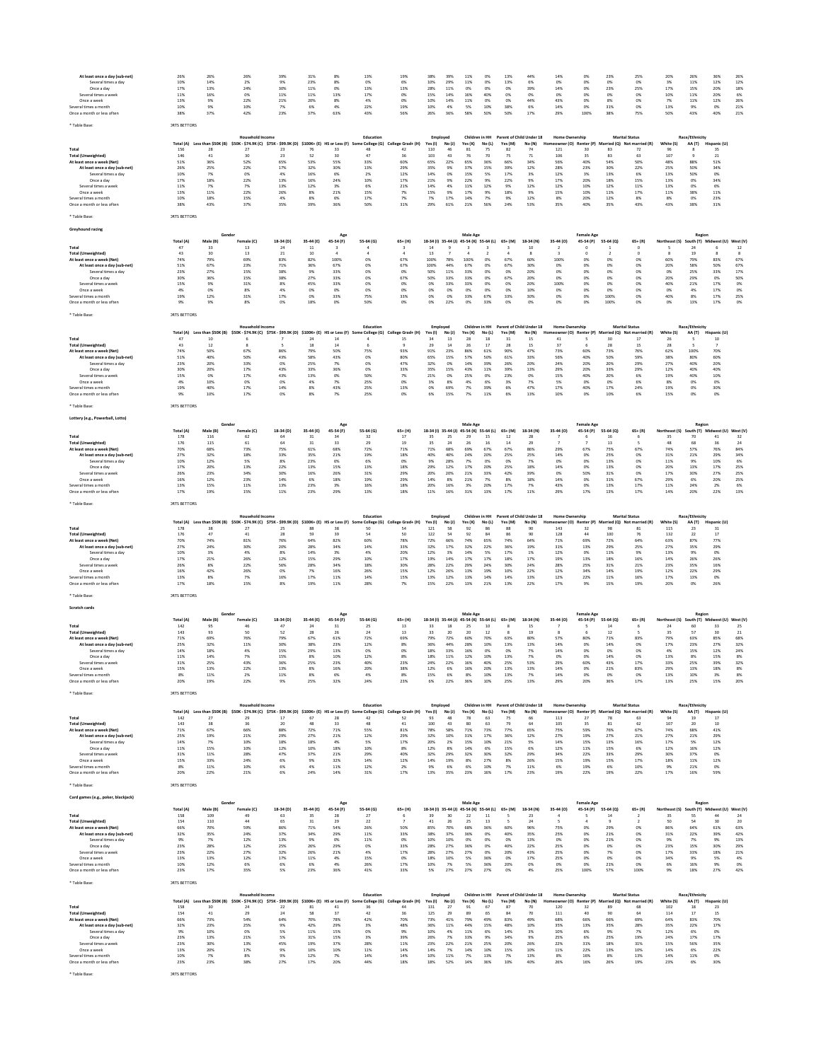| | Total (A) | Male (B) | Female (C) | 18-34 (D) | 35-44 (E) | 45-54 (F) | 55-64 (G) | 65+ (H) | 18-34 (I) | 35-44 (J) | 45-54 (K) | 55-64 (L) | 65+ (M) | 18-34 (N) | 35-44 (O) | 45-54 (P) | 55-64 (Q) | 65+ (R) | Northeast (S) | South (T) | Midwest (U) | West (V) |
|---|---|---|---|---|---|---|---|---|---|---|---|---|---|---|---|---|---|---|---|---|---|---|
| At least once a day (sub-net) | 26% | 26% | 26% | 39% | 31% | 8% | 13% | 19% | 38% | 39% | 11% | 0% | 13% | 44% | 14% | 0% | 23% | 25% | 20% | 26% | 36% | 26% |
| Several times a day | 10% | 14% | 2% | 9% | 23% | 8% | 0% | 6% | 10% | 29% | 11% | 0% | 13% | 6% | 0% | 0% | 0% | 0% | 3% | 11% | 12% | 12% |
| Once a day | 17% | 13% | 24% | 30% | 11% | 0% | 13% | 13% | 28% | 11% | 0% | 0% | 0% | 39% | 14% | 0% | 23% | 25% | 17% | 15% | 20% | 18% |
| Several times a week | 11% | 16% | 0% | 11% | 11% | 13% | 17% | 0% | 15% | 14% | 16% | 40% | 0% | 0% | 0% | 0% | 0% | 0% | 10% | 11% | 20% | 6% |
| Once a week | 13% | 9% | 22% | 21% | 20% | 8% | 4% | 0% | 10% | 14% | 11% | 0% | 0% | 44% | 43% | 0% | 8% | 0% | 7% | 11% | 12% | 26% |
| Several times a month | 10% | 9% | 10% | 7% | 6% | 4% | 22% | 19% | 10% | 4% | 5% | 10% | 38% | 6% | 14% | 0% | 31% | 0% | 13% | 9% | 0% | 21% |
| Once a month or less often | 38% | 37% | 42% | 23% | 37% | 63% | 43% | 56% | 26% | 36% | 58% | 50% | 50% | 17% | 29% | 100% | 38% | 75% | 50% | 43% | 40% | 21% |

\* Table Base: ORTS BETTORS

| | | Household Income | | | | Education | | | Employed | | Children in HH | | Parent of Child Under 18 | | Home Ownership | | Marital Status | | Race/Ethnicity | | |
|---|---|---|---|---|---|---|---|---|---|---|---|---|---|---|---|---|---|---|---|---|---|
| | Total (A) | Less than $50K (B) | $50K - $74.9K (C) | $75K - $99.9K (D) | $100K+ (E) | HS or Less (F) | Some College (G) | College Grad+ (H) | Yes (I) | No (J) | Yes (K) | No (L) | Yes (M) | No (N) | Homeowner (O) | Renter (P) | Married (Q) | Not married (R) | White (S) | AA (T) | Hispanic (U) |
| Total | 156 | 28 | 27 | 23 | 76 | 33 | 48 | 42 | 110 | 46 | 81 | 75 | 82 | 74 | 121 | 30 | 83 | 72 | 96 | 8 | 35 |
| Total (Unweighted) | 146 | 41 | 30 | 23 | 52 | 30 | 47 | 36 | 103 | 43 | 76 | 70 | 75 | 71 | 106 | 35 | 83 | 63 | 107 | 9 | 21 |
| At least once a week (Net) | 51% | 36% | 52% | 65% | 53% | 55% | 33% | 60% | 65% | 22% | 65% | 36% | 66% | 34% | 56% | 40% | 54% | 50% | 48% | 88% | 51% |
| At least once a day (sub-net) | 26% | 25% | 22% | 17% | 32% | 30% | 13% | 29% | 32% | 11% | 37% | 15% | 39% | 12% | 28% | 23% | 30% | 22% | 25% | 50% | 34% |
| Several times a day | 10% | 7% | 0% | 4% | 16% | 6% | 2% | 12% | 14% | 0% | 15% | 5% | 17% | 3% | 12% | 3% | 13% | 6% | 13% | 50% | 0% |
| Once a day | 17% | 18% | 22% | 13% | 16% | 24% | 10% | 17% | 21% | 9% | 22% | 9% | 22% | 9% | 17% | 20% | 18% | 15% | 13% | 0% | 34% |
| Several times a week | 11% | 7% | 7% | 13% | 12% | 3% | 6% | 21% | 14% | 4% | 11% | 12% | 9% | 12% | 12% | 10% | 12% | 11% | 13% | 0% | 6% |
| Once a week | 13% | 11% | 22% | 26% | 8% | 21% | 15% | 7% | 15% | 9% | 17% | 9% | 18% | 9% | 15% | 10% | 11% | 17% | 11% | 38% | 11% |
| Several times a month | 10% | 18% | 15% | 4% | 8% | 6% | 17% | 7% | 7% | 17% | 14% | 7% | 9% | 12% | 8% | 20% | 12% | 8% | 8% | 0% | 23% |
| Once a month or less often | 38% | 43% | 37% | 35% | 39% | 36% | 50% | 31% | 29% | 61% | 21% | 56% | 24% | 53% | 35% | 40% | 35% | 43% | 43% | 38% | 31% |

\* Table Base: ORTS BETTORS

**Greyhound racing**

| | | Gender | | Age | | | | | Male Age | | | | | Female Age | | | | | Region | | | |
|---|---|---|---|---|---|---|---|---|---|---|---|---|---|---|---|---|---|---|---|---|---|---|
| | Total (A) | Male (B) | Female (C) | 18-34 (D) | 35-44 (E) | 45-54 (F) | 55-64 (G) | 65+ (H) | 18-34 (I) | 35-44 (J) | 45-54 (K) | 55-64 (L) | 65+ (M) | 18-34 (N) | 35-44 (O) | 45-54 (P) | 55-64 (Q) | 65+ (R) | Northeast (S) | South (T) | Midwest (U) | West (V) |
| Total | 47 | 33 | 13 | 24 | 11 | 3 | 4 | 3 | 14 | 9 | 3 | 3 | 3 | 10 | 2 | 0 | 1 | 0 | 5 | 24 | 6 | 12 |
| Total (Unweighted) | 43 | 30 | 13 | 21 | 10 | 4 | 4 | 4 | 13 | 7 | 4 | 2 | 4 | 8 | 3 | 0 | 2 | 0 | 8 | 19 | 8 | 8 |
| At least once a week (Net) | 74% | 79% | 69% | 83% | 82% | 100% | 0% | 67% | 100% | 78% | 100% | 0% | 67% | 60% | 100% | 0% | 0% | 0% | 60% | 79% | 83% | 67% |
| At least once a day (sub-net) | 51% | 67% | 23% | 71% | 36% | 67% | 0% | 67% | 100% | 44% | 67% | 0% | 67% | 30% | 0% | 0% | 0% | 0% | 20% | 58% | 50% | 67% |
| Several times a day | 23% | 27% | 15% | 38% | 9% | 33% | 0% | 0% | 50% | 11% | 33% | 0% | 0% | 20% | 0% | 0% | 0% | 0% | 0% | 25% | 33% | 17% |
| Once a day | 30% | 36% | 15% | 38% | 27% | 33% | 0% | 67% | 50% | 33% | 33% | 0% | 67% | 20% | 0% | 0% | 0% | 0% | 20% | 29% | 0% | 50% |
| Several times a week | 15% | 9% | 31% | 8% | 45% | 33% | 0% | 0% | 0% | 33% | 33% | 0% | 0% | 20% | 100% | 0% | 0% | 0% | 40% | 21% | 17% | 0% |
| Once a week | 4% | 0% | 8% | 4% | 0% | 0% | 0% | 0% | 0% | 0% | 0% | 0% | 0% | 10% | 0% | 0% | 0% | 0% | 0% | 4% | 17% | 0% |
| Several times a month | 19% | 12% | 31% | 17% | 0% | 33% | 75% | 33% | 0% | 0% | 33% | 67% | 33% | 30% | 0% | 0% | 100% | 0% | 40% | 8% | 17% | 25% |
| Once a month or less often | 9% | 9% | 8% | 0% | 18% | 0% | 50% | 0% | 0% | 22% | 0% | 33% | 0% | 0% | 0% | 0% | 100% | 0% | 0% | 13% | 17% | 0% |

\* Table Base: ORTS BETTORS

| | | Household Income | | | | Education | | | Employed | | Children in HH | | Parent of Child Under 18 | | Home Ownership | | Marital Status | | Race/Ethnicity | | |
|---|---|---|---|---|---|---|---|---|---|---|---|---|---|---|---|---|---|---|---|---|---|
| | Total (A) | Less than $50K (B) | $50K - $74.9K (C) | $75K - $99.9K (D) | $100K+ (E) | HS or Less (F) | Some College (G) | College Grad+ (H) | Yes (I) | No (J) | Yes (K) | No (L) | Yes (M) | No (N) | Homeowner (O) | Renter (P) | Married (Q) | Not married (R) | White (S) | AA (T) | Hispanic (U) |
| Total | 47 | 10 | 6 | 7 | 24 | 14 | 4 | 15 | 34 | 13 | 28 | 18 | 31 | 15 | 41 | 5 | 30 | 17 | 26 | 5 | 10 |
| Total (Unweighted) | 43 | 12 | 8 | 5 | 18 | 14 | 6 | 9 | 29 | 14 | 26 | 17 | 28 | 15 | 37 | 6 | 28 | 15 | 28 | 5 | 7 |
| At least once a week (Net) | 74% | 50% | 67% | 86% | 79% | 50% | 75% | 93% | 91% | 23% | 86% | 61% | 90% | 47% | 73% | 60% | 73% | 76% | 62% | 100% | 70% |
| At least once a day (sub-net) | 51% | 40% | 50% | 43% | 58% | 43% | 0% | 80% | 65% | 15% | 57% | 50% | 61% | 33% | 56% | 40% | 50% | 59% | 38% | 80% | 60% |
| Several times a day | 23% | 20% | 33% | 0% | 25% | 7% | 0% | 47% | 32% | 0% | 14% | 36% | 26% | 20% | 24% | 20% | 20% | 29% | 27% | 40% | 20% |
| Once a day | 30% | 20% | 17% | 43% | 33% | 36% | 0% | 33% | 35% | 15% | 43% | 11% | 39% | 13% | 29% | 20% | 33% | 29% | 12% | 40% | 40% |
| Several times a week | 15% | 0% | 17% | 43% | 13% | 0% | 50% | 7% | 21% | 0% | 25% | 0% | 23% | 0% | 15% | 40% | 20% | 6% | 19% | 40% | 10% |
| Once a week | 4% | 10% | 0% | 0% | 4% | 7% | 25% | 0% | 3% | 8% | 4% | 6% | 3% | 7% | 5% | 0% | 0% | 6% | 8% | 0% | 0% |
| Several times a month | 19% | 40% | 17% | 14% | 8% | 43% | 25% | 13% | 0% | 69% | 7% | 39% | 6% | 47% | 17% | 40% | 17% | 24% | 19% | 0% | 30% |
| Once a month or less often | 9% | 10% | 17% | 0% | 8% | 7% | 25% | 0% | 6% | 15% | 7% | 11% | 6% | 13% | 10% | 0% | 10% | 6% | 15% | 0% | 0% |

\* Table Base: ORTS BETTORS

**Lottery (e.g., Powerball, Lotto)**

| | | Gender | | Age | | | | | Male Age | | | | | Female Age | | | | | Region | | | |
|---|---|---|---|---|---|---|---|---|---|---|---|---|---|---|---|---|---|---|---|---|---|---|
| | Total (A) | Male (B) | Female (C) | 18-34 (D) | 35-44 (E) | 45-54 (F) | 55-64 (G) | 65+ (H) | 18-34 (I) | 35-44 (J) | 45-54 (K) | 55-64 (L) | 65+ (M) | 18-34 (N) | 35-44 (O) | 45-54 (P) | 55-64 (Q) | 65+ (R) | Northeast (S) | South (T) | Midwest (U) | West (V) |
| Total | 178 | 116 | 62 | 64 | 31 | 34 | 32 | 17 | 35 | 25 | 29 | 15 | 12 | 28 | 7 | 6 | 16 | 6 | 35 | 70 | 41 | 32 |
| Total (Unweighted) | 176 | 115 | 61 | 64 | 31 | 33 | 29 | 19 | 35 | 24 | 26 | 16 | 14 | 29 | 7 | 7 | 13 | 5 | 48 | 68 | 36 | 24 |
| At least once a week (Net) | 70% | 68% | 73% | 75% | 61% | 68% | 72% | 71% | 71% | 68% | 69% | 67% | 67% | 86% | 29% | 67% | 75% | 67% | 74% | 57% | 76% | 84% |
| At least once a day (sub-net) | 27% | 32% | 18% | 33% | 35% | 21% | 19% | 18% | 40% | 40% | 24% | 20% | 25% | 25% | 14% | 0% | 25% | 0% | 31% | 21% | 29% | 34% |
| Several times a day | 10% | 12% | 5% | 8% | 23% | 6% | 6% | 0% | 9% | 28% | 7% | 0% | 0% | 7% | 0% | 0% | 13% | 0% | 11% | 9% | 10% | 6% |
| Once a day | 17% | 20% | 13% | 22% | 13% | 15% | 13% | 18% | 29% | 12% | 17% | 20% | 25% | 18% | 14% | 0% | 13% | 0% | 20% | 13% | 17% | 25% |
| Several times a week | 26% | 23% | 34% | 30% | 16% | 26% | 31% | 29% | 20% | 20% | 21% | 33% | 42% | 39% | 0% | 50% | 31% | 0% | 17% | 30% | 27% | 25% |
| Once a week | 16% | 12% | 23% | 14% | 6% | 18% | 19% | 29% | 14% | 8% | 21% | 7% | 8% | 18% | 14% | 0% | 31% | 67% | 29% | 6% | 20% | 25% |
| Several times a month | 13% | 15% | 11% | 13% | 23% | 3% | 16% | 18% | 20% | 16% | 3% | 20% | 17% | 7% | 43% | 0% | 13% | 17% | 11% | 24% | 2% | 6% |
| Once a month or less often | 17% | 19% | 15% | 11% | 23% | 29% | 13% | 18% | 11% | 16% | 31% | 13% | 17% | 11% | 29% | 17% | 13% | 17% | 14% | 20% | 22% | 13% |

\* Table Base: ORTS BETTORS

| | | Household Income | | | | Education | | | Employed | | Children in HH | | Parent of Child Under 18 | | Home Ownership | | Marital Status | | Race/Ethnicity | | |
|---|---|---|---|---|---|---|---|---|---|---|---|---|---|---|---|---|---|---|---|---|---|
| | Total (A) | Less than $50K (B) | $50K - $74.9K (C) | $75K - $99.9K (D) | $100K+ (E) | HS or Less (F) | Some College (G) | College Grad+ (H) | Yes (I) | No (J) | Yes (K) | No (L) | Yes (M) | No (N) | Homeowner (O) | Renter (P) | Married (Q) | Not married (R) | White (S) | AA (T) | Hispanic (U) |
| Total | 178 | 38 | 27 | 25 | 88 | 38 | 50 | 54 | 121 | 58 | 92 | 86 | 88 | 90 | 143 | 32 | 98 | 81 | 115 | 23 | 31 |
| Total (Unweighted) | 176 | 47 | 41 | 28 | 59 | 39 | 54 | 50 | 122 | 54 | 92 | 84 | 86 | 90 | 128 | 44 | 100 | 76 | 132 | 22 | 17 |
| At least once a week (Net) | 70% | 74% | 81% | 76% | 64% | 82% | 60% | 78% | 72% | 66% | 74% | 65% | 74% | 64% | 71% | 69% | 72% | 64% | 63% | 87% | 77% |
| At least once a day (sub-net) | 27% | 24% | 30% | 20% | 28% | 34% | 14% | 33% | 32% | 17% | 32% | 22% | 36% | 19% | 31% | 13% | 29% | 25% | 27% | 35% | 29% |
| Several times a day | 10% | 3% | 4% | 8% | 14% | 3% | 4% | 20% | 12% | 3% | 14% | 5% | 17% | 1% | 12% | 0% | 11% | 9% | 13% | 9% | 0% |
| Once a day | 17% | 21% | 26% | 12% | 15% | 29% | 10% | 17% | 19% | 14% | 17% | 17% | 18% | 17% | 19% | 13% | 18% | 16% | 14% | 26% | 26% |
| Several times a week | 26% | 8% | 22% | 56% | 28% | 34% | 18% | 30% | 28% | 22% | 29% | 24% | 30% | 24% | 28% | 25% | 31% | 21% | 23% | 35% | 16% |
| Once a week | 16% | 42% | 26% | 0% | 7% | 16% | 28% | 15% | 12% | 26% | 13% | 19% | 10% | 22% | 12% | 34% | 14% | 19% | 12% | 22% | 29% |
| Several times a month | 13% | 8% | 7% | 16% | 17% | 11% | 14% | 15% | 13% | 12% | 13% | 14% | 14% | 13% | 12% | 22% | 11% | 16% | 17% | 13% | 0% |
| Once a month or less often | 17% | 18% | 15% | 8% | 19% | 11% | 28% | 7% | 15% | 22% | 13% | 21% | 13% | 22% | 17% | 9% | 15% | 19% | 20% | 0% | 26% |

\* Table Base: ORTS BETTORS

**Scratch cards**

| | | Gender | | Age | | | | | Male Age | | | | | Female Age | | | | | Region | | | |
|---|---|---|---|---|---|---|---|---|---|---|---|---|---|---|---|---|---|---|---|---|---|---|
| | Total (A) | Male (B) | Female (C) | 18-34 (D) | 35-44 (E) | 45-54 (F) | 55-64 (G) | 65+ (H) | 18-34 (I) | 35-44 (J) | 45-54 (K) | 55-64 (L) | 65+ (M) | 18-34 (N) | 35-44 (O) | 45-54 (P) | 55-64 (Q) | 65+ (R) | Northeast (S) | South (T) | Midwest (U) | West (V) |
| Total | 142 | 95 | 46 | 47 | 24 | 31 | 25 | 13 | 33 | 18 | 25 | 10 | 8 | 15 | 7 | 5 | 14 | 6 | 24 | 60 | 33 | 25 |
| Total (Unweighted) | 143 | 93 | 50 | 52 | 28 | 26 | 24 | 13 | 33 | 20 | 20 | 12 | 8 | 19 | 8 | 6 | 12 | 5 | 35 | 57 | 30 | 21 |
| At least once a week (Net) | 71% | 69% | 76% | 79% | 67% | 61% | 72% | 69% | 79% | 72% | 60% | 70% | 63% | 80% | 57% | 80% | 71% | 83% | 79% | 63% | 85% | 68% |
| At least once a day (sub-net) | 25% | 32% | 11% | 30% | 38% | 23% | 12% | 8% | 36% | 44% | 28% | 10% | 13% | 13% | 14% | 0% | 14% | 0% | 17% | 23% | 27% | 32% |
| Several times a day | 14% | 18% | 4% | 15% | 29% | 13% | 0% | 0% | 18% | 33% | 16% | 0% | 0% | 7% | 14% | 0% | 0% | 0% | 4% | 15% | 12% | 24% |
| Once a day | 11% | 14% | 7% | 15% | 8% | 10% | 12% | 8% | 18% | 11% | 12% | 10% | 13% | 7% | 0% | 0% | 14% | 0% | 13% | 8% | 15% | 8% |
| Several times a week | 31% | 25% | 43% | 36% | 25% | 23% | 40% | 23% | 24% | 22% | 16% | 40% | 25% | 53% | 29% | 60% | 43% | 17% | 33% | 25% | 39% | 32% |
| Once a week | 15% | 13% | 22% | 13% | 8% | 16% | 20% | 38% | 12% | 6% | 16% | 20% | 13% | 13% | 14% | 0% | 21% | 83% | 29% | 13% | 18% | 8% |
| Several times a month | 8% | 11% | 2% | 11% | 8% | 6% | 4% | 8% | 15% | 6% | 8% | 10% | 13% | 7% | 14% | 0% | 0% | 0% | 13% | 10% | 3% | 8% |
| Once a month or less often | 20% | 19% | 22% | 9% | 25% | 32% | 24% | 23% | 6% | 22% | 36% | 10% | 25% | 13% | 29% | 20% | 36% | 17% | 13% | 25% | 15% | 20% |

\* Table Base: ORTS BETTORS

| | | Household Income | | | | Education | | | Employed | | Children in HH | | Parent of Child Under 18 | | Home Ownership | | Marital Status | | Race/Ethnicity | | |
|---|---|---|---|---|---|---|---|---|---|---|---|---|---|---|---|---|---|---|---|---|---|
| | Total (A) | Less than $50K (B) | $50K - $74.9K (C) | $75K - $99.9K (D) | $100K+ (E) | HS or Less (F) | Some College (G) | College Grad+ (H) | Yes (I) | No (J) | Yes (K) | No (L) | Yes (M) | No (N) | Homeowner (O) | Renter (P) | Married (Q) | Not married (R) | White (S) | AA (T) | Hispanic (U) |
| Total | 142 | 27 | 29 | 17 | 67 | 28 | 42 | 52 | 93 | 48 | 78 | 63 | 75 | 66 | 113 | 27 | 78 | 63 | 94 | 19 | 17 |
| Total (Unweighted) | 143 | 38 | 36 | 20 | 48 | 33 | 48 | 41 | 100 | 43 | 80 | 63 | 79 | 64 | 105 | 35 | 81 | 62 | 107 | 20 | 10 |
| At least once a week (Net) | 71% | 67% | 66% | 88% | 72% | 71% | 55% | 81% | 78% | 58% | 71% | 73% | 77% | 65% | 75% | 59% | 76% | 67% | 74% | 68% | 41% |
| At least once a day (sub-net) | 25% | 19% | 21% | 29% | 27% | 21% | 12% | 29% | 32% | 10% | 31% | 17% | 36% | 12% | 27% | 19% | 27% | 21% | 27% | 21% | 29% |
| Several times a day | 14% | 7% | 10% | 18% | 18% | 4% | 5% | 17% | 20% | 2% | 15% | 10% | 21% | 5% | 14% | 15% | 13% | 16% | 17% | 5% | 13% |
| Once a day | 11% | 15% | 10% | 12% | 10% | 18% | 10% | 8% | 12% | 8% | 14% | 6% | 15% | 6% | 12% | 13% | 15% | 6% | 12% | 16% | 12% |
| Several times a week | 31% | 11% | 28% | 47% | 37% | 21% | 29% | 40% | 32% | 29% | 32% | 30% | 32% | 29% | 34% | 22% | 33% | 29% | 30% | 37% | 0% |
| Once a week | 15% | 33% | 24% | 6% | 9% | 32% | 14% | 12% | 14% | 19% | 8% | 27% | 8% | 26% | 15% | 19% | 15% | 17% | 18% | 11% | 12% |
| Several times a month | 8% | 11% | 10% | 6% | 4% | 11% | 12% | 2% | 9% | 6% | 6% | 10% | 7% | 11% | 6% | 19% | 6% | 10% | 9% | 21% | 0% |
| Once a month or less often | 20% | 22% | 21% | 6% | 24% | 14% | 31% | 17% | 13% | 35% | 23% | 16% | 17% | 23% | 19% | 22% | 19% | 22% | 17% | 16% | 59% |

\* Table Base: ORTS BETTORS

**Card games (e.g., poker, blackjack)**

| | | Gender | | Age | | | | | Male Age | | | | | Female Age | | | | | Region | | | |
|---|---|---|---|---|---|---|---|---|---|---|---|---|---|---|---|---|---|---|---|---|---|---|
| | Total (A) | Male (B) | Female (C) | 18-34 (D) | 35-44 (E) | 45-54 (F) | 55-64 (G) | 65+ (H) | 18-34 (I) | 35-44 (J) | 45-54 (K) | 55-64 (L) | 65+ (M) | 18-34 (N) | 35-44 (O) | 45-54 (P) | 55-64 (Q) | 65+ (R) | Northeast (S) | South (T) | Midwest (U) | West (V) |
| Total | 158 | 109 | 49 | 63 | 35 | 28 | 27 | 6 | 39 | 30 | 22 | 11 | 5 | 23 | 4 | 5 | 14 | 2 | 35 | 55 | 44 | 24 |
| Total (Unweighted) | 154 | 110 | 44 | 65 | 31 | 29 | 22 | 7 | 41 | 26 | 25 | 13 | 5 | 24 | 5 | 4 | 9 | 2 | 50 | 54 | 30 | 20 |
| At least once a week (Net) | 66% | 70% | 59% | 86% | 71% | 54% | 26% | 50% | 85% | 70% | 68% | 36% | 60% | 96% | 75% | 0% | 29% | 0% | 86% | 64% | 61% | 63% |
| At least once a day (sub-net) | 32% | 35% | 24% | 37% | 34% | 29% | 11% | 33% | 38% | 37% | 36% | 0% | 40% | 35% | 25% | 0% | 21% | 0% | 31% | 22% | 39% | 42% |
| Several times a day | 9% | 7% | 12% | 13% | 9% | 0% | 11% | 0% | 10% | 10% | 0% | 0% | 0% | 13% | 0% | 0% | 21% | 0% | 9% | 7% | 9% | 13% |
| Once a day | 23% | 28% | 12% | 25% | 26% | 29% | 0% | 33% | 28% | 27% | 36% | 0% | 40% | 22% | 25% | 0% | 0% | 0% | 23% | 15% | 30% | 29% |
| Several times a week | 23% | 22% | 27% | 32% | 26% | 21% | 4% | 17% | 28% | 27% | 27% | 0% | 20% | 43% | 25% | 0% | 7% | 0% | 17% | 33% | 18% | 21% |
| Once a week | 11% | 13% | 8% | 17% | 11% | 4% | 11% | 0% | 18% | 7% | 5% | 36% | 0% | 17% | 25% | 0% | 0% | 0% | 34% | 9% | 5% | 4% |
| Several times a month | 10% | 12% | 6% | 6% | 6% | 4% | 26% | 17% | 10% | 7% | 5% | 36% | 20% | 0% | 0% | 0% | 21% | 0% | 6% | 16% | 9% | 0% |
| Once a month or less often | 23% | 17% | 35% | 5% | 23% | 36% | 41% | 33% | 5% | 27% | 27% | 27% | 0% | 4% | 25% | 100% | 57% | 100% | 9% | 18% | 27% | 42% |

\* Table Base: ORTS BETTORS

| | | Household Income | | | | Education | | | Employed | | Children in HH | | Parent of Child Under 18 | | Home Ownership | | Marital Status | | Race/Ethnicity | | |
|---|---|---|---|---|---|---|---|---|---|---|---|---|---|---|---|---|---|---|---|---|---|
| | Total (A) | Less than $50K (B) | $50K - $74.9K (C) | $75K - $99.9K (D) | $100K+ (E) | HS or Less (F) | Some College (G) | College Grad+ (H) | Yes (I) | No (J) | Yes (K) | No (L) | Yes (M) | No (N) | Homeowner (O) | Renter (P) | Married (Q) | Not married (R) | White (S) | AA (T) | Hispanic (U) |
| Total | 158 | 30 | 24 | 22 | 81 | 41 | 36 | 44 | 131 | 27 | 91 | 67 | 87 | 70 | 120 | 32 | 89 | 68 | 102 | 18 | 23 |
| Total (Unweighted) | 154 | 41 | 29 | 24 | 58 | 37 | 42 | 36 | 125 | 29 | 89 | 65 | 84 | 70 | 111 | 40 | 90 | 64 | 114 | 17 | 15 |
| At least once a week (Net) | 66% | 73% | 54% | 64% | 70% | 78% | 42% | 70% | 73% | 41% | 79% | 49% | 83% | 49% | 68% | 66% | 66% | 69% | 64% | 83% | 70% |
| At least once a day (sub-net) | 32% | 23% | 25% | 9% | 42% | 29% | 3% | 48% | 36% | 11% | 44% | 15% | 48% | 10% | 35% | 13% | 35% | 28% | 35% | 22% | 17% |
| Several times a day | 9% | 10% | 0% | 5% | 11% | 15% | 0% | 9% | 10% | 4% | 11% | 6% | 14% | 3% | 10% | 6% | 9% | 7% | 12% | 6% | 0% |
| Once a day | 23% | 13% | 21% | 5% | 31% | 15% | 3% | 39% | 26% | 7% | 33% | 9% | 34% | 6% | 25% | 6% | 25% | 21% | 24% | 17% | 17% |
| Several times a week | 23% | 30% | 13% | 45% | 19% | 37% | 28% | 11% | 23% | 22% | 21% | 25% | 20% | 26% | 22% | 31% | 18% | 31% | 15% | 56% | 35% |
| Once a week | 11% | 20% | 17% | 9% | 10% | 10% | 11% | 11% | 14% | 7% | 14% | 10% | 15% | 10% | 11% | 22% | 13% | 10% | 14% | 6% | 22% |
| Several times a month | 10% | 7% | 8% | 9% | 12% | 7% | 14% | 14% | 10% | 11% | 7% | 13% | 7% | 13% | 8% | 16% | 8% | 13% | 14% | 11% | 0% |
| Once a month or less often | 23% | 23% | 38% | 27% | 17% | 20% | 44% | 18% | 18% | 52% | 14% | 36% | 10% | 40% | 26% | 16% | 26% | 19% | 23% | 6% | 30% |

\* Table Base: ORTS BETTORS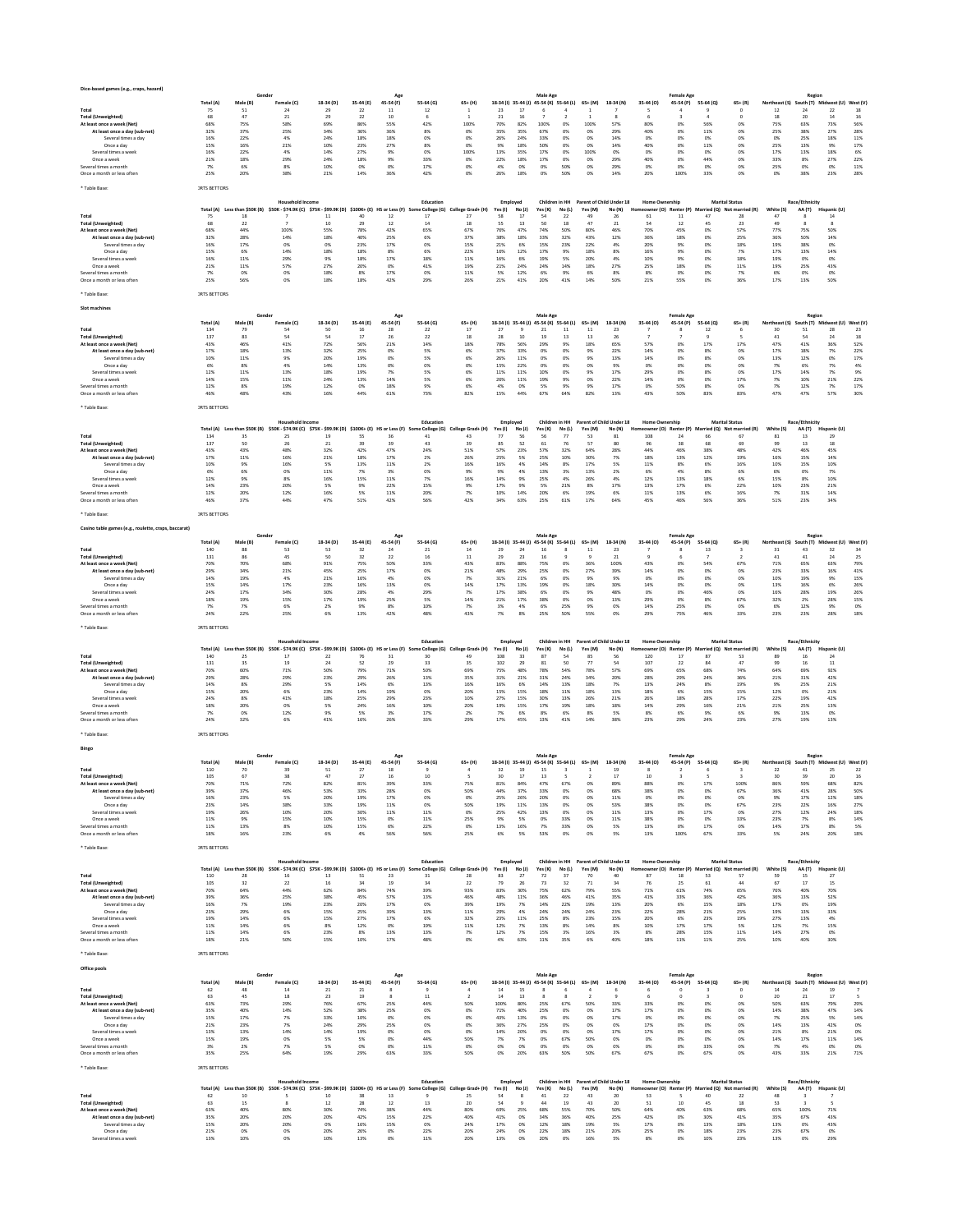## Dice-based games (e.g., craps, hazard)

| | Gender | | | Age | | | | | Male Age | | | | Female Age | | | | Region | | | |
|---|---|---|---|---|---|---|---|---|---|---|---|---|---|---|---|---|---|---|---|---|
| | Total (A) | Male (B) | Female (C) | 18-34 (D) | 35-44 (E) | 45-54 (F) | 55-64 (G) | 65+ (H) | 18-34 (I) | 35-44 (J) | 45-54 (K) | 55-64 (L) | 65+ (M) | 18-34 (N) | 35-44 (O) | 45-54 (P) | 55-64 (Q) | 65+ (R) | Northeast (S) | South (T) | Midwest (U) | West (V) |
| Total | 75 | 51 | 24 | 29 | 22 | 11 | 12 | 1 | 23 | 17 | 6 | 4 | 1 | 7 | 5 | 4 | 9 | 0 | 12 | 24 | 22 | 18 |
| Total (Unweighted) | 68 | 47 | 21 | 29 | 22 | 10 | 6 | 1 | 21 | 16 | 7 | 2 | 1 | 8 | 6 | 3 | 4 | 0 | 18 | 20 | 14 | 16 |
| At least once a week (Net) | 68% | 75% | 58% | 69% | 86% | 55% | 42% | 100% | 70% | 82% | 100% | 0% | 100% | 57% | 80% | 0% | 56% | 0% | 75% | 63% | 73% | 56% |
| At least once a day (sub-net) | 32% | 37% | 25% | 34% | 36% | 36% | 8% | 0% | 35% | 35% | 67% | 0% | 0% | 29% | 40% | 0% | 11% | 0% | 25% | 38% | 27% | 28% |
| Several times a day | 16% | 22% | 4% | 24% | 18% | 18% | 0% | 0% | 26% | 24% | 33% | 0% | 0% | 14% | 0% | 0% | 0% | 0% | 0% | 25% | 18% | 11% |
| Once a day | 15% | 16% | 21% | 10% | 23% | 27% | 8% | 0% | 9% | 18% | 50% | 0% | 0% | 14% | 40% | 0% | 11% | 0% | 25% | 13% | 9% | 17% |
| Several times a week | 16% | 22% | 4% | 14% | 27% | 9% | 0% | 100% | 13% | 35% | 17% | 0% | 100% | 0% | 0% | 0% | 0% | 0% | 17% | 13% | 18% | 6% |
| Once a week | 21% | 18% | 29% | 24% | 18% | 9% | 33% | 0% | 22% | 18% | 17% | 0% | 0% | 29% | 40% | 0% | 44% | 0% | 33% | 8% | 27% | 22% |
| Several times a month | 7% | 6% | 8% | 10% | 0% | 0% | 17% | 0% | 4% | 0% | 0% | 50% | 0% | 29% | 0% | 0% | 0% | 0% | 25% | 0% | 0% | 11% |
| Once a month or less often | 25% | 20% | 38% | 21% | 14% | 36% | 42% | 0% | 26% | 18% | 0% | 50% | 0% | 14% | 20% | 100% | 33% | 0% | 0% | 38% | 23% | 28% |

* Table Base: SPORTS BETTORS

| | | Household Income | | | | Education | | | Employed | | Children in HH | | Parent of Child Under 18 | | Home Ownership | | Marital Status | | Race/Ethnicity | | |
|---|---|---|---|---|---|---|---|---|---|---|---|---|---|---|---|---|---|---|---|---|---|
| | Total (A) | Less than $50K (B) | $50K - $74.9K (C) | $75K - $99.9K (D) | $100K+ (E) | HS or Less (F) | Some College (G) | College Grad+ (H) | Yes (I) | No (J) | Yes (K) | No (L) | Yes (M) | No (N) | Homeowner (O) | Renter (P) | Married (Q) | Not married (R) | White (S) | AA (T) | Hispanic (U) |
| Total | 75 | 18 | 7 | 11 | 40 | 12 | 17 | 27 | 58 | 17 | 54 | 22 | 49 | 26 | 61 | 11 | 47 | 28 | 47 | 8 | 14 |
| Total (Unweighted) | 68 | 22 | 7 | 10 | 29 | 12 | 14 | 18 | 55 | 13 | 50 | 18 | 47 | 21 | 54 | 12 | 45 | 23 | 49 | 8 | 8 |
| At least once a week (Net) | 68% | 44% | 100% | 55% | 78% | 42% | 65% | 67% | 76% | 47% | 74% | 50% | 80% | 46% | 70% | 45% | 0% | 57% | 77% | 75% | 50% |
| At least once a day (sub-net) | 32% | 28% | 14% | 18% | 40% | 25% | 6% | 37% | 38% | 18% | 33% | 32% | 43% | 12% | 36% | 18% | 0% | 25% | 36% | 50% | 14% |
| Several times a day | 16% | 17% | 0% | 0% | 23% | 17% | 0% | 15% | 21% | 6% | 15% | 23% | 22% | 4% | 20% | 9% | 0% | 18% | 19% | 38% | 0% |
| Once a day | 15% | 6% | 14% | 18% | 18% | 8% | 6% | 22% | 16% | 12% | 17% | 9% | 18% | 8% | 16% | 9% | 0% | 7% | 17% | 13% | 14% |
| Several times a week | 16% | 11% | 29% | 9% | 18% | 17% | 18% | 11% | 16% | 6% | 19% | 5% | 20% | 4% | 10% | 9% | 0% | 18% | 19% | 0% | 0% |
| Once a week | 21% | 11% | 57% | 27% | 20% | 0% | 41% | 19% | 21% | 24% | 24% | 14% | 18% | 27% | 25% | 18% | 0% | 11% | 19% | 25% | 43% |
| Several times a month | 7% | 0% | 0% | 18% | 8% | 17% | 0% | 11% | 5% | 12% | 6% | 9% | 6% | 8% | 8% | 0% | 0% | 7% | 6% | 0% | 0% |
| Once a month or less often | 25% | 56% | 0% | 18% | 18% | 42% | 29% | 26% | 21% | 41% | 20% | 41% | 14% | 50% | 21% | 55% | 0% | 36% | 17% | 13% | 50% |

* Table Base: SPORTS BETTORS

## Slot machines

| | Gender | | | Age | | | | | Male Age | | | | Female Age | | | | Region | | | |
|---|---|---|---|---|---|---|---|---|---|---|---|---|---|---|---|---|---|---|---|---|
| | Total (A) | Male (B) | Female (C) | 18-34 (D) | 35-44 (E) | 45-54 (F) | 55-64 (G) | 65+ (H) | 18-34 (I) | 35-44 (J) | 45-54 (K) | 55-64 (L) | 65+ (M) | 18-34 (N) | 35-44 (O) | 45-54 (P) | 55-64 (Q) | 65+ (R) | Northeast (S) | South (T) | Midwest (U) | West (V) |
| Total | 134 | 79 | 54 | 50 | 16 | 28 | 22 | 17 | 27 | 9 | 21 | 11 | 23 | 7 | 8 | 12 | 6 | 30 | 51 | 28 | 23 |
| Total (Unweighted) | 137 | 83 | 54 | 54 | 17 | 26 | 22 | 18 | 28 | 10 | 19 | 13 | 13 | 26 | 7 | 7 | 9 | 5 | 41 | 54 | 24 | 18 |
| At least once a week (Net) | 43% | 46% | 41% | 72% | 56% | 21% | 14% | 18% | 78% | 56% | 29% | 9% | 18% | 65% | 57% | 0% | 17% | 17% | 47% | 41% | 36% | 52% |
| At least once a day (sub-net) | 17% | 18% | 13% | 32% | 25% | 0% | 5% | 6% | 37% | 33% | 0% | 0% | 9% | 22% | 14% | 0% | 8% | 0% | 17% | 18% | 7% | 22% |
| Several times a day | 10% | 11% | 9% | 20% | 19% | 0% | 5% | 6% | 26% | 11% | 0% | 0% | 9% | 13% | 14% | 0% | 8% | 0% | 13% | 12% | 0% | 17% |
| Once a day | 6% | 8% | 4% | 14% | 13% | 0% | 0% | 0% | 15% | 22% | 0% | 0% | 0% | 9% | 0% | 0% | 0% | 0% | 7% | 6% | 7% | 4% |
| Several times a week | 12% | 11% | 13% | 18% | 19% | 7% | 5% | 6% | 11% | 11% | 10% | 0% | 9% | 17% | 29% | 0% | 8% | 0% | 17% | 14% | 7% | 9% |
| Once a week | 14% | 15% | 11% | 24% | 13% | 14% | 5% | 6% | 26% | 11% | 19% | 9% | 0% | 22% | 14% | 0% | 0% | 17% | 7% | 10% | 21% | 22% |
| Several times a month | 12% | 8% | 19% | 12% | 0% | 18% | 9% | 6% | 4% | 0% | 5% | 9% | 9% | 17% | 0% | 50% | 8% | 0% | 7% | 12% | 7% | 17% |
| Once a month or less often | 46% | 48% | 43% | 16% | 44% | 61% | 73% | 82% | 15% | 44% | 67% | 64% | 82% | 13% | 43% | 50% | 83% | 83% | 47% | 47% | 57% | 30% |

* Table Base: SPORTS BETTORS

| | | Household Income | | | | Education | | | Employed | | Children in HH | | Parent of Child Under 18 | | Home Ownership | | Marital Status | | Race/Ethnicity | | |
|---|---|---|---|---|---|---|---|---|---|---|---|---|---|---|---|---|---|---|---|---|---|
| | Total (A) | Less than $50K (B) | $50K - $74.9K (C) | $75K - $99.9K (D) | $100K+ (E) | HS or Less (F) | Some College (G) | College Grad+ (H) | Yes (I) | No (J) | Yes (K) | No (L) | Yes (M) | No (N) | Homeowner (O) | Renter (P) | Married (Q) | Not married (R) | White (S) | AA (T) | Hispanic (U) |
| Total | 134 | 35 | 25 | 19 | 55 | 36 | 41 | 43 | 77 | 56 | 56 | 77 | 53 | 81 | 108 | 24 | 66 | 67 | 81 | 13 | 29 |
| Total (Unweighted) | 137 | 50 | 26 | 21 | 39 | 39 | 43 | 39 | 85 | 52 | 61 | 76 | 57 | 80 | 96 | 38 | 68 | 69 | 99 | 13 | 18 |
| At least once a week (Net) | 43% | 43% | 48% | 32% | 42% | 47% | 24% | 51% | 57% | 23% | 57% | 32% | 64% | 28% | 44% | 46% | 38% | 48% | 42% | 46% | 45% |
| At least once a day (sub-net) | 17% | 11% | 16% | 21% | 18% | 17% | 2% | 26% | 25% | 5% | 25% | 10% | 30% | 7% | 18% | 13% | 12% | 19% | 16% | 15% | 14% |
| Several times a day | 10% | 9% | 16% | 5% | 13% | 11% | 2% | 16% | 16% | 4% | 14% | 8% | 17% | 5% | 11% | 8% | 6% | 16% | 10% | 15% | 10% |
| Once a day | 6% | 6% | 0% | 11% | 7% | 3% | 0% | 9% | 9% | 4% | 13% | 3% | 13% | 2% | 6% | 4% | 8% | 6% | 6% | 0% | 7% |
| Several times a week | 12% | 9% | 8% | 16% | 15% | 11% | 7% | 16% | 14% | 9% | 25% | 4% | 26% | 4% | 12% | 13% | 18% | 6% | 15% | 8% | 10% |
| Once a week | 14% | 23% | 20% | 5% | 9% | 22% | 15% | 9% | 17% | 9% | 5% | 21% | 8% | 17% | 13% | 17% | 6% | 22% | 10% | 23% | 21% |
| Several times a month | 12% | 20% | 12% | 16% | 5% | 11% | 20% | 7% | 10% | 14% | 20% | 6% | 19% | 6% | 11% | 13% | 6% | 16% | 7% | 31% | 14% |
| Once a month or less often | 46% | 37% | 44% | 47% | 51% | 42% | 56% | 42% | 34% | 63% | 25% | 61% | 17% | 64% | 45% | 46% | 56% | 36% | 51% | 23% | 34% |

* Table Base: SPORTS BETTORS

## Casino table games (e.g., roulette, craps, baccarat)

| | Gender | | | Age | | | | | Male Age | | | | Female Age | | | | Region | | | |
|---|---|---|---|---|---|---|---|---|---|---|---|---|---|---|---|---|---|---|---|---|
| | Total (A) | Male (B) | Female (C) | 18-34 (D) | 35-44 (E) | 45-54 (F) | 55-64 (G) | 65+ (H) | 18-34 (I) | 35-44 (J) | 45-54 (K) | 55-64 (L) | 65+ (M) | 18-34 (N) | 35-44 (O) | 45-54 (P) | 55-64 (Q) | 65+ (R) | Northeast (S) | South (T) | Midwest (U) | West (V) |
| Total | 140 | 88 | 53 | 53 | 32 | 24 | 21 | 14 | 29 | 24 | 16 | 8 | 11 | 23 | 7 | 8 | 13 | 3 | 31 | 43 | 32 | 34 |
| Total (Unweighted) | 131 | 86 | 45 | 50 | 32 | 22 | 16 | 11 | 29 | 23 | 16 | 9 | 9 | 21 | 9 | 6 | 7 | 2 | 41 | 41 | 24 | 25 |
| At least once a week (Net) | 70% | 70% | 68% | 91% | 75% | 50% | 33% | 43% | 83% | 88% | 75% | 0% | 36% | 100% | 43% | 0% | 54% | 67% | 71% | 65% | 63% | 79% |
| At least once a day (sub-net) | 29% | 34% | 21% | 45% | 25% | 17% | 0% | 21% | 48% | 29% | 25% | 0% | 27% | 39% | 14% | 0% | 0% | 0% | 23% | 33% | 16% | 41% |
| Several times a day | 14% | 19% | 4% | 21% | 16% | 4% | 0% | 7% | 31% | 21% | 6% | 0% | 9% | 9% | 0% | 0% | 0% | 0% | 10% | 19% | 9% | 15% |
| Once a day | 15% | 14% | 17% | 23% | 16% | 13% | 0% | 14% | 17% | 13% | 19% | 0% | 18% | 30% | 14% | 0% | 0% | 0% | 13% | 16% | 6% | 26% |
| Several times a week | 24% | 17% | 34% | 30% | 28% | 4% | 29% | 7% | 17% | 38% | 6% | 0% | 9% | 48% | 0% | 0% | 46% | 0% | 16% | 28% | 19% | 26% |
| Once a week | 18% | 19% | 15% | 17% | 19% | 25% | 5% | 14% | 21% | 17% | 38% | 0% | 0% | 13% | 29% | 0% | 8% | 67% | 32% | 2% | 28% | 15% |
| Several times a month | 7% | 7% | 6% | 2% | 9% | 8% | 10% | 7% | 3% | 4% | 6% | 25% | 9% | 0% | 14% | 25% | 0% | 0% | 6% | 12% | 9% | 0% |
| Once a month or less often | 24% | 22% | 25% | 6% | 13% | 42% | 48% | 43% | 7% | 8% | 25% | 50% | 55% | 0% | 29% | 75% | 46% | 33% | 23% | 23% | 28% | 18% |

* Table Base: SPORTS BETTORS

| | | Household Income | | | | Education | | | Employed | | Children in HH | | Parent of Child Under 18 | | Home Ownership | | Marital Status | | Race/Ethnicity | | |
|---|---|---|---|---|---|---|---|---|---|---|---|---|---|---|---|---|---|---|---|---|---|
| | Total (A) | Less than $50K (B) | $50K - $74.9K (C) | $75K - $99.9K (D) | $100K+ (E) | HS or Less (F) | Some College (G) | College Grad+ (H) | Yes (I) | No (J) | Yes (K) | No (L) | Yes (M) | No (N) | Homeowner (O) | Renter (P) | Married (Q) | Not married (R) | White (S) | AA (T) | Hispanic (U) |
| Total | 140 | 25 | 17 | 22 | 76 | 31 | 30 | 49 | 108 | 33 | 87 | 54 | 85 | 56 | 120 | 17 | 87 | 53 | 89 | 16 | 24 |
| Total (Unweighted) | 131 | 35 | 19 | 24 | 52 | 29 | 33 | 35 | 102 | 29 | 81 | 50 | 77 | 54 | 107 | 22 | 84 | 47 | 99 | 16 | 11 |
| At least once a week (Net) | 70% | 60% | 71% | 50% | 79% | 71% | 50% | 63% | 75% | 48% | 78% | 54% | 78% | 57% | 69% | 65% | 68% | 74% | 64% | 69% | 92% |
| At least once a day (sub-net) | 29% | 28% | 29% | 23% | 29% | 26% | 13% | 35% | 31% | 21% | 31% | 24% | 34% | 20% | 28% | 29% | 24% | 36% | 21% | 31% | 42% |
| Several times a day | 14% | 8% | 29% | 5% | 14% | 6% | 13% | 16% | 16% | 6% | 14% | 13% | 18% | 7% | 13% | 24% | 8% | 19% | 9% | 25% | 21% |
| Once a day | 15% | 20% | 0% | 23% | 14% | 19% | 0% | 20% | 15% | 15% | 18% | 11% | 18% | 13% | 16% | 6% | 15% | 15% | 12% | 0% | 21% |
| Several times a week | 24% | 8% | 41% | 18% | 25% | 29% | 23% | 10% | 27% | 15% | 30% | 15% | 26% | 21% | 26% | 18% | 28% | 17% | 22% | 19% | 42% |
| Once a week | 18% | 20% | 0% | 5% | 24% | 16% | 10% | 20% | 19% | 15% | 17% | 19% | 18% | 16% | 14% | 29% | 16% | 21% | 21% | 25% | 13% |
| Several times a month | 7% | 0% | 12% | 9% | 5% | 3% | 17% | 2% | 7% | 6% | 8% | 6% | 8% | 5% | 8% | 6% | 9% | 6% | 9% | 13% | 0% |
| Once a month or less often | 24% | 32% | 6% | 41% | 16% | 26% | 33% | 29% | 17% | 45% | 13% | 41% | 14% | 38% | 23% | 29% | 24% | 23% | 27% | 19% | 13% |

* Table Base: SPORTS BETTORS

## Bingo

| | Gender | | | Age | | | | | Male Age | | | | Female Age | | | | Region | | | |
|---|---|---|---|---|---|---|---|---|---|---|---|---|---|---|---|---|---|---|---|---|
| | Total (A) | Male (B) | Female (C) | 18-34 (D) | 35-44 (E) | 45-54 (F) | 55-64 (G) | 65+ (H) | 18-34 (I) | 35-44 (J) | 45-54 (K) | 55-64 (L) | 65+ (M) | 18-34 (N) | 35-44 (O) | 45-54 (P) | 55-64 (Q) | 65+ (R) | Northeast (S) | South (T) | Midwest (U) | West (V) |
| Total | 110 | 70 | 39 | 51 | 27 | 18 | 9 | 4 | 32 | 19 | 15 | 3 | 1 | 19 | 8 | 2 | 6 | 3 | 22 | 41 | 25 | 22 |
| Total (Unweighted) | 105 | 67 | 38 | 47 | 27 | 16 | 10 | 5 | 30 | 17 | 13 | 5 | 2 | 17 | 10 | 3 | 5 | 3 | 30 | 39 | 20 | 16 |
| At least once a week (Net) | 70% | 71% | 72% | 82% | 81% | 39% | 33% | 75% | 81% | 84% | 47% | 67% | 0% | 89% | 75% | 0% | 17% | 100% | 86% | 59% | 68% | 82% |
| At least once a day (sub-net) | 39% | 37% | 46% | 53% | 33% | 28% | 0% | 50% | 44% | 37% | 33% | 0% | 0% | 68% | 38% | 0% | 0% | 67% | 36% | 41% | 28% | 50% |
| Several times a day | 16% | 23% | 5% | 20% | 19% | 17% | 0% | 0% | 25% | 26% | 20% | 0% | 0% | 11% | 0% | 0% | 0% | 0% | 9% | 17% | 12% | 18% |
| Once a day | 23% | 14% | 38% | 33% | 19% | 11% | 0% | 50% | 19% | 11% | 13% | 0% | 0% | 53% | 38% | 0% | 0% | 67% | 23% | 22% | 16% | 27% |
| Several times a week | 19% | 26% | 10% | 20% | 30% | 11% | 11% | 0% | 25% | 42% | 13% | 0% | 0% | 11% | 13% | 0% | 17% | 0% | 27% | 12% | 24% | 18% |
| Once a week | 11% | 9% | 15% | 10% | 15% | 0% | 11% | 25% | 9% | 5% | 0% | 33% | 0% | 11% | 38% | 0% | 0% | 33% | 23% | 7% | 8% | 14% |
| Several times a month | 11% | 13% | 8% | 10% | 15% | 6% | 22% | 0% | 13% | 16% | 7% | 33% | 0% | 5% | 13% | 0% | 17% | 0% | 14% | 17% | 8% | 5% |
| Once a month or less often | 18% | 16% | 23% | 6% | 4% | 56% | 56% | 25% | 6% | 5% | 53% | 0% | 0% | 5% | 13% | 100% | 67% | 33% | 5% | 24% | 20% | 18% |

* Table Base: SPORTS BETTORS

| | | Household Income | | | | Education | | | Employed | | Children in HH | | Parent of Child Under 18 | | Home Ownership | | Marital Status | | Race/Ethnicity | | |
|---|---|---|---|---|---|---|---|---|---|---|---|---|---|---|---|---|---|---|---|---|---|
| | Total (A) | Less than $50K (B) | $50K - $74.9K (C) | $75K - $99.9K (D) | $100K+ (E) | HS or Less (F) | Some College (G) | College Grad+ (H) | Yes (I) | No (J) | Yes (K) | No (L) | Yes (M) | No (N) | Homeowner (O) | Renter (P) | Married (Q) | Not married (R) | White (S) | AA (T) | Hispanic (U) |
| Total | 110 | 28 | 16 | 13 | 51 | 23 | 31 | 28 | 83 | 27 | 72 | 37 | 70 | 40 | 87 | 18 | 53 | 57 | 59 | 15 | 27 |
| Total (Unweighted) | 105 | 32 | 22 | 16 | 34 | 19 | 34 | 22 | 79 | 26 | 73 | 32 | 71 | 34 | 76 | 25 | 61 | 44 | 67 | 17 | 15 |
| At least once a week (Net) | 70% | 64% | 44% | 62% | 84% | 74% | 39% | 93% | 83% | 30% | 75% | 62% | 79% | 55% | 71% | 61% | 74% | 65% | 76% | 40% | 70% |
| At least once a day (sub-net) | 39% | 36% | 25% | 38% | 45% | 57% | 13% | 46% | 48% | 11% | 36% | 46% | 41% | 35% | 41% | 33% | 36% | 42% | 36% | 13% | 52% |
| Several times a day | 16% | 7% | 19% | 23% | 20% | 17% | 0% | 39% | 19% | 7% | 14% | 22% | 19% | 13% | 20% | 6% | 15% | 18% | 17% | 0% | 19% |
| Once a day | 23% | 29% | 6% | 15% | 25% | 39% | 13% | 11% | 29% | 4% | 24% | 24% | 24% | 23% | 22% | 28% | 21% | 25% | 19% | 13% | 33% |
| Several times a week | 19% | 14% | 6% | 15% | 27% | 17% | 6% | 32% | 23% | 11% | 25% | 8% | 23% | 15% | 20% | 6% | 23% | 19% | 27% | 13% | 4% |
| Once a week | 11% | 14% | 13% | 8% | 12% | 0% | 19% | 11% | 12% | 7% | 13% | 8% | 14% | 8% | 10% | 17% | 17% | 5% | 12% | 7% | 15% |
| Several times a month | 11% | 14% | 6% | 23% | 8% | 13% | 13% | 7% | 12% | 7% | 15% | 3% | 16% | 3% | 8% | 28% | 15% | 11% | 14% | 27% | 0% |
| Once a month or less often | 18% | 21% | 50% | 15% | 10% | 17% | 48% | 0% | 4% | 63% | 11% | 35% | 6% | 40% | 18% | 11% | 11% | 25% | 10% | 40% | 30% |

* Table Base: SPORTS BETTORS

## Office pools

| | Gender | | | Age | | | | | Male Age | | | | Female Age | | | | Region | | | |
|---|---|---|---|---|---|---|---|---|---|---|---|---|---|---|---|---|---|---|---|---|
| | Total (A) | Male (B) | Female (C) | 18-34 (D) | 35-44 (E) | 45-54 (F) | 55-64 (G) | 65+ (H) | 18-34 (I) | 35-44 (J) | 45-54 (K) | 55-64 (L) | 65+ (M) | 18-34 (N) | 35-44 (O) | 45-54 (P) | 55-64 (Q) | 65+ (R) | Northeast (S) | South (T) | Midwest (U) | West (V) |
| Total | 62 | 48 | 14 | 21 | 21 | 8 | 9 | 4 | 14 | 15 | 8 | 6 | 4 | 6 | 6 | 0 | 3 | 0 | 14 | 24 | 19 | 7 |
| Total (Unweighted) | 63 | 45 | 18 | 23 | 19 | 8 | 11 | 2 | 14 | 13 | 8 | 8 | 2 | 9 | 6 | 0 | 3 | 0 | 20 | 21 | 17 | 5 |
| At least once a week (Net) | 63% | 73% | 29% | 76% | 67% | 25% | 44% | 50% | 100% | 80% | 25% | 67% | 50% | 33% | 33% | 0% | 0% | 0% | 50% | 63% | 79% | 29% |
| At least once a day (sub-net) | 35% | 40% | 14% | 52% | 38% | 25% | 0% | 0% | 71% | 40% | 25% | 0% | 0% | 17% | 17% | 0% | 0% | 0% | 14% | 38% | 47% | 14% |
| Several times a day | 15% | 17% | 7% | 33% | 10% | 0% | 0% | 0% | 43% | 13% | 0% | 0% | 0% | 17% | 0% | 0% | 0% | 0% | 7% | 25% | 5% | 14% |
| Once a day | 21% | 23% | 7% | 24% | 29% | 25% | 0% | 0% | 36% | 27% | 25% | 0% | 0% | 0% | 17% | 0% | 0% | 0% | 14% | 13% | 42% | 0% |
| Several times a week | 13% | 13% | 14% | 14% | 19% | 0% | 0% | 0% | 14% | 20% | 0% | 0% | 0% | 17% | 17% | 0% | 0% | 0% | 21% | 8% | 21% | 0% |
| Once a week | 15% | 19% | 0% | 5% | 5% | 0% | 44% | 50% | 7% | 7% | 0% | 67% | 50% | 0% | 0% | 0% | 0% | 0% | 14% | 17% | 11% | 14% |
| Several times a month | 3% | 2% | 7% | 5% | 0% | 0% | 11% | 0% | 0% | 0% | 0% | 0% | 0% | 0% | 0% | 0% | 33% | 0% | 7% | 4% | 0% | 0% |
| Once a month or less often | 35% | 25% | 64% | 19% | 29% | 63% | 33% | 50% | 0% | 20% | 63% | 50% | 50% | 67% | 67% | 0% | 67% | 0% | 43% | 33% | 21% | 71% |

* Table Base: SPORTS BETTORS

| | | Household Income | | | | Education | | | Employed | | Children in HH | | Parent of Child Under 18 | | Home Ownership | | Marital Status | | Race/Ethnicity | | |
|---|---|---|---|---|---|---|---|---|---|---|---|---|---|---|---|---|---|---|---|---|---|
| | Total (A) | Less than $50K (B) | $50K - $74.9K (C) | $75K - $99.9K (D) | $100K+ (E) | HS or Less (F) | Some College (G) | College Grad+ (H) | Yes (I) | No (J) | Yes (K) | No (L) | Yes (M) | No (N) | Homeowner (O) | Renter (P) | Married (Q) | Not married (R) | White (S) | AA (T) | Hispanic (U) |
| Total | 62 | 10 | 5 | 10 | 38 | 13 | 9 | 25 | 54 | 8 | 41 | 22 | 43 | 20 | 53 | 5 | 40 | 22 | 48 | 3 | 7 |
| Total (Unweighted) | 63 | 15 | 8 | 12 | 28 | 12 | 13 | 20 | 54 | 9 | 44 | 19 | 43 | 20 | 51 | 10 | 45 | 18 | 53 | 3 | 5 |
| At least once a week (Net) | 63% | 40% | 80% | 30% | 74% | 38% | 44% | 80% | 69% | 25% | 68% | 55% | 70% | 50% | 64% | 40% | 63% | 68% | 65% | 100% | 71% |
| At least once a day (sub-net) | 35% | 20% | 20% | 20% | 42% | 15% | 22% | 40% | 41% | 0% | 34% | 36% | 40% | 25% | 42% | 0% | 30% | 41% | 35% | 67% | 43% |
| Several times a day | 15% | 20% | 0% | 10% | 16% | 15% | 0% | 24% | 17% | 0% | 12% | 18% | 19% | 5% | 17% | 0% | 13% | 18% | 13% | 0% | 43% |
| Once a day | 21% | 0% | 0% | 20% | 26% | 0% | 22% | 20% | 24% | 0% | 22% | 18% | 21% | 20% | 25% | 0% | 18% | 23% | 23% | 67% | 0% |
| Several times a week | 13% | 10% | 0% | 10% | 13% | 0% | 11% | 20% | 13% | 0% | 20% | 0% | 16% | 5% | 8% | 0% | 10% | 23% | 13% | 0% | 29% |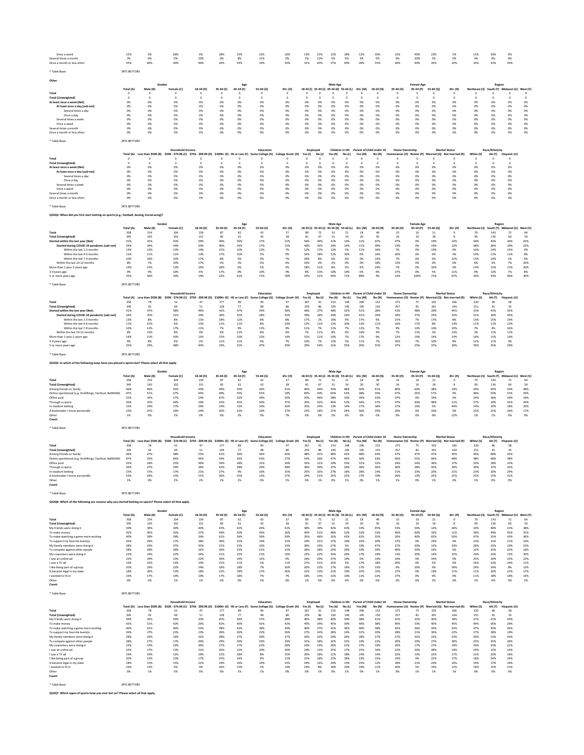| | | | | | | | | | | | | | | | | | | | | | |
|---|---|---|---|---|---|---|---|---|---|---|---|---|---|---|---|---|---|---|---|---|---|
| Once a week | 15% | 0% | 60% | 0% | 18% | 23% | 22% | 16% | 13% | 25% | 12% | 18% | 12% | 20% | 15% | 40% | 23% | 5% | 15% | 33% | 0% |
| Several times a month | 3% | 0% | 0% | 10% | 0% | 8% | 11% | 0% | 2% | 13% | 5% | 0% | 5% | 0% | 0% | 20% | 5% | 0% | 4% | 0% | 0% |
| Once a month or less often | 35% | 60% | 20% | 40% | 26% | 54% | 33% | 20% | 31% | 63% | 27% | 50% | 26% | 55% | 36% | 40% | 35% | 32% | 33% | 33% | 43% |

* Table Base: SPORTS BETTORS

**Other**

| | Gender | | | Age | | | | | Male Age | | | | | | Female Age | | | | Region | | | |
|---|---|---|---|---|---|---|---|---|---|---|---|---|---|---|---|---|---|---|---|---|---|---|
| | Total (A) | Male (B) | Female (C) | 18-34 (D) | 35-44 (E) | 45-54 (F) | 55-64 (G) | 65+ (H) | 18-34 (I) | 35-44 (J) | 45-54 (K) | 55-64 (L) | 65+ (M) | 18-34 (N) | 35-44 (O) | 45-54 (P) | 55-64 (Q) | 65+ (R) | Northeast (S) | South (T) | Midwest (U) | West (V) |
| Total | 0 | 0 | 0 | 0 | 0 | 0 | 0 | 0 | 0 | 0 | 0 | 0 | 0 | 0 | 0 | 0 | 0 | 0 | 0 | 0 | 0 | 0 |
| Total (Unweighted) | 0 | 0 | 0 | 0 | 0 | 0 | 0 | 0 | 0 | 0 | 0 | 0 | 0 | 0 | 0 | 0 | 0 | 0 | 0 | 0 | 0 | 0 |
| At least once a week (Net) | 0% | 0% | 0% | 0% | 0% | 0% | 0% | 0% | 0% | 0% | 0% | 0% | 0% | 0% | 0% | 0% | 0% | 0% | 0% | 0% | 0% | 0% |
| At least once a day (sub-net) | 0% | 0% | 0% | 0% | 0% | 0% | 0% | 0% | 0% | 0% | 0% | 0% | 0% | 0% | 0% | 0% | 0% | 0% | 0% | 0% | 0% | 0% |
| Several times a day | 0% | 0% | 0% | 0% | 0% | 0% | 0% | 0% | 0% | 0% | 0% | 0% | 0% | 0% | 0% | 0% | 0% | 0% | 0% | 0% | 0% | 0% |
| Once a day | 0% | 0% | 0% | 0% | 0% | 0% | 0% | 0% | 0% | 0% | 0% | 0% | 0% | 0% | 0% | 0% | 0% | 0% | 0% | 0% | 0% | 0% |
| Several times a week | 0% | 0% | 0% | 0% | 0% | 0% | 0% | 0% | 0% | 0% | 0% | 0% | 0% | 0% | 0% | 0% | 0% | 0% | 0% | 0% | 0% | 0% |
| Once a week | 0% | 0% | 0% | 0% | 0% | 0% | 0% | 0% | 0% | 0% | 0% | 0% | 0% | 0% | 0% | 0% | 0% | 0% | 0% | 0% | 0% | 0% |
| Several times a month | 0% | 0% | 0% | 0% | 0% | 0% | 0% | 0% | 0% | 0% | 0% | 0% | 0% | 0% | 0% | 0% | 0% | 0% | 0% | 0% | 0% | 0% |
| Once a month or less often | 0% | 0% | 0% | 0% | 0% | 0% | 0% | 0% | 0% | 0% | 0% | 0% | 0% | 0% | 0% | 0% | 0% | 0% | 0% | 0% | 0% | 0% |

* Table Base: SPORTS BETTORS

| | | Household Income | | | | Education | | | Employed | | Children in HH | | Parent of Child Under 18 | | Home Ownership | | Marital Status | | Race/Ethnicity | | |
|---|---|---|---|---|---|---|---|---|---|---|---|---|---|---|---|---|---|---|---|---|---|
| | Total (A) | Less than $50K (B) | $50K - $74.9K (C) | $75K - $99.9K (D) | $100K+ (E) | HS or Less (F) | Some College (G) | College Grad+ (H) | Yes (I) | No (J) | Yes (K) | No (L) | Yes (M) | No (N) | Homeowner (O) | Renter (P) | Married (Q) | Not married (R) | White (S) | AA (T) | Hispanic (U) |
| Total | 0 | 0 | 0 | 0 | 0 | 0 | 0 | 0 | 0 | 0 | 0 | 0 | 0 | 0 | 0 | 0 | 0 | 0 | 0 | 0 | 0 |
| Total (Unweighted) | 0 | 0 | 0 | 0 | 0 | 0 | 0 | 0 | 0 | 0 | 0 | 0 | 0 | 0 | 0 | 0 | 0 | 0 | 0 | 0 | 0 |
| At least once a week (Net) | 0% | 0% | 0% | 0% | 0% | 0% | 0% | 0% | 0% | 0% | 0% | 0% | 0% | 0% | 0% | 0% | 0% | 0% | 0% | 0% | 0% |
| At least once a day (sub-net) | 0% | 0% | 0% | 0% | 0% | 0% | 0% | 0% | 0% | 0% | 0% | 0% | 0% | 0% | 0% | 0% | 0% | 0% | 0% | 0% | 0% |
| Several times a day | 0% | 0% | 0% | 0% | 0% | 0% | 0% | 0% | 0% | 0% | 0% | 0% | 0% | 0% | 0% | 0% | 0% | 0% | 0% | 0% | 0% |
| Once a day | 0% | 0% | 0% | 0% | 0% | 0% | 0% | 0% | 0% | 0% | 0% | 0% | 0% | 0% | 0% | 0% | 0% | 0% | 0% | 0% | 0% |
| Several times a week | 0% | 0% | 0% | 0% | 0% | 0% | 0% | 0% | 0% | 0% | 0% | 0% | 0% | 0% | 0% | 0% | 0% | 0% | 0% | 0% | 0% |
| Once a week | 0% | 0% | 0% | 0% | 0% | 0% | 0% | 0% | 0% | 0% | 0% | 0% | 0% | 0% | 0% | 0% | 0% | 0% | 0% | 0% | 0% |
| Several times a month | 0% | 0% | 0% | 0% | 0% | 0% | 0% | 0% | 0% | 0% | 0% | 0% | 0% | 0% | 0% | 0% | 0% | 0% | 0% | 0% | 0% |
| Once a month or less often | 0% | 0% | 0% | 0% | 0% | 0% | 0% | 0% | 0% | 0% | 0% | 0% | 0% | 0% | 0% | 0% | 0% | 0% | 0% | 0% | 0% |

* Table Base: SPORTS BETTORS

**QS2Q4: When did you first start betting on sports (e.g., football, boxing, horseracing)?**

| | Gender | | | Age | | | | | Male Age | | | | | | Female Age | | | | Region | | | |
|---|---|---|---|---|---|---|---|---|---|---|---|---|---|---|---|---|---|---|---|---|---|---|
| | Total (A) | Male (B) | Female (C) | 18-34 (D) | 35-44 (E) | 45-54 (F) | 55-64 (G) | 65+ (H) | 18-34 (I) | 35-44 (J) | 45-54 (K) | 55-64 (L) | 65+ (M) | 18-34 (N) | 35-44 (O) | 45-54 (P) | 55-64 (Q) | 65+ (R) | Northeast (S) | South (T) | Midwest (U) | West (V) |
| Total | 358 | 254 | 104 | 139 | 87 | 62 | 42 | 27 | 89 | 72 | 52 | 21 | 18 | 49 | 15 | 10 | 21 | 9 | 79 | 143 | 72 | 64 |
| Total (Unweighted) | 345 | 243 | 102 | 131 | 83 | 61 | 42 | 28 | 81 | 67 | 51 | 24 | 20 | 50 | 16 | 10 | 18 | 8 | 99 | 136 | 60 | 50 |
| Started within the last year (Net) | 41% | 41% | 43% | 59% | 44% | 26% | 17% | 15% | 56% | 44% | 31% | 14% | 11% | 67% | 47% | 0% | 19% | 22% | 44% | 43% | 36% | 42% |
| Started during COVID-19 pandemic (sub-net) | 34% | 34% | 34% | 43% | 40% | 24% | 17% | 15% | 40% | 42% | 29% | 14% | 11% | 49% | 33% | 0% | 19% | 22% | 38% | 39% | 29% | 22% |
| Within the last 1-3 months | 13% | 13% | 13% | 14% | 15% | 10% | 12% | 7% | 12% | 17% | 12% | 5% | 11% | 16% | 7% | 0% | 19% | 0% | 10% | 14% | 15% | 9% |
| Within the last 4-6 months | 11% | 11% | 11% | 13% | 17% | 10% | 5% | 0% | 10% | 18% | 12% | 10% | 0% | 16% | 20% | 0% | 0% | 0% | 14% | 11% | 11% | 8% |
| Within the last 7-9 months | 10% | 10% | 10% | 17% | 8% | 5% | 0% | 7% | 18% | 8% | 6% | 0% | 0% | 14% | 7% | 0% | 0% | 22% | 13% | 14% | 1% | 6% |
| Within the last 10-12 months | 8% | 7% | 10% | 17% | 3% | 2% | 0% | 0% | 16% | 3% | 2% | 0% | 0% | 18% | 13% | 0% | 0% | 0% | 6% | 3% | 7% | 20% |
| More than 1 year-2 years ago | 14% | 14% | 13% | 19% | 18% | 6% | 5% | 4% | 18% | 21% | 8% | 0% | 6% | 24% | 7% | 0% | 10% | 0% | 14% | 13% | 11% | 20% |
| 3-4 years ago | 9% | 9% | 10% | 6% | 17% | 8% | 10% | 4% | 8% | 15% | 10% | 14% | 0% | 6% | 27% | 0% | 5% | 11% | 9% | 12% | 7% | 8% |
| 5 or more years ago | 35% | 36% | 34% | 14% | 22% | 61% | 71% | 78% | 19% | 21% | 54% | 71% | 89% | 4% | 13% | 100% | 71% | 67% | 34% | 33% | 46% | 30% |

* Table Base: SPORTS BETTORS

| | | Household Income | | | | Education | | | Employed | | Children in HH | | Parent of Child Under 18 | | Home Ownership | | Marital Status | | Race/Ethnicity | | |
|---|---|---|---|---|---|---|---|---|---|---|---|---|---|---|---|---|---|---|---|---|---|
| | Total (A) | Less than $50K (B) | $50K - $74.9K (C) | $75K - $99.9K (D) | $100K+ (E) | HS or Less (F) | Some College (G) | College Grad+ (H) | Yes (I) | No (J) | Yes (K) | No (L) | Yes (M) | No (N) | Homeowner (O) | Renter (P) | Married (Q) | Not married (R) | White (S) | AA (T) | Hispanic (U) |
| Total | 358 | 78 | 52 | 47 | 177 | 89 | 90 | 97 | 267 | 91 | 210 | 148 | 206 | 152 | 273 | 75 | 192 | 166 | 220 | 46 | 58 |
| Total (Unweighted) | 345 | 92 | 69 | 51 | 128 | 77 | 98 | 86 | 259 | 86 | 199 | 146 | 195 | 150 | 257 | 81 | 201 | 144 | 251 | 41 | 33 |
| Started within the last year (Net) | 41% | 47% | 38% | 40% | 41% | 47% | 34% | 38% | 46% | 27% | 48% | 32% | 51% | 28% | 41% | 48% | 39% | 45% | 33% | 41% | 55% |
| Started during COVID-19 pandemic (sub-net) | 34% | 35% | 31% | 34% | 36% | 35% | 28% | 32% | 39% | 18% | 39% | 26% | 41% | 24% | 34% | 37% | 35% | 32% | 31% | 30% | 43% |
| Within the last 1-3 months | 13% | 8% | 8% | 11% | 18% | 12% | 8% | 8% | 17% | 1% | 16% | 9% | 17% | 6% | 15% | 7% | 17% | 8% | 13% | 15% | 14% |
| Within the last 4-6 months | 11% | 15% | 6% | 15% | 11% | 11% | 8% | 14% | 12% | 11% | 12% | 10% | 12% | 11% | 10% | 17% | 8% | 14% | 11% | 11% | 13% |
| Within the last 7-9 months | 10% | 12% | 17% | 11% | 7% | 9% | 12% | 9% | 11% | 7% | 11% | 7% | 12% | 7% | 9% | 13% | 10% | 10% | 7% | 4% | 16% |
| Within the last 10-12 months | 8% | 13% | 8% | 4% | 6% | 12% | 8% | 6% | 7% | 11% | 8% | 6% | 10% | 4% | 7% | 11% | 3% | 13% | 3% | 11% | 12% |
| More than 1 year-2 years ago | 14% | 15% | 10% | 13% | 15% | 10% | 13% | 14% | 15% | 11% | 19% | 7% | 17% | 9% | 12% | 19% | 14% | 14% | 16% | 15% | 14% |
| 3-4 years ago | 9% | 8% | 6% | 2% | 11% | 11% | 6% | 7% | 10% | 7% | 12% | 5% | 11% | 7% | 10% | 7% | 10% | 8% | 12% | 11% | 3% |
| 5 or more years ago | 35% | 29% | 48% | 45% | 33% | 31% | 47% | 39% | 29% | 54% | 21% | 55% | 20% | 55% | 37% | 25% | 37% | 34% | 39% | 35% | 29% |

* Table Base: SPORTS BETTORS

**QS2Q5: In which of the following ways have you placed a sports bet? Please select all that apply.**

| | Gender | | | Age | | | | | Male Age | | | | | | Female Age | | | | Region | | | |
|---|---|---|---|---|---|---|---|---|---|---|---|---|---|---|---|---|---|---|---|---|---|---|
| | Total (A) | Male (B) | Female (C) | 18-34 (D) | 35-44 (E) | 45-54 (F) | 55-64 (G) | 65+ (H) | 18-34 (I) | 35-44 (J) | 45-54 (K) | 55-64 (L) | 65+ (M) | 18-34 (N) | 35-44 (O) | 45-54 (P) | 55-64 (Q) | 65+ (R) | Northeast (S) | South (T) | Midwest (U) | West (V) |
| Total | 358 | 254 | 104 | 139 | 87 | 62 | 42 | 27 | 89 | 72 | 52 | 21 | 18 | 49 | 15 | 10 | 21 | 9 | 79 | 143 | 72 | 64 |
| Total (Unweighted) | 345 | 243 | 102 | 131 | 83 | 61 | 42 | 28 | 81 | 67 | 51 | 24 | 20 | 50 | 16 | 10 | 18 | 8 | 99 | 136 | 60 | 50 |
| Among friends or family | 46% | 46% | 45% | 44% | 49% | 50% | 43% | 41% | 46% | 44% | 50% | 48% | 50% | 41% | 80% | 60% | 38% | 33% | 44% | 44% | 50% | 48% |
| Online sportsbook (e.g. DraftKings, FanDuel, BetMGM) | 47% | 51% | 37% | 44% | 49% | 55% | 55% | 19% | 49% | 50% | 60% | 52% | 28% | 35% | 47% | 20% | 57% | 0% | 46% | 50% | 53% | 39% |
| Office pool | 32% | 33% | 27% | 24% | 47% | 32% | 24% | 26% | 20% | 46% | 38% | 33% | 39% | 33% | 47% | 0% | 19% | 0% | 24% | 36% | 29% | 34% |
| Through a casino | 36% | 35% | 40% | 29% | 33% | 45% | 50% | 37% | 26% | 32% | 44% | 52% | 50% | 37% | 47% | 60% | 48% | 11% | 37% | 29% | 42% | 44% |
| In-stadium betting | 23% | 24% | 20% | 29% | 24% | 13% | 10% | 26% | 35% | 24% | 13% | 14% | 17% | 18% | 27% | 10% | 5% | 44% | 24% | 24% | 18% | 20% |
| A bookmaker I know personally | 23% | 25% | 20% | 24% | 20% | 23% | 19% | 37% | 22% | 18% | 27% | 24% | 56% | 29% | 20% | 0% | 19% | 0% | 25% | 25% | 24% | 17% |
| Other | 1% | 0% | 2% | 0% | 0% | 2% | 0% | 7% | 0% | 0% | 2% | 0% | 0% | 0% | 0% | 0% | 0% | 22% | 1% | 1% | 0% | 0% |
| Count | | | | | | | | | | | | | | | | | | | | | | |

* Table Base: SPORTS BETTORS

| | | Household Income | | | | Education | | | Employed | | Children in HH | | Parent of Child Under 18 | | Home Ownership | | Marital Status | | Race/Ethnicity | | |
|---|---|---|---|---|---|---|---|---|---|---|---|---|---|---|---|---|---|---|---|---|---|
| | Total (A) | Less than $50K (B) | $50K - $74.9K (C) | $75K - $99.9K (D) | $100K+ (E) | HS or Less (F) | Some College (G) | College Grad+ (H) | Yes (I) | No (J) | Yes (K) | No (L) | Yes (M) | No (N) | Homeowner (O) | Renter (P) | Married (Q) | Not married (R) | White (S) | AA (T) | Hispanic (U) |
| Total | 358 | 78 | 52 | 47 | 177 | 89 | 90 | 97 | 267 | 91 | 210 | 148 | 206 | 152 | 273 | 75 | 192 | 166 | 220 | 46 | 58 |
| Total (Unweighted) | 345 | 92 | 69 | 51 | 128 | 77 | 98 | 86 | 259 | 86 | 199 | 146 | 195 | 150 | 257 | 81 | 201 | 144 | 251 | 41 | 33 |
| Among friends or family | 46% | 47% | 48% | 55% | 41% | 39% | 56% | 40% | 48% | 41% | 48% | 43% | 48% | 44% | 47% | 47% | 47% | 45% | 46% | 48% | 45% |
| Online sportsbook (e.g. DraftKings, FanDuel, BetMGM) | 47% | 35% | 46% | 40% | 54% | 43% | 43% | 57% | 54% | 26% | 47% | 46% | 50% | 43% | 46% | 55% | 46% | 48% | 48% | 48% | 38% |
| Office pool | 32% | 18% | 25% | 36% | 39% | 28% | 31% | 36% | 35% | 21% | 29% | 35% | 31% | 32% | 34% | 24% | 36% | 27% | 33% | 28% | 33% |
| Through a casino | 36% | 27% | 29% | 36% | 43% | 28% | 29% | 48% | 38% | 30% | 37% | 36% | 36% | 36% | 40% | 28% | 42% | 29% | 39% | 37% | 33% |
| In-stadium betting | 23% | 15% | 17% | 21% | 27% | 9% | 16% | 35% | 25% | 16% | 27% | 16% | 28% | 14% | 21% | 23% | 23% | 21% | 23% | 20% | 29% |
| A bookmaker I know personally | 23% | 18% | 15% | 21% | 30% | 25% | 13% | 27% | 24% | 21% | 25% | 22% | 27% | 19% | 26% | 13% | 25% | 21% | 25% | 15% | 31% |
| Other | 1% | 0% | 2% | 2% | 1% | 1% | 0% | 1% | 0% | 1% | 0% | 1% | 0% | 1% | 1% | 0% | 1% | 0% | 1% | 0% | 0% |
| Count | | | | | | | | | | | | | | | | | | | | | |

* Table Base: SPORTS BETTORS

**QS2Q6: Which of the following are reasons why you started betting on sports? Please select all that apply.**

| | Gender | | | Age | | | | | Male Age | | | | | | Female Age | | | | Region | | | |
|---|---|---|---|---|---|---|---|---|---|---|---|---|---|---|---|---|---|---|---|---|---|---|
| | Total (A) | Male (B) | Female (C) | 18-34 (D) | 35-44 (E) | 45-54 (F) | 55-64 (G) | 65+ (H) | 18-34 (I) | 35-44 (J) | 45-54 (K) | 55-64 (L) | 65+ (M) | 18-34 (N) | 35-44 (O) | 45-54 (P) | 55-64 (Q) | 65+ (R) | Northeast (S) | South (T) | Midwest (U) | West (V) |
| Total | 358 | 254 | 104 | 139 | 87 | 62 | 42 | 27 | 89 | 72 | 52 | 21 | 18 | 49 | 15 | 10 | 21 | 9 | 79 | 143 | 72 | 64 |
| Total (Unweighted) | 345 | 243 | 102 | 131 | 83 | 61 | 42 | 28 | 81 | 67 | 51 | 24 | 20 | 50 | 16 | 10 | 18 | 8 | 99 | 136 | 60 | 50 |
| My friends were doing it | 39% | 39% | 39% | 40% | 43% | 42% | 26% | 41% | 38% | 39% | 42% | 43% | 33% | 45% | 53% | 50% | 14% | 44% | 34% | 48% | 31% | 38% |
| To make money | 42% | 45% | 35% | 37% | 49% | 50% | 43% | 26% | 40% | 51% | 48% | 52% | 33% | 33% | 40% | 60% | 33% | 11% | 39% | 49% | 42% | 31% |
| To make watching a game more exciting | 40% | 39% | 39% | 34% | 41% | 34% | 50% | 59% | 35% | 46% | 33% | 43% | 61% | 35% | 20% | 40% | 62% | 56% | 47% | 35% | 43% | 36% |
| To support my favorite team(s) | 26% | 29% | 17% | 28% | 30% | 23% | 19% | 22% | 33% | 31% | 27% | 19% | 33% | 20% | 27% | 0% | 19% | 0% | 23% | 31% | 21% | 23% |
| My family members were doing it | 28% | 24% | 37% | 35% | 21% | 31% | 10% | 33% | 30% | 19% | 27% | 5% | 33% | 47% | 27% | 50% | 14% | 33% | 28% | 33% | 19% | 25% |
| To compete against other people | 28% | 28% | 28% | 32% | 30% | 23% | 21% | 22% | 28% | 28% | 23% | 29% | 33% | 39% | 40% | 20% | 14% | 0% | 22% | 35% | 32% | 16% |
| My coworkers were doing it | 23% | 24% | 22% | 24% | 21% | 32% | 21% | 19% | 22% | 22% | 35% | 29% | 17% | 29% | 13% | 30% | 14% | 22% | 24% | 24% | 15% | 30% |
| I saw an online ad | 22% | 24% | 15% | 22% | 30% | 24% | 12% | 0% | 26% | 29% | 27% | 10% | 0% | 14% | 33% | 0% | 14% | 0% | 25% | 20% | 22% | 22% |
| I saw a TV ad | 19% | 22% | 13% | 24% | 21% | 21% | 5% | 11% | 27% | 21% | 25% | 5% | 17% | 18% | 20% | 0% | 5% | 0% | 16% | 23% | 24% | 11% |
| I like being part of a group | 20% | 19% | 22% | 24% | 18% | 18% | 7% | 30% | 20% | 22% | 17% | 14% | 17% | 33% | 0% | 20% | 0% | 56% | 29% | 24% | 8% | 13% |
| It became legal in my state | 18% | 20% | 13% | 18% | 15% | 18% | 17% | 26% | 22% | 13% | 21% | 19% | 33% | 10% | 27% | 0% | 19% | 11% | 11% | 20% | 22% | 17% |
| I wanted to fit in | 16% | 17% | 14% | 19% | 17% | 18% | 7% | 7% | 18% | 15% | 21% | 10% | 11% | 22% | 27% | 0% | 0% | 0% | 11% | 18% | 18% | 16% |
| Other | 0% | 0% | 1% | 1% | 0% | 0% | 2% | 0% | 1% | 0% | 0% | 0% | 0% | 0% | 0% | 0% | 5% | 0% | 1% | 0% | 0% | 2% |
| Count | | | | | | | | | | | | | | | | | | | | | | |

* Table Base: SPORTS BETTORS

| | | Household Income | | | | Education | | | Employed | | Children in HH | | Parent of Child Under 18 | | Home Ownership | | Marital Status | | Race/Ethnicity | | |
|---|---|---|---|---|---|---|---|---|---|---|---|---|---|---|---|---|---|---|---|---|---|
| | Total (A) | Less than $50K (B) | $50K - $74.9K (C) | $75K - $99.9K (D) | $100K+ (E) | HS or Less (F) | Some College (G) | College Grad+ (H) | Yes (I) | No (J) | Yes (K) | No (L) | Yes (M) | No (N) | Homeowner (O) | Renter (P) | Married (Q) | Not married (R) | White (S) | AA (T) | Hispanic (U) |
| Total | 358 | 78 | 52 | 47 | 177 | 89 | 90 | 97 | 267 | 91 | 210 | 148 | 206 | 152 | 273 | 75 | 192 | 166 | 220 | 46 | 58 |
| Total (Unweighted) | 345 | 92 | 69 | 51 | 128 | 77 | 98 | 86 | 259 | 86 | 199 | 146 | 195 | 150 | 257 | 81 | 201 | 144 | 251 | 41 | 33 |
| My friends were doing it | 39% | 35% | 29% | 43% | 45% | 34% | 37% | 38% | 40% | 38% | 40% | 39% | 38% | 41% | 41% | 32% | 40% | 39% | 37% | 41% | 50% |
| To make money | 42% | 51% | 42% | 26% | 42% | 46% | 41% | 42% | 45% | 34% | 45% | 39% | 46% | 38% | 40% | 53% | 40% | 45% | 44% | 65% | 29% |
| To make watching a game more exciting | 40% | 31% | 40% | 55% | 38% | 42% | 39% | 39% | 40% | 37% | 42% | 36% | 40% | 38% | 42% | 36% | 43% | 35% | 47% | 30% | 26% |
| To support my favorite team(s) | 26% | 27% | 23% | 23% | 26% | 26% | 22% | 26% | 27% | 24% | 28% | 24% | 31% | 20% | 28% | 21% | 30% | 22% | 27% | 28% | 19% |
| My family members were doing it | 28% | 29% | 19% | 32% | 28% | 27% | 30% | 27% | 26% | 32% | 29% | 26% | 28% | 27% | 27% | 32% | 23% | 33% | 26% | 15% | 43% |
| To compete against other people | 28% | 27% | 17% | 34% | 29% | 29% | 33% | 24% | 31% | 18% | 32% | 22% | 33% | 22% | 29% | 25% | 27% | 30% | 25% | 35% | 36% |
| My coworkers were doing it | 23% | 14% | 19% | 30% | 27% | 17% | 22% | 28% | 24% | 24% | 26% | 22% | 27% | 19% | 26% | 17% | 27% | 19% | 24% | 33% | 22% |
| I saw an online ad | 22% | 17% | 13% | 21% | 26% | 12% | 10% | 30% | 24% | 15% | 25% | 17% | 25% | 16% | 22% | 20% | 28% | 14% | 24% | 22% | 14% |
| I saw a TV ad | 19% | 19% | 12% | 19% | 22% | 18% | 8% | 25% | 20% | 18% | 21% | 18% | 24% | 14% | 22% | 13% | 22% | 17% | 21% | 20% | 16% |
| I like being part of a group | 20% | 13% | 13% | 17% | 25% | 24% | 9% | 23% | 21% | 18% | 21% | 18% | 23% | 15% | 23% | 9% | 22% | 17% | 18% | 24% | 24% |
| It became legal in my state | 18% | 15% | 15% | 21% | 19% | 16% | 14% | 23% | 19% | 16% | 20% | 15% | 22% | 12% | 18% | 21% | 20% | 16% | 19% | 17% | 16% |
| I wanted to fit in | 16% | 13% | 0% | 4% | 26% | 15% | 2% | 19% | 19% | 8% | 18% | 14% | 19% | 11% | 20% | 5% | 19% | 12% | 16% | 15% | 21% |
| Other | 0% | 1% | 0% | 0% | 0% | 1% | 1% | 0% | 0% | 1% | 0% | 1% | 0% | 1% | 0% | 1% | 1% | 0% | 0% | 0% | 0% |
| Count | | | | | | | | | | | | | | | | | | | | | |

* Table Base: SPORTS BETTORS

**QS2Q7: Which types of sports have you ever bet on? Please select all that apply.**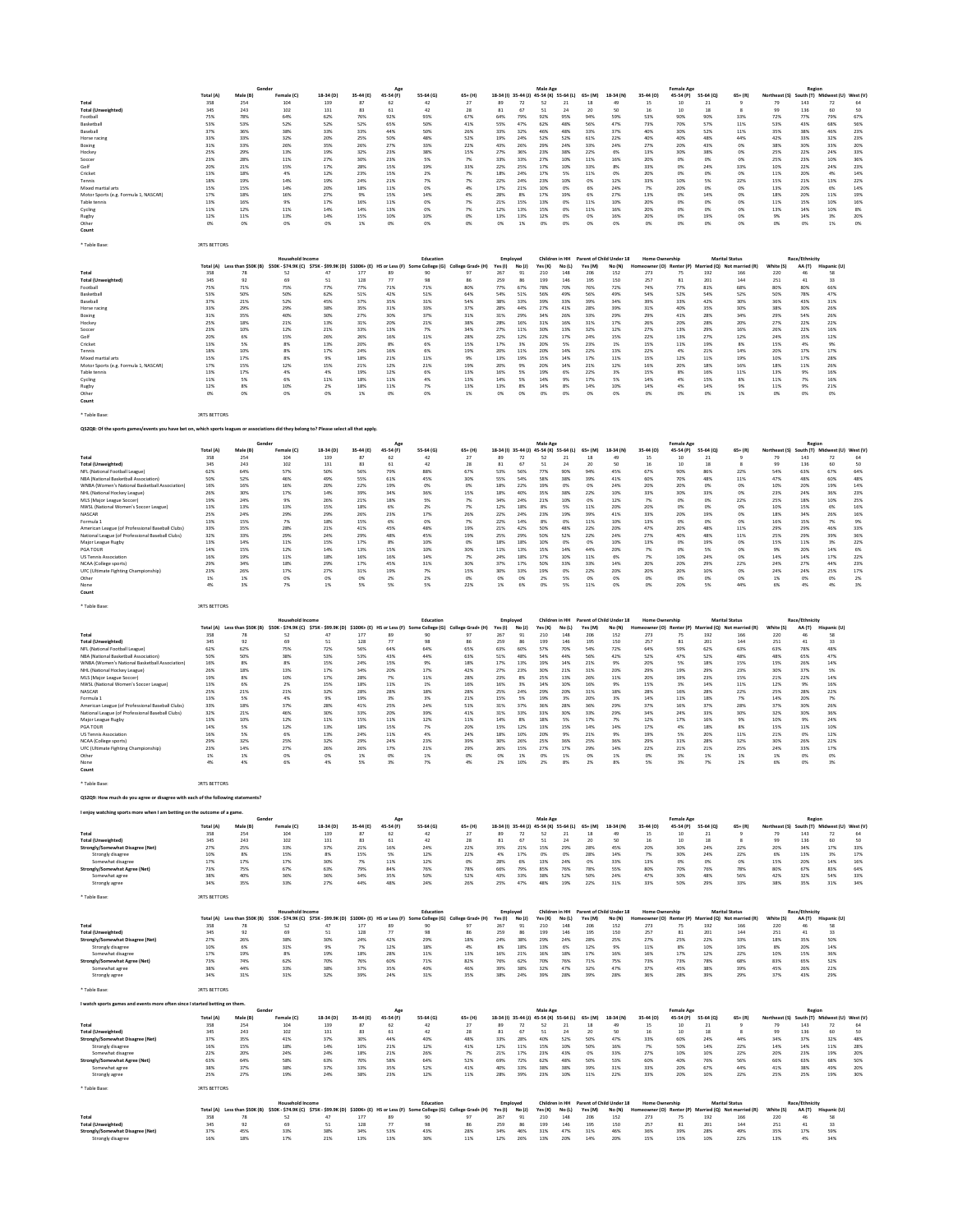| | Gender | | | Age | | | | | Male Age | | | | | Female Age | | | | | Region | | | |
|---|---|---|---|---|---|---|---|---|---|---|---|---|---|---|---|---|---|---|---|---|---|---|
| | Total (A) | Male (B) | Female (C) | 18-34 (D) | 35-44 (E) | 45-54 (F) | 55-64 (G) | 65+ (H) | 18-34 (I) | 35-44 (J) | 45-54 (K) | 55-64 (L) | 65+ (M) | 18-34 (N) | 35-44 (O) | 45-54 (P) | 55-64 (Q) | 65+ (R) | Northeast (S) | South (T) | Midwest (U) | West (V) |
| Total | 358 | 254 | 104 | 139 | 87 | 62 | 42 | 27 | 89 | 72 | 52 | 21 | 18 | 49 | 15 | 10 | 21 | 9 | 79 | 143 | 72 | 64 |
| Total (Unweighted) | 345 | 243 | 102 | 131 | 83 | 61 | 42 | 28 | 81 | 67 | 51 | 24 | 20 | 50 | 16 | 10 | 18 | 8 | 99 | 136 | 60 | 50 |
| Football | 75% | 78% | 64% | 62% | 76% | 92% | 93% | 67% | 64% | 79% | 92% | 95% | 94% | 59% | 53% | 90% | 90% | 33% | 72% | 77% | 79% | 67% |
| Basketball | 53% | 53% | 52% | 52% | 52% | 65% | 50% | 41% | 55% | 47% | 62% | 48% | 56% | 47% | 73% | 70% | 57% | 11% | 53% | 43% | 68% | 56% |
| Baseball | 37% | 36% | 38% | 33% | 33% | 44% | 50% | 26% | 33% | 32% | 46% | 48% | 33% | 37% | 40% | 30% | 52% | 11% | 35% | 38% | 46% | 23% |
| Horse racing | 33% | 33% | 32% | 20% | 25% | 50% | 48% | 52% | 19% | 24% | 52% | 52% | 61% | 22% | 40% | 40% | 48% | 44% | 42% | 33% | 32% | 23% |
| Boxing | 31% | 33% | 26% | 35% | 26% | 27% | 33% | 22% | 43% | 26% | 29% | 24% | 33% | 24% | 27% | 20% | 43% | 0% | 38% | 30% | 33% | 20% |
| Hockey | 25% | 29% | 13% | 19% | 32% | 23% | 38% | 15% | 27% | 36% | 23% | 38% | 22% | 6% | 13% | 30% | 38% | 0% | 25% | 22% | 24% | 33% |
| Soccer | 23% | 28% | 11% | 27% | 30% | 23% | 5% | 7% | 33% | 33% | 27% | 10% | 11% | 16% | 20% | 0% | 0% | 0% | 25% | 23% | 10% | 36% |
| Golf | 20% | 21% | 15% | 17% | 28% | 15% | 19% | 33% | 22% | 25% | 17% | 10% | 33% | 8% | 33% | 0% | 24% | 33% | 10% | 22% | 24% | 23% |
| Cricket | 13% | 18% | 4% | 12% | 23% | 15% | 2% | 7% | 18% | 24% | 17% | 5% | 11% | 0% | 20% | 0% | 0% | 0% | 11% | 20% | 4% | 14% |
| Tennis | 18% | 19% | 14% | 19% | 24% | 21% | 7% | 7% | 22% | 24% | 23% | 10% | 0% | 12% | 33% | 10% | 5% | 22% | 15% | 21% | 13% | 22% |
| Mixed martial arts | 15% | 15% | 14% | 20% | 18% | 11% | 0% | 4% | 17% | 21% | 10% | 0% | 6% | 24% | 7% | 20% | 0% | 0% | 13% | 20% | 6% | 14% |
| Motor Sports (e.g. Formula 1, NASCAR) | 17% | 18% | 16% | 27% | 9% | 15% | 14% | 4% | 28% | 8% | 17% | 19% | 6% | 27% | 13% | 0% | 14% | 0% | 18% | 20% | 11% | 19% |
| Table tennis | 13% | 16% | 9% | 17% | 16% | 11% | 0% | 7% | 21% | 15% | 13% | 0% | 11% | 10% | 20% | 0% | 0% | 0% | 11% | 15% | 10% | 16% |
| Cycling | 11% | 12% | 11% | 14% | 14% | 13% | 0% | 7% | 12% | 13% | 15% | 0% | 11% | 16% | 20% | 0% | 0% | 0% | 13% | 14% | 10% | 8% |
| Rugby | 12% | 11% | 13% | 14% | 15% | 10% | 10% | 0% | 13% | 13% | 12% | 0% | 0% | 16% | 20% | 0% | 19% | 0% | 9% | 14% | 3% | 20% |
| Other | 0% | 0% | 0% | 0% | 1% | 0% | 0% | 0% | 0% | 1% | 0% | 0% | 0% | 0% | 0% | 0% | 0% | 0% | 0% | 0% | 1% | 0% |
| Count | | | | | | | | | | | | | | | | | | | | | | |

* Table Base: ORTS BETTORS

| | Household Income | | | | | Education | | | Employed | | Children in HH | | Parent of Child Under 18 | | Home Ownership | | Marital Status | | Race/Ethnicity | | |
|---|---|---|---|---|---|---|---|---|---|---|---|---|---|---|---|---|---|---|---|---|---|
| | Total (A) | Less than $50K (B) | $50K - $74.9K (C) | $75K - $99.9K (D) | $100K+ (E) | HS or Less (F) | Some College (G) | College Grad+ (H) | Yes (I) | No (J) | Yes (K) | No (L) | Yes (M) | No (N) | Homeowner (O) | Renter (P) | Married (Q) | Not married (R) | White (S) | AA (T) | Hispanic (U) |
| Total | 358 | 78 | 52 | 47 | 177 | 89 | 90 | 97 | 267 | 91 | 210 | 148 | 206 | 152 | 273 | 75 | 192 | 166 | 220 | 46 | 58 |
| Total (Unweighted) | 345 | 92 | 69 | 51 | 128 | 77 | 98 | 86 | 259 | 86 | 199 | 146 | 195 | 150 | 257 | 81 | 201 | 144 | 251 | 41 | 33 |
| Football | 75% | 71% | 75% | 77% | 71% | 71% | 71% | 80% | 77% | 67% | 78% | 70% | 76% | 72% | 74% | 77% | 81% | 68% | 80% | 80% | 66% |
| Basketball | 53% | 50% | 50% | 62% | 51% | 42% | 51% | 64% | 54% | 51% | 56% | 49% | 56% | 49% | 54% | 52% | 50% | 52% | 50% | 78% | 47% |
| Baseball | 37% | 21% | 52% | 45% | 37% | 35% | 31% | 54% | 38% | 33% | 39% | 33% | 39% | 34% | 39% | 33% | 42% | 30% | 36% | 43% | 31% |
| Horse racing | 33% | 29% | 29% | 38% | 35% | 31% | 30% | 37% | 28% | 44% | 27% | 41% | 28% | 39% | 31% | 40% | 35% | 30% | 38% | 30% | 26% |
| Boxing | 31% | 35% | 40% | 30% | 27% | 30% | 37% | 31% | 31% | 29% | 34% | 26% | 33% | 29% | 29% | 41% | 28% | 34% | 29% | 54% | 26% |
| Hockey | 25% | 18% | 21% | 13% | 31% | 20% | 21% | 38% | 28% | 16% | 31% | 16% | 31% | 17% | 26% | 20% | 28% | 20% | 27% | 22% | 22% |
| Soccer | 23% | 10% | 12% | 21% | 53% | 13% | 7% | 34% | 27% | 11% | 30% | 13% | 32% | 12% | 27% | 13% | 29% | 16% | 26% | 22% | 16% |
| Golf | 20% | 6% | 15% | 26% | 26% | 16% | 11% | 28% | 22% | 12% | 22% | 17% | 24% | 15% | 22% | 13% | 27% | 12% | 24% | 15% | 12% |
| Cricket | 13% | 5% | 8% | 13% | 20% | 8% | 6% | 15% | 17% | 3% | 20% | 5% | 23% | 1% | 15% | 11% | 19% | 8% | 15% | 4% | 9% |
| Tennis | 18% | 10% | 8% | 17% | 24% | 16% | 6% | 19% | 20% | 11% | 20% | 14% | 22% | 13% | 22% | 4% | 21% | 14% | 20% | 17% | 17% |
| Mixed martial arts | 15% | 17% | 8% | 9% | 18% | 21% | 11% | 9% | 13% | 19% | 15% | 14% | 17% | 11% | 15% | 12% | 11% | 19% | 10% | 17% | 28% |
| Motor Sports (e.g. Formula 1, NASCAR) | 17% | 15% | 12% | 15% | 21% | 12% | 21% | 19% | 20% | 9% | 20% | 14% | 21% | 12% | 16% | 20% | 18% | 16% | 18% | 11% | 26% |
| Table tennis | 13% | 17% | 4% | 4% | 19% | 12% | 6% | 13% | 16% | 5% | 19% | 6% | 22% | 3% | 15% | 8% | 16% | 11% | 13% | 9% | 16% |
| Cycling | 11% | 5% | 6% | 11% | 18% | 11% | 4% | 14% | 14% | 5% | 14% | 9% | 17% | 5% | 14% | 4% | 15% | 8% | 11% | 7% | 16% |
| Rugby | 12% | 8% | 10% | 2% | 18% | 11% | 7% | 13% | 13% | 8% | 14% | 8% | 14% | 10% | 14% | 4% | 14% | 9% | 11% | 9% | 21% |
| Other | 0% | 0% | 0% | 0% | 1% | 0% | 0% | 1% | 0% | 0% | 0% | 0% | 0% | 0% | 0% | 0% | 0% | 1% | 0% | 0% | 0% |
| Count | | | | | | | | | | | | | | | | | | | | | |

* Table Base: ORTS BETTORS

**Q52Q8: Of the sports games/events you have bet on, which sports leagues or associations did they belong to? Please select all that apply.**

| | Gender | | | Age | | | | | Male Age | | | | | Female Age | | | | | Region | | | |
|---|---|---|---|---|---|---|---|---|---|---|---|---|---|---|---|---|---|---|---|---|---|---|
| | Total (A) | Male (B) | Female (C) | 18-34 (D) | 35-44 (E) | 45-54 (F) | 55-64 (G) | 65+ (H) | 18-34 (I) | 35-44 (J) | 45-54 (K) | 55-64 (L) | 65+ (M) | 18-34 (N) | 35-44 (O) | 45-54 (P) | 55-64 (Q) | 65+ (R) | Northeast (S) | South (T) | Midwest (U) | West (V) |
| Total | 358 | 254 | 104 | 139 | 87 | 62 | 42 | 27 | 89 | 72 | 52 | 21 | 18 | 49 | 15 | 10 | 21 | 9 | 79 | 143 | 72 | 64 |
| Total (Unweighted) | 345 | 243 | 102 | 131 | 83 | 61 | 42 | 28 | 81 | 67 | 51 | 24 | 20 | 50 | 16 | 10 | 18 | 8 | 99 | 136 | 60 | 50 |
| NFL (National Football League) | 62% | 64% | 57% | 50% | 56% | 79% | 88% | 67% | 53% | 56% | 77% | 90% | 94% | 45% | 67% | 90% | 86% | 22% | 54% | 63% | 67% | 64% |
| NBA (National Basketball Association) | 50% | 52% | 46% | 49% | 55% | 61% | 45% | 30% | 55% | 54% | 58% | 48% | 39% | 41% | 60% | 70% | 48% | 11% | 47% | 48% | 60% | 48% |
| WNBA (Women's National Basketball Association) | 16% | 16% | 16% | 20% | 22% | 19% | 0% | 0% | 18% | 22% | 19% | 0% | 0% | 24% | 20% | 20% | 0% | 0% | 10% | 20% | 19% | 14% |
| NHL (National Hockey League) | 26% | 30% | 17% | 14% | 39% | 34% | 36% | 15% | 18% | 40% | 35% | 38% | 22% | 10% | 33% | 30% | 33% | 0% | 23% | 24% | 36% | 23% |
| MLS (Major League Soccer) | 19% | 24% | 9% | 26% | 21% | 18% | 5% | 7% | 34% | 24% | 21% | 10% | 0% | 12% | 7% | 0% | 0% | 22% | 25% | 18% | 10% | 25% |
| NWSL (National Women's Soccer League) | 13% | 13% | 13% | 15% | 18% | 6% | 2% | 7% | 12% | 18% | 8% | 5% | 11% | 20% | 20% | 0% | 0% | 0% | 10% | 15% | 6% | 16% |
| NASCAR | 25% | 24% | 29% | 29% | 26% | 23% | 17% | 26% | 22% | 24% | 23% | 19% | 39% | 41% | 33% | 20% | 19% | 0% | 18% | 34% | 26% | 16% |
| Formula 1 | 13% | 15% | 7% | 18% | 15% | 6% | 0% | 7% | 22% | 14% | 8% | 0% | 11% | 10% | 13% | 0% | 0% | 0% | 16% | 15% | 7% | 9% |
| American League (of Professional Baseball Clubs) | 33% | 35% | 28% | 21% | 41% | 45% | 48% | 19% | 21% | 42% | 50% | 48% | 22% | 20% | 47% | 20% | 48% | 11% | 29% | 29% | 46% | 33% |
| National League (of Professional Baseball Clubs) | 32% | 33% | 29% | 24% | 29% | 48% | 45% | 19% | 25% | 29% | 50% | 52% | 22% | 24% | 27% | 40% | 48% | 11% | 25% | 29% | 39% | 36% |
| Major League Rugby | 13% | 14% | 11% | 15% | 17% | 8% | 10% | 0% | 18% | 18% | 10% | 0% | 0% | 10% | 13% | 0% | 19% | 0% | 15% | 11% | 3% | 22% |
| PGA TOUR | 14% | 15% | 12% | 14% | 13% | 15% | 10% | 30% | 11% | 13% | 15% | 14% | 44% | 20% | 7% | 0% | 5% | 0% | 9% | 20% | 14% | 6% |
| US Tennis Association | 16% | 19% | 11% | 18% | 16% | 16% | 14% | 7% | 24% | 18% | 17% | 10% | 11% | 6% | 7% | 10% | 24% | 0% | 14% | 14% | 17% | 22% |
| NCAA (College sports) | 29% | 34% | 18% | 29% | 17% | 45% | 31% | 30% | 37% | 17% | 50% | 33% | 33% | 14% | 20% | 20% | 20% | 22% | 24% | 27% | 44% | 23% |
| UFC (Ultimate Fighting Championship) | 23% | 26% | 17% | 27% | 31% | 19% | 7% | 15% | 30% | 33% | 19% | 0% | 22% | 20% | 20% | 20% | 10% | 0% | 24% | 24% | 25% | 17% |
| Other | 1% | 1% | 0% | 0% | 0% | 2% | 2% | 0% | 0% | 0% | 2% | 5% | 0% | 0% | 0% | 0% | 0% | 0% | 1% | 0% | 0% | 2% |
| None | 4% | 3% | 7% | 1% | 5% | 5% | 5% | 22% | 1% | 6% | 0% | 5% | 11% | 0% | 0% | 20% | 5% | 44% | 6% | 4% | 4% | 3% |
| Count | | | | | | | | | | | | | | | | | | | | | | |

* Table Base: ORTS BETTORS

| | Household Income | | | | | Education | | | Employed | | Children in HH | | Parent of Child Under 18 | | Home Ownership | | Marital Status | | Race/Ethnicity | | |
|---|---|---|---|---|---|---|---|---|---|---|---|---|---|---|---|---|---|---|---|---|---|
| | Total (A) | Less than $50K (B) | $50K - $74.9K (C) | $75K - $99.9K (D) | $100K+ (E) | HS or Less (F) | Some College (G) | College Grad+ (H) | Yes (I) | No (J) | Yes (K) | No (L) | Yes (M) | No (N) | Homeowner (O) | Renter (P) | Married (Q) | Not married (R) | White (S) | AA (T) | Hispanic (U) |
| Total | 358 | 78 | 52 | 47 | 177 | 89 | 90 | 97 | 267 | 91 | 210 | 148 | 206 | 152 | 273 | 75 | 192 | 166 | 220 | 46 | 58 |
| Total (Unweighted) | 345 | 92 | 69 | 51 | 128 | 77 | 98 | 86 | 259 | 86 | 199 | 146 | 195 | 150 | 257 | 81 | 201 | 144 | 251 | 41 | 33 |
| NFL (National Football League) | 62% | 62% | 75% | 72% | 56% | 64% | 64% | 65% | 63% | 60% | 57% | 70% | 54% | 72% | 64% | 59% | 62% | 63% | 63% | 78% | 48% |
| NBA (National Basketball Association) | 50% | 50% | 38% | 53% | 53% | 43% | 44% | 63% | 51% | 48% | 54% | 44% | 56% | 42% | 52% | 47% | 52% | 48% | 48% | 65% | 47% |
| WNBA (Women's National Basketball Association) | 16% | 8% | 8% | 15% | 24% | 15% | 9% | 18% | 17% | 13% | 19% | 14% | 21% | 9% | 20% | 5% | 18% | 15% | 15% | 26% | 14% |
| NHL (National Hockey League) | 26% | 18% | 13% | 17% | 34% | 20% | 17% | 42% | 27% | 23% | 30% | 21% | 31% | 20% | 29% | 19% | 29% | 23% | 30% | 37% | 5% |
| MLS (Major League Soccer) | 19% | 8% | 10% | 17% | 28% | 7% | 11% | 28% | 23% | 8% | 25% | 13% | 26% | 11% | 20% | 19% | 23% | 15% | 21% | 22% | 14% |
| NWSL (National Women's Soccer League) | 13% | 6% | 2% | 15% | 18% | 11% | 1% | 16% | 16% | 3% | 14% | 10% | 16% | 9% | 15% | 3% | 14% | 11% | 12% | 9% | 16% |
| NASCAR | 25% | 21% | 21% | 32% | 28% | 28% | 18% | 28% | 25% | 24% | 29% | 20% | 31% | 18% | 28% | 16% | 28% | 22% | 25% | 28% | 22% |
| Formula 1 | 13% | 5% | 4% | 9% | 19% | 3% | 3% | 21% | 15% | 5% | 19% | 3% | 20% | 3% | 14% | 11% | 18% | 7% | 14% | 20% | 7% |
| American League (of Professional Baseball Clubs) | 33% | 18% | 37% | 28% | 41% | 25% | 24% | 51% | 31% | 37% | 36% | 28% | 36% | 29% | 37% | 16% | 37% | 28% | 37% | 30% | 26% |
| National League (of Professional Baseball Clubs) | 32% | 21% | 46% | 30% | 33% | 20% | 39% | 41% | 31% | 33% | 35% | 30% | 33% | 29% | 34% | 24% | 33% | 30% | 32% | 30% | 36% |
| Major League Rugby | 13% | 10% | 12% | 11% | 15% | 11% | 12% | 11% | 14% | 8% | 18% | 5% | 17% | 7% | 12% | 17% | 16% | 9% | 10% | 9% | 24% |
| PGA TOUR | 14% | 5% | 12% | 13% | 18% | 15% | 7% | 20% | 15% | 12% | 13% | 15% | 14% | 14% | 17% | 4% | 18% | 8% | 15% | 11% | 10% |
| US Tennis Association | 16% | 5% | 6% | 13% | 24% | 11% | 4% | 24% | 18% | 10% | 20% | 9% | 21% | 9% | 19% | 5% | 20% | 11% | 21% | 0% | 12% |
| NCAA (College sports) | 29% | 32% | 25% | 32% | 29% | 24% | 23% | 39% | 30% | 26% | 25% | 36% | 25% | 36% | 29% | 31% | 28% | 32% | 30% | 26% | 22% |
| UFC (Ultimate Fighting Championship) | 23% | 14% | 27% | 26% | 26% | 17% | 21% | 29% | 26% | 15% | 27% | 17% | 29% | 14% | 22% | 21% | 21% | 25% | 24% | 33% | 17% |
| Other | 1% | 1% | 0% | 0% | 1% | 1% | 0% | 1% | 0% | 1% | 0% | 1% | 0% | 1% | 0% | 3% | 1% | 1% | 1% | 0% | 0% |
| None | 4% | 4% | 6% | 4% | 5% | 3% | 7% | 4% | 2% | 10% | 2% | 8% | 2% | 8% | 5% | 3% | 7% | 2% | 6% | 0% | 3% |
| Count | | | | | | | | | | | | | | | | | | | | | |

* Table Base: ORTS BETTORS

**Q52Q9: How much do you agree or disagree with each of the following statements?**

**I enjoy watching sports more when I am betting on the outcome of a game.**

| | Gender | | | Age | | | | | Male Age | | | | | Female Age | | | | | Region | | | |
|---|---|---|---|---|---|---|---|---|---|---|---|---|---|---|---|---|---|---|---|---|---|---|
| | Total (A) | Male (B) | Female (C) | 18-34 (D) | 35-44 (E) | 45-54 (F) | 55-64 (G) | 65+ (H) | 18-34 (I) | 35-44 (J) | 45-54 (K) | 55-64 (L) | 65+ (M) | 18-34 (N) | 35-44 (O) | 45-54 (P) | 55-64 (Q) | 65+ (R) | Northeast (S) | South (T) | Midwest (U) | West (V) |
| Total | 358 | 254 | 104 | 139 | 87 | 62 | 42 | 27 | 89 | 72 | 52 | 21 | 18 | 49 | 15 | 10 | 21 | 9 | 79 | 143 | 72 | 64 |
| Total (Unweighted) | 345 | 243 | 102 | 131 | 83 | 61 | 42 | 28 | 81 | 67 | 51 | 24 | 20 | 50 | 16 | 10 | 18 | 8 | 99 | 136 | 60 | 50 |
| Strongly/Somewhat Disagree (Net) | 27% | 25% | 33% | 37% | 21% | 16% | 24% | 22% | 35% | 21% | 15% | 29% | 28% | 45% | 20% | 30% | 24% | 22% | 20% | 34% | 17% | 33% |
| Strongly disagree | 10% | 8% | 15% | 8% | 15% | 5% | 12% | 22% | 4% | 17% | 0% | 0% | 28% | 14% | 7% | 30% | 24% | 22% | 6% | 13% | 3% | 17% |
| Somewhat disagree | 17% | 17% | 17% | 30% | 7% | 11% | 12% | 0% | 28% | 4% | 15% | 29% | 0% | 33% | 13% | 0% | 0% | 0% | 15% | 20% | 14% | 16% |
| Strongly/Somewhat Agree (Net) | 73% | 75% | 67% | 63% | 79% | 84% | 76% | 78% | 66% | 79% | 85% | 76% | 78% | 55% | 80% | 70% | 76% | 78% | 80% | 67% | 83% | 64% |
| Somewhat agree | 38% | 40% | 36% | 36% | 34% | 35% | 50% | 52% | 43% | 33% | 38% | 52% | 50% | 24% | 47% | 30% | 48% | 56% | 42% | 32% | 54% | 33% |
| Strongly agree | 34% | 35% | 33% | 27% | 44% | 48% | 26% | 26% | 23% | 47% | 48% | 19% | 22% | 31% | 33% | 50% | 29% | 33% | 38% | 35% | 31% | 34% |

* Table Base: ORTS BETTORS

| | Household Income | | | | | Education | | | Employed | | Children in HH | | Parent of Child Under 18 | | Home Ownership | | Marital Status | | Race/Ethnicity | | |
|---|---|---|---|---|---|---|---|---|---|---|---|---|---|---|---|---|---|---|---|---|---|
| | Total (A) | Less than $50K (B) | $50K - $74.9K (C) | $75K - $99.9K (D) | $100K+ (E) | HS or Less (F) | Some College (G) | College Grad+ (H) | Yes (I) | No (J) | Yes (K) | No (L) | Yes (M) | No (N) | Homeowner (O) | Renter (P) | Married (Q) | Not married (R) | White (S) | AA (T) | Hispanic (U) |
| Total | 358 | 78 | 52 | 47 | 177 | 89 | 90 | 97 | 267 | 91 | 210 | 148 | 206 | 152 | 273 | 75 | 192 | 166 | 220 | 46 | 58 |
| Total (Unweighted) | 345 | 92 | 69 | 51 | 128 | 77 | 98 | 86 | 259 | 86 | 199 | 146 | 195 | 150 | 257 | 81 | 201 | 144 | 251 | 41 | 33 |
| Strongly/Somewhat Disagree (Net) | 27% | 26% | 38% | 30% | 24% | 42% | 29% | 18% | 24% | 38% | 29% | 24% | 29% | 25% | 27% | 25% | 22% | 33% | 17% | 35% | 50% |
| Strongly disagree | 10% | 6% | 31% | 9% | 7% | 12% | 18% | 4% | 8% | 18% | 13% | 6% | 12% | 9% | 11% | 8% | 10% | 10% | 8% | 20% | 14% |
| Somewhat disagree | 17% | 19% | 8% | 19% | 18% | 28% | 11% | 13% | 16% | 21% | 16% | 18% | 17% | 16% | 16% | 17% | 12% | 22% | 10% | 15% | 36% |
| Strongly/Somewhat Agree (Net) | 73% | 74% | 62% | 70% | 76% | 60% | 71% | 82% | 76% | 62% | 70% | 76% | 71% | 75% | 73% | 75% | 78% | 68% | 83% | 65% | 52% |
| Somewhat agree | 38% | 44% | 33% | 38% | 37% | 35% | 40% | 46% | 39% | 38% | 32% | 47% | 32% | 47% | 37% | 45% | 38% | 39% | 45% | 26% | 22% |
| Strongly agree | 34% | 31% | 31% | 32% | 39% | 24% | 31% | 35% | 38% | 24% | 39% | 28% | 39% | 28% | 36% | 28% | 39% | 29% | 37% | 43% | 29% |

* Table Base: ORTS BETTORS

**I watch sports games and events more often since I started betting on them.**

| | Gender | | | Age | | | | | Male Age | | | | | Female Age | | | | | Region | | | |
|---|---|---|---|---|---|---|---|---|---|---|---|---|---|---|---|---|---|---|---|---|---|---|
| | Total (A) | Male (B) | Female (C) | 18-34 (D) | 35-44 (E) | 45-54 (F) | 55-64 (G) | 65+ (H) | 18-34 (I) | 35-44 (J) | 45-54 (K) | 55-64 (L) | 65+ (M) | 18-34 (N) | 35-44 (O) | 45-54 (P) | 55-64 (Q) | 65+ (R) | Northeast (S) | South (T) | Midwest (U) | West (V) |
| Total | 358 | 254 | 104 | 139 | 87 | 62 | 42 | 27 | 89 | 72 | 52 | 21 | 18 | 49 | 15 | 10 | 21 | 9 | 79 | 143 | 72 | 64 |
| Total (Unweighted) | 345 | 243 | 102 | 131 | 83 | 61 | 42 | 28 | 81 | 67 | 51 | 24 | 20 | 50 | 16 | 10 | 18 | 8 | 99 | 136 | 60 | 50 |
| Strongly/Somewhat Disagree (Net) | 37% | 35% | 41% | 37% | 30% | 44% | 40% | 48% | 33% | 28% | 40% | 52% | 50% | 47% | 33% | 60% | 24% | 44% | 34% | 37% | 32% | 48% |
| Strongly disagree | 16% | 15% | 18% | 14% | 10% | 21% | 12% | 41% | 12% | 11% | 15% | 10% | 50% | 16% | 7% | 50% | 14% | 22% | 14% | 14% | 11% | 28% |
| Somewhat disagree | 22% | 20% | 24% | 24% | 18% | 21% | 26% | 7% | 21% | 17% | 23% | 43% | 0% | 33% | 27% | 10% | 10% | 22% | 20% | 23% | 19% | 20% |
| Strongly/Somewhat Agree (Net) | 63% | 64% | 58% | 63% | 70% | 58% | 64% | 52% | 69% | 72% | 62% | 48% | 50% | 53% | 60% | 40% | 76% | 56% | 66% | 63% | 68% | 50% |
| Somewhat agree | 38% | 37% | 38% | 39% | 32% | 35% | 41% | 41% | 40% | 33% | 38% | 38% | 30% | 31% | 33% | 20% | 48% | 44% | 41% | 38% | 49% | 20% |
| Strongly agree | 25% | 27% | 19% | 24% | 38% | 23% | 12% | 11% | 28% | 39% | 23% | 10% | 11% | 22% | 33% | 20% | 10% | 22% | 25% | 25% | 19% | 30% |

* Table Base: ORTS BETTORS

| | Household Income | | | | | Education | | | Employed | | Children in HH | | Parent of Child Under 18 | | Home Ownership | | Marital Status | | Race/Ethnicity | | |
|---|---|---|---|---|---|---|---|---|---|---|---|---|---|---|---|---|---|---|---|---|---|
| | Total (A) | Less than $50K (B) | $50K - $74.9K (C) | $75K - $99.9K (D) | $100K+ (E) | HS or Less (F) | Some College (G) | College Grad+ (H) | Yes (I) | No (J) | Yes (K) | No (L) | Yes (M) | No (N) | Homeowner (O) | Renter (P) | Married (Q) | Not married (R) | White (S) | AA (T) | Hispanic (U) |
| Total | 358 | 78 | 52 | 47 | 177 | 89 | 90 | 97 | 267 | 91 | 210 | 148 | 206 | 152 | 273 | 75 | 192 | 166 | 220 | 46 | 58 |
| Total (Unweighted) | 345 | 92 | 69 | 51 | 128 | 77 | 98 | 86 | 259 | 86 | 199 | 146 | 195 | 150 | 257 | 81 | 201 | 144 | 251 | 41 | 33 |
| Strongly/Somewhat Disagree (Net) | 37% | 45% | 33% | 38% | 34% | 53% | 43% | 28% | 34% | 46% | 31% | 47% | 31% | 46% | 36% | 39% | 28% | 49% | 35% | 17% | 59% |
| Strongly disagree | 16% | 18% | 17% | 21% | 13% | 13% | 30% | 11% | 12% | 26% | 13% | 20% | 14% | 20% | 15% | 15% | 10% | 22% | 13% | 4% | 34% |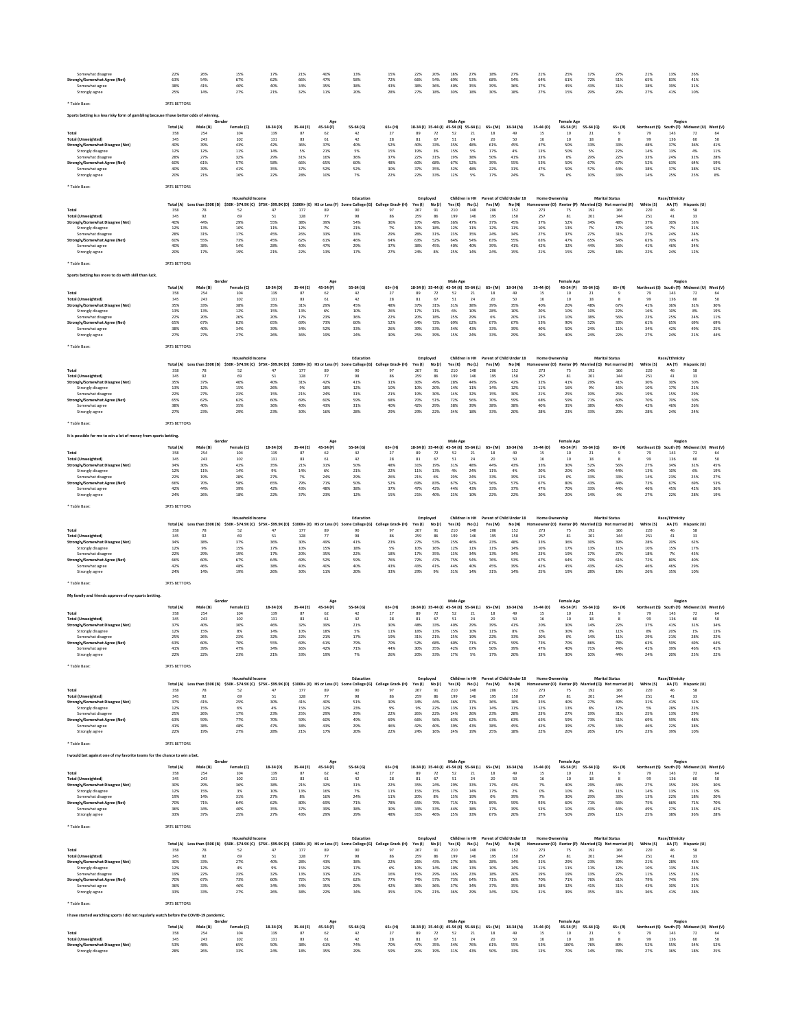| | Total (A) | Less than $50K (B) | $50K - $74.9K (C) | $75K - $99.9K (D) | $100K+ (E) | HS or Less (F) | Some College (G) | College Grad+ (H) | Yes (I) | No (J) | Yes (K) | No (L) | Yes (M) | No (N) | Homeowner (O) | Renter (P) | Married (Q) | Not married (R) | White (S) | AA (T) | Hispanic (U) |
|---|---|---|---|---|---|---|---|---|---|---|---|---|---|---|---|---|---|---|---|---|---|
| Somewhat disagree | 22% | 26% | 15% | 17% | 21% | 40% | 13% | 15% | 22% | 20% | 18% | 27% | 18% | 27% | 21% | 25% | 17% | 27% | 21% | 13% | 26% |
| **Strongly/Somewhat Agree (Net)** | 63% | 54% | 67% | 62% | 66% | 47% | 58% | 72% | 66% | 54% | 69% | 53% | 68% | 54% | 64% | 61% | 72% | 51% | 65% | 83% | 41% |
| Somewhat agree | 38% | 41% | 40% | 40% | 34% | 35% | 38% | 43% | 38% | 36% | 40% | 35% | 39% | 36% | 37% | 45% | 43% | 31% | 38% | 39% | 31% |
| Strongly agree | 25% | 14% | 27% | 21% | 32% | 11% | 20% | 28% | 27% | 18% | 30% | 18% | 30% | 18% | 27% | 15% | 29% | 20% | 27% | 41% | 10% |

* Table Base: ORTS BETTORS

**Sports betting is a less risky form of gambling because I have better odds of winning.**

| | Gender | | | Age | | | | | Male Age | | | | | Female Age | | | | | Region | | | |
|---|---|---|---|---|---|---|---|---|---|---|---|---|---|---|---|---|---|---|---|---|---|---|
| | Total (A) | Male (B) | Female (C) | 18-34 (D) | 35-44 (E) | 45-54 (F) | 55-64 (G) | 65+ (H) | 18-34 (I) | 35-44 (J) | 45-54 (K) | 55-64 (L) | 65+ (M) | 18-34 (N) | 35-44 (O) | 45-54 (P) | 55-64 (Q) | 65+ (R) | Northeast (S) | South (T) | Midwest (U) | West (V) |
| **Total** | 358 | 254 | 104 | 139 | 87 | 62 | 42 | 27 | 89 | 72 | 52 | 21 | 18 | 49 | 15 | 10 | 21 | 9 | 79 | 143 | 72 | 64 |
| **Total (Unweighted)** | 345 | 243 | 102 | 131 | 83 | 61 | 42 | 28 | 81 | 67 | 51 | 24 | 20 | 50 | 16 | 10 | 18 | 8 | 99 | 136 | 60 | 50 |
| **Strongly/Somewhat Disagree (Net)** | 40% | 39% | 43% | 42% | 36% | 37% | 40% | 52% | 40% | 33% | 35% | 48% | 61% | 45% | 47% | 50% | 33% | 33% | 48% | 37% | 36% | 41% |
| Strongly disagree | 12% | 12% | 11% | 14% | 5% | 21% | 5% | 15% | 19% | 3% | 15% | 5% | 17% | 4% | 13% | 50% | 5% | 22% | 14% | 13% | 4% | 11% |
| Somewhat disagree | 28% | 27% | 32% | 29% | 31% | 16% | 36% | 37% | 22% | 31% | 19% | 38% | 50% | 41% | 33% | 0% | 29% | 22% | 33% | 24% | 32% | 28% |
| **Strongly/Somewhat Agree (Net)** | 60% | 61% | 57% | 58% | 66% | 65% | 60% | 48% | 60% | 68% | 67% | 52% | 39% | 55% | 53% | 50% | 67% | 67% | 52% | 63% | 64% | 59% |
| Somewhat agree | 40% | 39% | 41% | 35% | 37% | 52% | 52% | 30% | 37% | 35% | 52% | 48% | 22% | 31% | 47% | 50% | 57% | 44% | 38% | 37% | 38% | 52% |
| Strongly agree | 20% | 21% | 16% | 22% | 28% | 10% | 7% | 22% | 22% | 33% | 12% | 5% | 17% | 24% | 7% | 0% | 10% | 33% | 14% | 25% | 25% | 8% |

* Table Base: ORTS BETTORS

| | | Household Income | | | | Education | | | Employed | | Children in HH | | Parent of Child Under 18 | | Home Ownership | | Marital Status | | Race/Ethnicity | | |
|---|---|---|---|---|---|---|---|---|---|---|---|---|---|---|---|---|---|---|---|---|---|
| | Total (A) | Less than $50K (B) | $50K - $74.9K (C) | $75K - $99.9K (D) | $100K+ (E) | HS or Less (F) | Some College (G) | College Grad+ (H) | Yes (I) | No (J) | Yes (K) | No (L) | Yes (M) | No (N) | Homeowner (O) | Renter (P) | Married (Q) | Not married (R) | White (S) | AA (T) | Hispanic (U) |
| **Total** | 358 | 78 | 52 | 47 | 177 | 89 | 90 | 97 | 267 | 91 | 210 | 148 | 206 | 152 | 273 | 75 | 192 | 166 | 220 | 46 | 58 |
| **Total (Unweighted)** | 345 | 92 | 69 | 51 | 128 | 77 | 98 | 86 | 259 | 86 | 199 | 146 | 195 | 150 | 257 | 81 | 201 | 144 | 251 | 41 | 33 |
| **Strongly/Somewhat Disagree (Net)** | 40% | 44% | 29% | 55% | 38% | 39% | 54% | 36% | 37% | 48% | 36% | 47% | 37% | 45% | 37% | 52% | 34% | 48% | 37% | 30% | 53% |
| Strongly disagree | 12% | 13% | 10% | 11% | 12% | 7% | 21% | 7% | 10% | 18% | 12% | 11% | 12% | 11% | 10% | 13% | 7% | 17% | 10% | 7% | 31% |
| Somewhat disagree | 28% | 31% | 17% | 45% | 26% | 33% | 33% | 29% | 28% | 31% | 23% | 35% | 24% | 34% | 27% | 37% | 27% | 31% | 27% | 24% | 24% |
| **Strongly/Somewhat Agree (Net)** | 60% | 55% | 73% | 45% | 62% | 61% | 46% | 64% | 63% | 52% | 64% | 54% | 63% | 55% | 63% | 47% | 65% | 54% | 63% | 70% | 47% |
| Somewhat agree | 40% | 38% | 54% | 28% | 40% | 47% | 29% | 37% | 38% | 45% | 40% | 40% | 39% | 41% | 42% | 32% | 44% | 36% | 41% | 46% | 34% |
| Strongly agree | 20% | 17% | 19% | 21% | 22% | 13% | 17% | 27% | 24% | 8% | 25% | 14% | 24% | 15% | 21% | 15% | 22% | 18% | 22% | 24% | 12% |

* Table Base: ORTS BETTORS

**Sports betting has more to do with skill than luck.**

| | Gender | | | Age | | | | | Male Age | | | | | Female Age | | | | | Region | | | |
|---|---|---|---|---|---|---|---|---|---|---|---|---|---|---|---|---|---|---|---|---|---|---|
| | Total (A) | Male (B) | Female (C) | 18-34 (D) | 35-44 (E) | 45-54 (F) | 55-64 (G) | 65+ (H) | 18-34 (I) | 35-44 (J) | 45-54 (K) | 55-64 (L) | 65+ (M) | 18-34 (N) | 35-44 (O) | 45-54 (P) | 55-64 (Q) | 65+ (R) | Northeast (S) | South (T) | Midwest (U) | West (V) |
| **Total** | 358 | 254 | 104 | 139 | 87 | 62 | 42 | 27 | 89 | 72 | 52 | 21 | 18 | 49 | 15 | 10 | 21 | 9 | 79 | 143 | 72 | 64 |
| **Total (Unweighted)** | 345 | 243 | 102 | 131 | 83 | 61 | 42 | 28 | 81 | 67 | 51 | 24 | 20 | 50 | 16 | 10 | 18 | 8 | 99 | 136 | 60 | 50 |
| **Strongly/Somewhat Disagree (Net)** | 35% | 33% | 38% | 35% | 31% | 29% | 45% | 48% | 37% | 31% | 31% | 38% | 39% | 35% | 40% | 20% | 48% | 67% | 41% | 36% | 31% | 30% |
| Strongly disagree | 13% | 13% | 12% | 15% | 13% | 6% | 10% | 26% | 17% | 11% | 6% | 10% | 28% | 10% | 20% | 10% | 10% | 22% | 16% | 10% | 8% | 19% |
| Somewhat disagree | 22% | 20% | 26% | 20% | 17% | 23% | 36% | 22% | 20% | 18% | 25% | 29% | 6% | 20% | 20% | 10% | 38% | 56% | 23% | 25% | 24% | 11% |
| **Strongly/Somewhat Agree (Net)** | 65% | 67% | 62% | 65% | 69% | 71% | 60% | 52% | 64% | 72% | 69% | 62% | 67% | 67% | 53% | 90% | 52% | 33% | 61% | 65% | 69% | 69% |
| Somewhat agree | 38% | 40% | 34% | 39% | 34% | 52% | 33% | 26% | 39% | 33% | 54% | 43% | 33% | 39% | 40% | 50% | 24% | 11% | 34% | 42% | 49% | 25% |
| Strongly agree | 27% | 27% | 27% | 26% | 36% | 19% | 24% | 30% | 25% | 39% | 15% | 24% | 33% | 29% | 20% | 40% | 24% | 22% | 27% | 24% | 21% | 44% |

* Table Base: ORTS BETTORS

| | | Household Income | | | | Education | | | Employed | | Children in HH | | Parent of Child Under 18 | | Home Ownership | | Marital Status | | Race/Ethnicity | | |
|---|---|---|---|---|---|---|---|---|---|---|---|---|---|---|---|---|---|---|---|---|---|
| | Total (A) | Less than $50K (B) | $50K - $74.9K (C) | $75K - $99.9K (D) | $100K+ (E) | HS or Less (F) | Some College (G) | College Grad+ (H) | Yes (I) | No (J) | Yes (K) | No (L) | Yes (M) | No (N) | Homeowner (O) | Renter (P) | Married (Q) | Not married (R) | White (S) | AA (T) | Hispanic (U) |
| **Total** | 358 | 78 | 52 | 47 | 177 | 89 | 90 | 97 | 267 | 91 | 210 | 148 | 206 | 152 | 273 | 75 | 192 | 166 | 220 | 46 | 58 |
| **Total (Unweighted)** | 345 | 92 | 69 | 51 | 128 | 77 | 98 | 86 | 259 | 86 | 199 | 146 | 195 | 150 | 257 | 81 | 201 | 144 | 251 | 41 | 33 |
| **Strongly/Somewhat Disagree (Net)** | 35% | 37% | 40% | 40% | 31% | 42% | 41% | 31% | 30% | 49% | 28% | 44% | 29% | 42% | 32% | 41% | 29% | 41% | 30% | 30% | 50% |
| Strongly disagree | 13% | 12% | 15% | 26% | 9% | 18% | 12% | 10% | 10% | 20% | 14% | 11% | 14% | 12% | 11% | 16% | 9% | 16% | 10% | 17% | 21% |
| Somewhat disagree | 22% | 27% | 23% | 15% | 21% | 24% | 31% | 21% | 19% | 30% | 14% | 32% | 15% | 30% | 21% | 25% | 19% | 25% | 19% | 15% | 29% |
| **Strongly/Somewhat Agree (Net)** | 65% | 63% | 62% | 60% | 69% | 60% | 59% | 68% | 70% | 51% | 72% | 56% | 70% | 59% | 68% | 59% | 71% | 60% | 70% | 70% | 50% |
| Somewhat agree | 38% | 40% | 35% | 36% | 40% | 43% | 31% | 40% | 42% | 29% | 38% | 39% | 38% | 38% | 40% | 35% | 38% | 40% | 42% | 46% | 26% |
| Strongly agree | 27% | 23% | 29% | 23% | 30% | 16% | 28% | 29% | 29% | 22% | 34% | 18% | 33% | 20% | 28% | 23% | 33% | 20% | 28% | 24% | 24% |

* Table Base: ORTS BETTORS

**It is possible for me to win a lot of money from sports betting.**

| | Gender | | | Age | | | | | Male Age | | | | | Female Age | | | | | Region | | | |
|---|---|---|---|---|---|---|---|---|---|---|---|---|---|---|---|---|---|---|---|---|---|---|
| | Total (A) | Male (B) | Female (C) | 18-34 (D) | 35-44 (E) | 45-54 (F) | 55-64 (G) | 65+ (H) | 18-34 (I) | 35-44 (J) | 45-54 (K) | 55-64 (L) | 65+ (M) | 18-34 (N) | 35-44 (O) | 45-54 (P) | 55-64 (Q) | 65+ (R) | Northeast (S) | South (T) | Midwest (U) | West (V) |
| **Total** | 358 | 254 | 104 | 139 | 87 | 62 | 42 | 27 | 89 | 72 | 52 | 21 | 18 | 49 | 15 | 10 | 21 | 9 | 79 | 143 | 72 | 64 |
| **Total (Unweighted)** | 345 | 243 | 102 | 131 | 83 | 61 | 42 | 28 | 81 | 67 | 51 | 24 | 20 | 50 | 16 | 10 | 18 | 8 | 99 | 136 | 60 | 50 |
| **Strongly/Somewhat Disagree (Net)** | 34% | 30% | 42% | 35% | 21% | 31% | 50% | 48% | 31% | 19% | 31% | 48% | 44% | 43% | 33% | 30% | 52% | 56% | 27% | 34% | 31% | 45% |
| Strongly disagree | 12% | 11% | 14% | 9% | 14% | 6% | 21% | 22% | 11% | 13% | 4% | 24% | 11% | 4% | 20% | 20% | 24% | 44% | 13% | 10% | 6% | 19% |
| Somewhat disagree | 22% | 19% | 28% | 27% | 7% | 24% | 29% | 26% | 21% | 6% | 29% | 24% | 33% | 39% | 13% | 0% | 33% | 33% | 14% | 23% | 25% | 27% |
| **Strongly/Somewhat Agree (Net)** | 66% | 70% | 58% | 65% | 79% | 71% | 50% | 52% | 69% | 83% | 67% | 52% | 56% | 57% | 67% | 80% | 43% | 44% | 73% | 67% | 69% | 53% |
| Somewhat agree | 42% | 44% | 39% | 42% | 43% | 48% | 38% | 37% | 47% | 42% | 44% | 43% | 33% | 37% | 47% | 70% | 33% | 44% | 46% | 45% | 42% | 36% |
| Strongly agree | 24% | 26% | 18% | 22% | 37% | 23% | 12% | 15% | 21% | 40% | 23% | 10% | 22% | 22% | 20% | 20% | 14% | 0% | 27% | 22% | 28% | 19% |

* Table Base: ORTS BETTORS

| | | Household Income | | | | Education | | | Employed | | Children in HH | | Parent of Child Under 18 | | Home Ownership | | Marital Status | | Race/Ethnicity | | |
|---|---|---|---|---|---|---|---|---|---|---|---|---|---|---|---|---|---|---|---|---|---|
| | Total (A) | Less than $50K (B) | $50K - $74.9K (C) | $75K - $99.9K (D) | $100K+ (E) | HS or Less (F) | Some College (G) | College Grad+ (H) | Yes (I) | No (J) | Yes (K) | No (L) | Yes (M) | No (N) | Homeowner (O) | Renter (P) | Married (Q) | Not married (R) | White (S) | AA (T) | Hispanic (U) |
| **Total** | 358 | 78 | 52 | 47 | 177 | 89 | 90 | 97 | 267 | 91 | 210 | 148 | 206 | 152 | 273 | 75 | 192 | 166 | 220 | 46 | 58 |
| **Total (Unweighted)** | 345 | 92 | 69 | 51 | 128 | 77 | 98 | 86 | 259 | 86 | 199 | 146 | 195 | 150 | 257 | 81 | 201 | 144 | 251 | 41 | 33 |
| **Strongly/Somewhat Disagree (Net)** | 34% | 38% | 37% | 36% | 30% | 49% | 41% | 23% | 27% | 53% | 25% | 46% | 23% | 48% | 33% | 36% | 30% | 39% | 28% | 20% | 62% |
| Strongly disagree | 12% | 9% | 15% | 17% | 10% | 15% | 18% | 5% | 10% | 16% | 12% | 11% | 11% | 14% | 10% | 17% | 13% | 11% | 10% | 15% | 17% |
| Somewhat disagree | 22% | 29% | 19% | 20% | 19% | 33% | 23% | 18% | 17% | 35% | 13% | 34% | 13% | 34% | 23% | 19% | 17% | 27% | 18% | 7% | 45% |
| **Strongly/Somewhat Agree (Net)** | 66% | 60% | 67% | 64% | 69% | 52% | 59% | 76% | 72% | 47% | 75% | 54% | 76% | 53% | 67% | 64% | 70% | 61% | 72% | 80% | 40% |
| Somewhat agree | 42% | 46% | 48% | 38% | 40% | 40% | 40% | 43% | 43% | 41% | 44% | 40% | 45% | 39% | 42% | 45% | 43% | 42% | 46% | 45% | 29% |
| Strongly agree | 24% | 14% | 19% | 26% | 30% | 11% | 20% | 33% | 29% | 9% | 31% | 14% | 31% | 14% | 25% | 19% | 28% | 19% | 26% | 35% | 10% |

* Table Base: ORTS BETTORS

**My family and friends approve of my sports betting.**

| | Gender | | | Age | | | | | Male Age | | | | | Female Age | | | | | Region | | | |
|---|---|---|---|---|---|---|---|---|---|---|---|---|---|---|---|---|---|---|---|---|---|---|
| | Total (A) | Male (B) | Female (C) | 18-34 (D) | 35-44 (E) | 45-54 (F) | 55-64 (G) | 65+ (H) | 18-34 (I) | 35-44 (J) | 45-54 (K) | 55-64 (L) | 65+ (M) | 18-34 (N) | 35-44 (O) | 45-54 (P) | 55-64 (Q) | 65+ (R) | Northeast (S) | South (T) | Midwest (U) | West (V) |
| **Total** | 358 | 254 | 104 | 139 | 87 | 62 | 42 | 27 | 89 | 72 | 52 | 21 | 18 | 49 | 15 | 10 | 21 | 9 | 79 | 143 | 72 | 64 |
| **Total (Unweighted)** | 345 | 243 | 102 | 131 | 83 | 61 | 42 | 28 | 81 | 67 | 51 | 24 | 20 | 50 | 16 | 10 | 18 | 8 | 99 | 136 | 60 | 50 |
| **Strongly/Somewhat Disagree (Net)** | 37% | 40% | 30% | 46% | 32% | 39% | 21% | 30% | 48% | 33% | 40% | 29% | 39% | 41% | 20% | 30% | 14% | 22% | 37% | 41% | 31% | 34% |
| Strongly disagree | 12% | 15% | 6% | 15% | 10% | 18% | 5% | 11% | 18% | 13% | 15% | 10% | 11% | 8% | 0% | 30% | 0% | 11% | 8% | 20% | 1% | 13% |
| Somewhat disagree | 25% | 26% | 23% | 32% | 22% | 21% | 17% | 19% | 31% | 21% | 25% | 19% | 22% | 33% | 20% | 0% | 14% | 11% | 29% | 21% | 28% | 22% |
| **Strongly/Somewhat Agree (Net)** | 63% | 60% | 70% | 55% | 69% | 61% | 79% | 70% | 52% | 68% | 60% | 71% | 67% | 59% | 73% | 70% | 86% | 78% | 63% | 59% | 69% | 64% |
| Somewhat agree | 41% | 39% | 47% | 34% | 36% | 42% | 71% | 44% | 30% | 35% | 42% | 67% | 50% | 39% | 47% | 40% | 71% | 44% | 41% | 39% | 46% | 41% |
| Strongly agree | 22% | 22% | 23% | 21% | 33% | 19% | 7% | 26% | 20% | 33% | 17% | 5% | 17% | 20% | 33% | 30% | 10% | 44% | 24% | 20% | 25% | 22% |

* Table Base: ORTS BETTORS

| | | Household Income | | | | Education | | | Employed | | Children in HH | | Parent of Child Under 18 | | Home Ownership | | Marital Status | | Race/Ethnicity | | |
|---|---|---|---|---|---|---|---|---|---|---|---|---|---|---|---|---|---|---|---|---|---|
| | Total (A) | Less than $50K (B) | $50K - $74.9K (C) | $75K - $99.9K (D) | $100K+ (E) | HS or Less (F) | Some College (G) | College Grad+ (H) | Yes (I) | No (J) | Yes (K) | No (L) | Yes (M) | No (N) | Homeowner (O) | Renter (P) | Married (Q) | Not married (R) | White (S) | AA (T) | Hispanic (U) |
| **Total** | 358 | 78 | 52 | 47 | 177 | 89 | 90 | 97 | 267 | 91 | 210 | 148 | 206 | 152 | 273 | 75 | 192 | 166 | 220 | 46 | 58 |
| **Total (Unweighted)** | 345 | 92 | 69 | 51 | 128 | 77 | 98 | 86 | 259 | 86 | 199 | 146 | 195 | 150 | 257 | 81 | 201 | 144 | 251 | 41 | 33 |
| **Strongly/Somewhat Disagree (Net)** | 37% | 41% | 25% | 30% | 41% | 40% | 51% | 30% | 34% | 44% | 36% | 37% | 36% | 38% | 35% | 40% | 27% | 49% | 31% | 41% | 52% |
| Strongly disagree | 12% | 15% | 6% | 4% | 15% | 12% | 23% | 9% | 12% | 22% | 13% | 11% | 14% | 11% | 12% | 13% | 8% | 17% | 5% | 28% | 22% |
| Somewhat disagree | 25% | 26% | 17% | 23% | 25% | 29% | 29% | 22% | 26% | 22% | 24% | 26% | 23% | 28% | 23% | 27% | 19% | 31% | 25% | 13% | 29% |
| **Strongly/Somewhat Agree (Net)** | 63% | 59% | 77% | 70% | 59% | 60% | 49% | 69% | 66% | 56% | 63% | 63% | 64% | 62% | 65% | 60% | 73% | 51% | 69% | 59% | 48% |
| Somewhat agree | 41% | 38% | 48% | 47% | 38% | 43% | 29% | 46% | 42% | 40% | 39% | 43% | 38% | 45% | 42% | 39% | 47% | 34% | 46% | 22% | 38% |
| Strongly agree | 22% | 19% | 27% | 28% | 21% | 17% | 20% | 22% | 24% | 16% | 24% | 19% | 25% | 18% | 22% | 20% | 26% | 17% | 23% | 39% | 10% |

* Table Base: ORTS BETTORS

**I would bet against one of my favorite teams for the chance to win a bet.**

| | Gender | | | Age | | | | | Male Age | | | | | Female Age | | | | | Region | | | |
|---|---|---|---|---|---|---|---|---|---|---|---|---|---|---|---|---|---|---|---|---|---|---|
| | Total (A) | Male (B) | Female (C) | 18-34 (D) | 35-44 (E) | 45-54 (F) | 55-64 (G) | 65+ (H) | 18-34 (I) | 35-44 (J) | 45-54 (K) | 55-64 (L) | 65+ (M) | 18-34 (N) | 35-44 (O) | 45-54 (P) | 55-64 (Q) | 65+ (R) | Northeast (S) | South (T) | Midwest (U) | West (V) |
| **Total** | 358 | 254 | 104 | 139 | 87 | 62 | 42 | 27 | 89 | 72 | 52 | 21 | 18 | 49 | 15 | 10 | 21 | 9 | 79 | 143 | 72 | 64 |
| **Total (Unweighted)** | 345 | 243 | 102 | 131 | 83 | 61 | 42 | 28 | 81 | 67 | 51 | 24 | 20 | 50 | 16 | 10 | 18 | 8 | 99 | 136 | 60 | 50 |
| **Strongly/Somewhat Disagree (Net)** | 30% | 29% | 36% | 38% | 21% | 32% | 31% | 22% | 35% | 24% | 29% | 33% | 17% | 43% | 7% | 40% | 29% | 44% | 27% | 35% | 29% | 30% |
| Strongly disagree | 12% | 15% | 6% | 11% | 4% | 16% | 11% | 11% | 15% | 15% | 17% | 14% | 17% | 2% | 0% | 10% | 0% | 11% | 14% | 13% | 11% | 9% |
| Somewhat disagree | 19% | 14% | 31% | 27% | 8% | 16% | 24% | 11% | 20% | 8% | 12% | 19% | 0% | 39% | 7% | 30% | 29% | 33% | 13% | 22% | 18% | 20% |
| **Strongly/Somewhat Agree (Net)** | 70% | 71% | 64% | 62% | 80% | 69% | 71% | 78% | 65% | 79% | 71% | 71% | 83% | 59% | 93% | 60% | 71% | 56% | 73% | 65% | 71% | 70% |
| Somewhat agree | 36% | 34% | 40% | 35% | 37% | 39% | 38% | 30% | 34% | 33% | 44% | 38% | 17% | 39% | 53% | 10% | 43% | 44% | 49% | 27% | 33% | 42% |
| Strongly agree | 33% | 37% | 25% | 27% | 43% | 29% | 29% | 48% | 31% | 46% | 25% | 33% | 67% | 20% | 27% | 50% | 29% | 11% | 25% | 38% | 36% | 28% |

* Table Base: ORTS BETTORS

| | | Household Income | | | | Education | | | Employed | | Children in HH | | Parent of Child Under 18 | | Home Ownership | | Marital Status | | Race/Ethnicity | | |
|---|---|---|---|---|---|---|---|---|---|---|---|---|---|---|---|---|---|---|---|---|---|
| | Total (A) | Less than $50K (B) | $50K - $74.9K (C) | $75K - $99.9K (D) | $100K+ (E) | HS or Less (F) | Some College (G) | College Grad+ (H) | Yes (I) | No (J) | Yes (K) | No (L) | Yes (M) | No (N) | Homeowner (O) | Renter (P) | Married (Q) | Not married (R) | White (S) | AA (T) | Hispanic (U) |
| **Total** | 358 | 78 | 52 | 47 | 177 | 89 | 90 | 97 | 267 | 91 | 210 | 148 | 206 | 152 | 273 | 75 | 192 | 166 | 220 | 46 | 58 |
| **Total (Unweighted)** | 345 | 92 | 69 | 51 | 128 | 77 | 98 | 86 | 259 | 86 | 199 | 146 | 195 | 150 | 257 | 81 | 201 | 144 | 251 | 41 | 33 |
| **Strongly/Somewhat Disagree (Net)** | 30% | 33% | 27% | 40% | 28% | 43% | 38% | 22% | 26% | 43% | 27% | 36% | 28% | 34% | 31% | 29% | 23% | 39% | 21% | 28% | 43% |
| Strongly disagree | 12% | 12% | 4% | 9% | 15% | 12% | 17% | 6% | 10% | 14% | 10% | 13% | 10% | 14% | 11% | 11% | 11% | 12% | 10% | 13% | 24% |
| Somewhat disagree | 19% | 22% | 23% | 32% | 13% | 31% | 22% | 16% | 15% | 29% | 16% | 23% | 18% | 20% | 19% | 19% | 13% | 27% | 11% | 15% | 21% |
| **Strongly/Somewhat Agree (Net)** | 70% | 67% | 73% | 60% | 72% | 57% | 62% | 77% | 74% | 57% | 73% | 64% | 71% | 66% | 70% | 71% | 76% | 61% | 79% | 74% | 59% |
| Somewhat agree | 36% | 33% | 46% | 34% | 34% | 35% | 29% | 42% | 36% | 36% | 37% | 34% | 37% | 35% | 38% | 32% | 41% | 31% | 43% | 30% | 31% |
| Strongly agree | 33% | 33% | 27% | 26% | 38% | 22% | 34% | 35% | 37% | 21% | 36% | 29% | 34% | 32% | 31% | 39% | 35% | 31% | 36% | 41% | 28% |

* Table Base: ORTS BETTORS

**I have started watching sports I did not regularly watch before the COVID-19 pandemic.**

| | Gender | | | Age | | | | | Male Age | | | | | Female Age | | | | | Region | | | |
|---|---|---|---|---|---|---|---|---|---|---|---|---|---|---|---|---|---|---|---|---|---|---|
| | Total (A) | Male (B) | Female (C) | 18-34 (D) | 35-44 (E) | 45-54 (F) | 55-64 (G) | 65+ (H) | 18-34 (I) | 35-44 (J) | 45-54 (K) | 55-64 (L) | 65+ (M) | 18-34 (N) | 35-44 (O) | 45-54 (P) | 55-64 (Q) | 65+ (R) | Northeast (S) | South (T) | Midwest (U) | West (V) |
| **Total** | 358 | 254 | 104 | 139 | 87 | 62 | 42 | 27 | 89 | 72 | 52 | 21 | 18 | 49 | 15 | 10 | 21 | 9 | 79 | 143 | 72 | 64 |
| **Total (Unweighted)** | 345 | 243 | 102 | 131 | 83 | 61 | 42 | 28 | 81 | 67 | 51 | 24 | 20 | 50 | 16 | 10 | 18 | 8 | 99 | 136 | 60 | 50 |
| **Strongly/Somewhat Disagree (Net)** | 53% | 48% | 65% | 50% | 38% | 61% | 74% | 70% | 47% | 35% | 54% | 76% | 61% | 55% | 33% | 100% | 76% | 89% | 52% | 55% | 54% | 52% |
| Strongly disagree | 28% | 26% | 33% | 24% | 18% | 35% | 29% | 59% | 20% | 19% | 31% | 43% | 50% | 33% | 13% | 70% | 14% | 78% | 27% | 36% | 18% | 25% |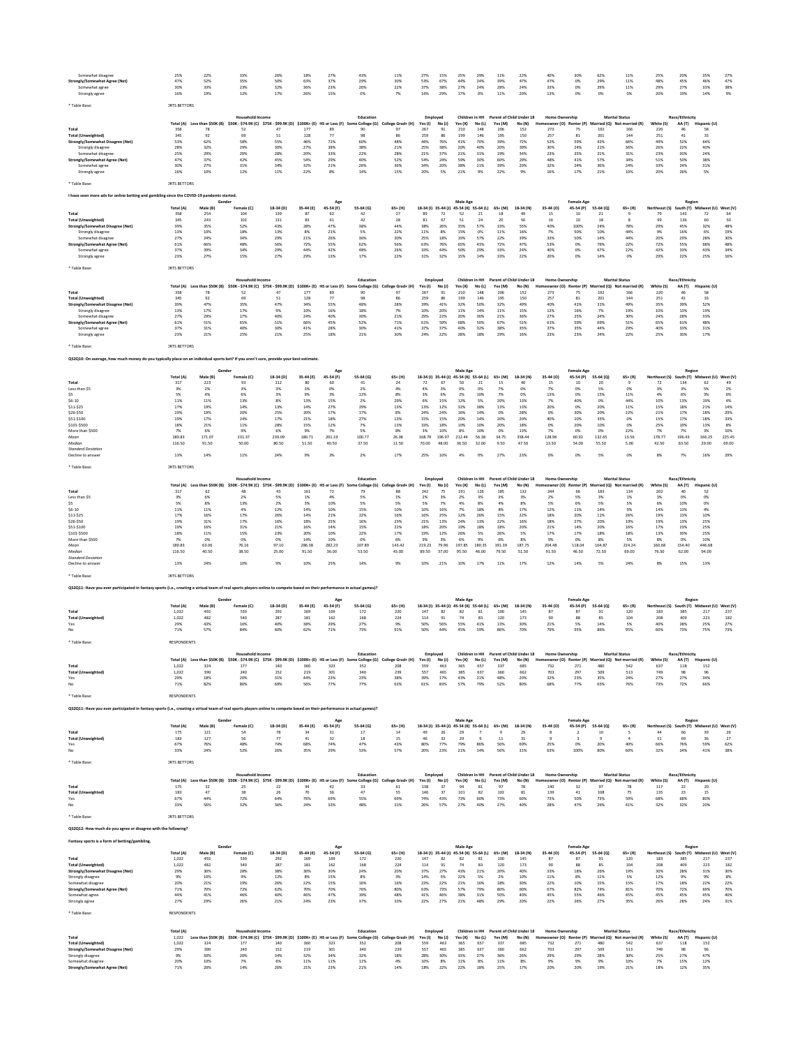| | Total (A) | Male (B) | Female (C) | 18-34 (D) | 35-44 (E) | 45-54 (F) | 55-64 (G) | 65+ (H) | 18-34 (I) | 35-44 (J) | 45-54 (K) | 55-64 (L) | 65+ (M) | 18-34 (N) | 35-44 (O) | 45-54 (P) | 55-64 (Q) | 65+ (R) | Northeast (S) | South (T) | Midwest (U) | West (V) |
|---|---|---|---|---|---|---|---|---|---|---|---|---|---|---|---|---|---|---|---|---|---|---|
| Somewhat disagree | 25% | 22% | 33% | 26% | 18% | 27% | 43% | 11% | 27% | 15% | 25% | 29% | 11% | 22% | 40% | 30% | 62% | 11% | 25% | 20% | 35% | 27% |
| Strongly/Somewhat Agree (Net) | 47% | 52% | 35% | 50% | 63% | 37% | 29% | 30% | 53% | 67% | 44% | 24% | 39% | 47% | 47% | 0% | 29% | 11% | 48% | 45% | 46% | 47% |
| Somewhat agree | 30% | 33% | 23% | 32% | 36% | 23% | 26% | 22% | 37% | 38% | 27% | 24% | 28% | 24% | 33% | 0% | 29% | 11% | 29% | 27% | 33% | 38% |
| Strongly agree | 16% | 19% | 12% | 17% | 26% | 15% | 0% | 7% | 16% | 29% | 17% | 0% | 11% | 20% | 13% | 0% | 0% | 0% | 20% | 19% | 14% | 9% |

* Table Base: SPORTS BETTORS

| | Total (A) | Less than $50K (B) | $50K - $74.9K (C) | $75K - $99.9K (D) | $100K+ (E) | HS or Less (F) | Some College (G) | College Grad+ (H) | Employed Yes (I) | Employed No (J) | Children in HH Yes (K) | Children in HH No (L) | Parent of Child Under 18 Yes (M) | Parent of Child Under 18 No (N) | Homeowner (O) | Renter (P) | Married (Q) | Not married (R) | White (S) | AA (T) | Hispanic (U) |
|---|---|---|---|---|---|---|---|---|---|---|---|---|---|---|---|---|---|---|---|---|---|
| Total | 358 | 78 | 52 | 47 | 177 | 89 | 90 | 97 | 267 | 91 | 210 | 148 | 206 | 152 | 273 | 75 | 192 | 166 | 220 | 46 | 58 |
| Total (Unweighted) | 345 | 92 | 69 | 51 | 128 | 77 | 98 | 86 | 259 | 86 | 199 | 146 | 195 | 150 | 257 | 81 | 201 | 144 | 251 | 41 | 33 |
| Strongly/Somewhat Disagree (Net) | 53% | 62% | 58% | 55% | 46% | 72% | 60% | 48% | 46% | 76% | 41% | 70% | 39% | 72% | 52% | 59% | 42% | 66% | 49% | 52% | 64% |
| Strongly disagree | 28% | 32% | 29% | 30% | 27% | 38% | 38% | 21% | 25% | 38% | 20% | 40% | 20% | 39% | 30% | 24% | 21% | 36% | 26% | 22% | 40% |
| Somewhat disagree | 25% | 29% | 29% | 28% | 20% | 33% | 22% | 28% | 21% | 37% | 21% | 31% | 19% | 34% | 23% | 35% | 21% | 31% | 23% | 30% | 24% |
| Strongly/Somewhat Agree (Net) | 47% | 37% | 42% | 45% | 54% | 29% | 40% | 52% | 54% | 24% | 59% | 30% | 60% | 29% | 48% | 41% | 57% | 34% | 51% | 50% | 36% |
| Somewhat agree | 30% | 27% | 31% | 34% | 32% | 21% | 26% | 36% | 34% | 20% | 38% | 21% | 39% | 20% | 32% | 24% | 36% | 24% | 33% | 24% | 31% |
| Strongly agree | 16% | 10% | 12% | 11% | 22% | 8% | 14% | 15% | 20% | 5% | 21% | 9% | 22% | 9% | 16% | 17% | 21% | 10% | 20% | 26% | 5% |

* Table Base: SPORTS BETTORS

I have seen more ads for online betting and gambling since the COVID-19 pandemic started.

| | Total (A) | Male (B) | Female (C) | 18-34 (D) | 35-44 (E) | 45-54 (F) | 55-64 (G) | 65+ (H) | 18-34 (I) | 35-44 (J) | 45-54 (K) | 55-64 (L) | 65+ (M) | 18-34 (N) | 35-44 (O) | 45-54 (P) | 55-64 (Q) | 65+ (R) | Northeast (S) | South (T) | Midwest (U) | West (V) |
|---|---|---|---|---|---|---|---|---|---|---|---|---|---|---|---|---|---|---|---|---|---|---|
| Total | 358 | 254 | 104 | 139 | 87 | 62 | 42 | 27 | 89 | 72 | 52 | 21 | 18 | 49 | 15 | 10 | 21 | 9 | 79 | 143 | 72 | 64 |
| Total (Unweighted) | 345 | 243 | 102 | 131 | 83 | 61 | 42 | 28 | 81 | 67 | 51 | 24 | 20 | 50 | 16 | 10 | 18 | 8 | 99 | 136 | 60 | 50 |
| Strongly/Somewhat Disagree (Net) | 39% | 35% | 52% | 43% | 28% | 47% | 38% | 44% | 38% | 26% | 35% | 57% | 33% | 55% | 40% | 100% | 24% | 78% | 29% | 45% | 32% | 48% |
| Strongly disagree | 13% | 10% | 18% | 13% | 8% | 21% | 5% | 22% | 11% | 8% | 15% | 0% | 11% | 16% | 7% | 50% | 10% | 44% | 9% | 16% | 6% | 19% |
| Somewhat disagree | 27% | 24% | 34% | 29% | 21% | 26% | 36% | 30% | 25% | 18% | 19% | 57% | 22% | 39% | 33% | 50% | 14% | 44% | 20% | 29% | 28% | 30% |
| Strongly/Somewhat Agree (Net) | 61% | 66% | 48% | 56% | 72% | 55% | 62% | 56% | 63% | 76% | 65% | 43% | 72% | 47% | 53% | 0% | 76% | 22% | 72% | 55% | 68% | 48% |
| Somewhat agree | 37% | 39% | 34% | 29% | 44% | 42% | 45% | 26% | 33% | 44% | 50% | 29% | 33% | 24% | 40% | 0% | 67% | 22% | 42% | 33% | 43% | 34% |
| Strongly agree | 23% | 27% | 15% | 27% | 29% | 13% | 17% | 30% | 31% | 32% | 15% | 14% | 33% | 22% | 20% | 0% | 14% | 0% | 29% | 22% | 25% | 16% |

* Table Base: SPORTS BETTORS

| | Total (A) | Less than $50K (B) | $50K - $74.9K (C) | $75K - $99.9K (D) | $100K+ (E) | HS or Less (F) | Some College (G) | College Grad+ (H) | Employed Yes (I) | Employed No (J) | Children in HH Yes (K) | Children in HH No (L) | Parent of Child Under 18 Yes (M) | Parent of Child Under 18 No (N) | Homeowner (O) | Renter (P) | Married (Q) | Not married (R) | White (S) | AA (T) | Hispanic (U) |
|---|---|---|---|---|---|---|---|---|---|---|---|---|---|---|---|---|---|---|---|---|---|
| Total | 358 | 78 | 52 | 47 | 177 | 89 | 90 | 97 | 267 | 91 | 210 | 148 | 206 | 152 | 273 | 75 | 192 | 166 | 220 | 46 | 58 |
| Total (Unweighted) | 345 | 92 | 69 | 51 | 128 | 77 | 98 | 86 | 259 | 86 | 199 | 146 | 195 | 150 | 257 | 81 | 201 | 144 | 251 | 41 | 33 |
| Strongly/Somewhat Disagree (Net) | 39% | 47% | 35% | 47% | 34% | 55% | 48% | 28% | 39% | 41% | 32% | 50% | 32% | 49% | 40% | 41% | 31% | 49% | 35% | 39% | 52% |
| Strongly disagree | 13% | 17% | 17% | 9% | 10% | 16% | 18% | 7% | 10% | 20% | 11% | 14% | 11% | 15% | 12% | 16% | 7% | 19% | 10% | 15% | 19% |
| Somewhat disagree | 27% | 29% | 17% | 40% | 24% | 40% | 30% | 21% | 29% | 22% | 20% | 36% | 21% | 36% | 27% | 25% | 24% | 30% | 24% | 28% | 33% |
| Strongly/Somewhat Agree (Net) | 61% | 53% | 65% | 53% | 66% | 45% | 52% | 71% | 61% | 59% | 68% | 50% | 67% | 51% | 61% | 59% | 69% | 51% | 65% | 61% | 48% |
| Somewhat agree | 37% | 31% | 40% | 30% | 41% | 28% | 30% | 41% | 37% | 37% | 40% | 32% | 38% | 35% | 37% | 35% | 44% | 29% | 40% | 31% | 31% |
| Strongly agree | 23% | 21% | 25% | 21% | 25% | 18% | 21% | 30% | 24% | 22% | 28% | 18% | 29% | 16% | 23% | 23% | 24% | 22% | 25% | 30% | 17% |

* Table Base: SPORTS BETTORS

QS2Q10: On average, how much money do you typically place on an individual sports bet? If you aren't sure, provide your best estimate.

| | Total (A) | Male (B) | Female (C) | 18-34 (D) | 35-44 (E) | 45-54 (F) | 55-64 (G) | 65+ (H) | 18-34 (I) | 35-44 (J) | 45-54 (K) | 55-64 (L) | 65+ (M) | 18-34 (N) | 35-44 (O) | 45-54 (P) | 55-64 (Q) | 65+ (R) | Northeast (S) | South (T) | Midwest (U) | West (V) |
|---|---|---|---|---|---|---|---|---|---|---|---|---|---|---|---|---|---|---|---|---|---|---|
| Total | 317 | 223 | 93 | 112 | 80 | 60 | 41 | 24 | 72 | 67 | 50 | 21 | 15 | 40 | 15 | 10 | 20 | 9 | 72 | 134 | 62 | 49 |
| Less than $5 | 3% | 2% | 3% | 3% | 3% | 0% | 2% | 4% | 4% | 3% | 0% | 0% | 7% | 0% | 7% | 0% | 5% | 0% | 3% | 3% | 5% | 2% |
| $5 | 5% | 4% | 6% | 3% | 9% | 3% | 12% | 8% | 3% | 6% | 2% | 10% | 7% | 0% | 13% | 0% | 15% | 11% | 4% | 6% | 3% | 6% |
| $6-10 | 11% | 11% | 13% | 8% | 13% | 15% | 2% | 29% | 6% | 15% | 12% | 5% | 20% | 13% | 7% | 40% | 0% | 44% | 10% | 13% | 19% | 4% |
| $11-$25 | 17% | 19% | 14% | 13% | 14% | 27% | 29% | 13% | 13% | 12% | 32% | 38% | 13% | 13% | 20% | 0% | 20% | 11% | 15% | 18% | 21% | 14% |
| $26-$50 | 19% | 19% | 20% | 25% | 20% | 17% | 17% | 8% | 24% | 24% | 16% | 14% | 0% | 28% | 0% | 30% | 20% | 22% | 21% | 17% | 18% | 29% |
| $51-$100 | 19% | 17% | 24% | 17% | 21% | 18% | 27% | 13% | 15% | 20% | 14% | 20% | 20% | 20% | 40% | 10% | 35% | 0% | 15% | 17% | 18% | 33% |
| $101-$500 | 18% | 21% | 11% | 28% | 15% | 12% | 7% | 13% | 33% | 18% | 10% | 10% | 20% | 18% | 0% | 20% | 10% | 0% | 25% | 19% | 13% | 8% |
| More than $500 | 7% | 6% | 9% | 6% | 9% | 7% | 5% | 8% | 3% | 10% | 8% | 10% | 0% | 13% | 7% | 0% | 0% | 22% | 7% | 7% | 3% | 10% |
| Mean | 189.83 | 171.07 | 231.37 | 239.09 | 180.71 | 201.19 | 100.77 | 26.06 | 168.79 | 196.97 | 212.44 | 56.38 | 34.75 | 358.44 | 128.96 | 60.92 | 132.65 | 13.56 | 178.77 | 196.43 | 166.25 | 225.45 |
| Median | 116.50 | 91.50 | 50.00 | 80.50 | 51.50 | 40.50 | 37.50 | 11.50 | 70.00 | 48.00 | 36.50 | 32.00 | 9.50 | 47.50 | 13.50 | 54.00 | 55.50 | 5.00 | 42.50 | 63.50 | 29.00 | 69.00 |
| Standard Deviation | | | | | | | | | | | | | | | | | | | | | | |
| Decline to answer | 13% | 14% | 11% | 24% | 9% | 3% | 2% | 17% | 25% | 10% | 4% | 0% | 27% | 23% | 0% | 0% | 5% | 0% | 8% | 7% | 16% | 29% |

* Table Base: SPORTS BETTORS

| | Total (A) | Less than $50K (B) | $50K - $74.9K (C) | $75K - $99.9K (D) | $100K+ (E) | HS or Less (F) | Some College (G) | College Grad+ (H) | Employed Yes (I) | Employed No (J) | Children in HH Yes (K) | Children in HH No (L) | Parent of Child Under 18 Yes (M) | Parent of Child Under 18 No (N) | Homeowner (O) | Renter (P) | Married (Q) | Not married (R) | White (S) | AA (T) | Hispanic (U) |
|---|---|---|---|---|---|---|---|---|---|---|---|---|---|---|---|---|---|---|---|---|---|
| Total | 317 | 62 | 48 | 43 | 161 | 72 | 79 | 88 | 242 | 75 | 191 | 126 | 185 | 132 | 244 | 66 | 183 | 134 | 202 | 40 | 52 |
| Less than $5 | 3% | 6% | 2% | 5% | 1% | 4% | 5% | 1% | 2% | 5% | 2% | 3% | 3% | 3% | 2% | 5% | 3% | 1% | 3% | 0% | 0% |
| $5 | 5% | 8% | 13% | 2% | 3% | 10% | 5% | 5% | 5% | 7% | 4% | 8% | 4% | 8% | 5% | 6% | 5% | 5% | 6% | 10% | 0% |
| $6-10 | 11% | 11% | 4% | 12% | 14% | 10% | 15% | 10% | 10% | 16% | 7% | 18% | 8% | 17% | 12% | 13% | 14% | 9% | 14% | 13% | 4% |
| $11-$25 | 17% | 16% | 17% | 26% | 14% | 21% | 22% | 16% | 16% | 25% | 12% | 26% | 15% | 22% | 18% | 20% | 11% | 26% | 19% | 13% | 10% |
| $26-$50 | 19% | 31% | 17% | 16% | 18% | 25% | 16% | 23% | 21% | 13% | 24% | 13% | 22% | 16% | 18% | 27% | 20% | 19% | 19% | 13% | 25% |
| $51-$100 | 19% | 16% | 31% | 21% | 16% | 14% | 15% | 22% | 18% | 20% | 19% | 18% | 18% | 20% | 21% | 14% | 20% | 16% | 17% | 23% | 25% |
| $101-$500 | 18% | 11% | 15% | 23% | 20% | 10% | 22% | 17% | 19% | 12% | 26% | 5% | 26% | 5% | 17% | 17% | 18% | 18% | 13% | 30% | 25% |
| More than $500 | 7% | 0% | 0% | 0% | 14% | 10% | 0% | 6% | 9% | 3% | 6% | 9% | 6% | 8% | 9% | 0% | 8% | 5% | 8% | 0% | 10% |
| Mean | 189.83 | 63.06 | 76.16 | 97.10 | 286.38 | 282.23 | 107.89 | 143.42 | 219.23 | 79.98 | 197.85 | 180.35 | 191.39 | 187.75 | 204.48 | 118.04 | 164.87 | 224.24 | 160.68 | 154.40 | 446.68 |
| Median | 116.50 | 40.50 | 38.50 | 25.00 | 91.50 | 36.00 | 53.50 | 43.00 | 89.50 | 37.00 | 95.50 | 46.00 | 79.50 | 51.50 | 91.50 | 46.50 | 72.50 | 69.00 | 76.50 | 62.00 | 94.00 |
| Standard Deviation | | | | | | | | | | | | | | | | | | | | | |
| Decline to answer | 13% | 24% | 10% | 9% | 10% | 25% | 14% | 9% | 10% | 21% | 10% | 17% | 11% | 17% | 12% | 14% | 5% | 24% | 8% | 15% | 13% |

* Table Base: SPORTS BETTORS

QS2Q11: Have you ever participated in fantasy sports (i.e., creating a virtual team of real sports players online to compete based on their performance in actual games)?

| | Total (A) | Male (B) | Female (C) | 18-34 (D) | 35-44 (E) | 45-54 (F) | 55-64 (G) | 65+ (H) | 18-34 (I) | 35-44 (J) | 45-54 (K) | 55-64 (L) | 65+ (M) | 18-34 (N) | 35-44 (O) | 45-54 (P) | 55-64 (Q) | 65+ (R) | Northeast (S) | South (T) | Midwest (U) | West (V) |
|---|---|---|---|---|---|---|---|---|---|---|---|---|---|---|---|---|---|---|---|---|---|---|
| Total | 1,022 | 492 | 530 | 292 | 169 | 169 | 172 | 220 | 147 | 82 | 82 | 81 | 100 | 145 | 87 | 87 | 91 | 120 | 183 | 385 | 217 | 237 |
| Total (Unweighted) | 1,022 | 482 | 540 | 287 | 181 | 162 | 168 | 224 | 114 | 91 | 74 | 83 | 120 | 173 | 90 | 88 | 85 | 104 | 208 | 409 | 223 | 182 |
| Yes | 29% | 43% | 16% | 40% | 38% | 29% | 27% | 9% | 50% | 56% | 55% | 41% | 13% | 30% | 21% | 5% | 14% | 5% | 40% | 28% | 25% | 27% |
| No | 71% | 57% | 84% | 60% | 62% | 71% | 73% | 91% | 50% | 44% | 45% | 59% | 86% | 70% | 79% | 95% | 86% | 95% | 60% | 73% | 75% | 73% |

* Table Base: RESPONDENTS

| | Total (A) | Less than $50K (B) | $50K - $74.9K (C) | $75K - $99.9K (D) | $100K+ (E) | HS or Less (F) | Some College (G) | College Grad+ (H) | Employed Yes (I) | Employed No (J) | Children in HH Yes (K) | Children in HH No (L) | Parent of Child Under 18 Yes (M) | Parent of Child Under 18 No (N) | Homeowner (O) | Renter (P) | Married (Q) | Not married (R) | White (S) | AA (T) | Hispanic (U) |
|---|---|---|---|---|---|---|---|---|---|---|---|---|---|---|---|---|---|---|---|---|---|
| Total | 1,022 | 324 | 177 | 140 | 360 | 323 | 352 | 208 | 559 | 463 | 365 | 657 | 337 | 685 | 732 | 271 | 480 | 542 | 637 | 118 | 152 |
| Total (Unweighted) | 1,022 | 390 | 240 | 152 | 219 | 301 | 340 | 239 | 557 | 465 | 385 | 637 | 360 | 662 | 703 | 297 | 509 | 513 | 749 | 98 | 96 |
| Yes | 29% | 18% | 20% | 31% | 44% | 23% | 23% | 38% | 39% | 17% | 43% | 21% | 48% | 20% | 32% | 23% | 35% | 24% | 27% | 27% | 34% |
| No | 71% | 82% | 80% | 69% | 56% | 77% | 77% | 63% | 61% | 83% | 57% | 79% | 52% | 80% | 68% | 77% | 65% | 76% | 73% | 72% | 66% |

* Table Base: RESPONDENTS

QS2Q11: Have you ever participated in fantasy sports (i.e., creating a virtual team of real sports players online to compete based on their performance in actual games)?

| | Total (A) | Male (B) | Female (C) | 18-34 (D) | 35-44 (E) | 45-54 (F) | 55-64 (G) | 65+ (H) | 18-34 (I) | 35-44 (J) | 45-54 (K) | 55-64 (L) | 65+ (M) | 18-34 (N) | 35-44 (O) | 45-54 (P) | 55-64 (Q) | 65+ (R) | Northeast (S) | South (T) | Midwest (U) | West (V) |
|---|---|---|---|---|---|---|---|---|---|---|---|---|---|---|---|---|---|---|---|---|---|---|
| Total | 175 | 121 | 54 | 78 | 34 | 31 | 17 | 14 | 49 | 26 | 29 | 7 | 9 | 29 | 8 | 2 | 10 | 5 | 44 | 66 | 39 | 26 |
| Total (Unweighted) | 183 | 127 | 56 | 77 | 41 | 32 | 18 | 15 | 46 | 32 | 29 | 9 | 11 | 31 | 9 | 3 | 9 | 4 | 51 | 69 | 36 | 27 |
| Yes | 67% | 76% | 48% | 74% | 68% | 74% | 47% | 43% | 80% | 77% | 79% | 86% | 56% | 69% | 25% | 0% | 20% | 40% | 66% | 76% | 59% | 62% |
| No | 33% | 24% | 52% | 26% | 35% | 29% | 53% | 57% | 20% | 23% | 21% | 14% | 56% | 31% | 63% | 100% | 80% | 60% | 32% | 24% | 41% | 38% |

* Table Base: SPORTS BETTORS

| | Total (A) | Less than $50K (B) | $50K - $74.9K (C) | $75K - $99.9K (D) | $100K+ (E) | HS or Less (F) | Some College (G) | College Grad+ (H) | Employed Yes (I) | Employed No (J) | Children in HH Yes (K) | Children in HH No (L) | Parent of Child Under 18 Yes (M) | Parent of Child Under 18 No (N) | Homeowner (O) | Renter (P) | Married (Q) | Not married (R) | White (S) | AA (T) | Hispanic (U) |
|---|---|---|---|---|---|---|---|---|---|---|---|---|---|---|---|---|---|---|---|---|---|
| Total | 175 | 32 | 25 | 22 | 94 | 42 | 33 | 61 | 138 | 37 | 94 | 81 | 97 | 78 | 140 | 32 | 97 | 78 | 117 | 22 | 20 |
| Total (Unweighted) | 183 | 47 | 38 | 26 | 70 | 36 | 47 | 55 | 146 | 37 | 101 | 82 | 102 | 81 | 139 | 41 | 108 | 75 | 135 | 23 | 15 |
| Yes | 67% | 44% | 72% | 64% | 76% | 69% | 55% | 69% | 74% | 43% | 73% | 60% | 73% | 60% | 73% | 50% | 73% | 59% | 68% | 68% | 80% |
| No | 33% | 56% | 32% | 36% | 24% | 33% | 48% | 31% | 26% | 57% | 27% | 40% | 27% | 40% | 28% | 47% | 26% | 41% | 32% | 32% | 20% |

* Table Base: SPORTS BETTORS

QS2Q12: How much do you agree or disagree with the following?

Fantasy sports is a form of betting/gambling.

| | Total (A) | Male (B) | Female (C) | 18-34 (D) | 35-44 (E) | 45-54 (F) | 55-64 (G) | 65+ (H) | 18-34 (I) | 35-44 (J) | 45-54 (K) | 55-64 (L) | 65+ (M) | 18-34 (N) | 35-44 (O) | 45-54 (P) | 55-64 (Q) | 65+ (R) | Northeast (S) | South (T) | Midwest (U) | West (V) |
|---|---|---|---|---|---|---|---|---|---|---|---|---|---|---|---|---|---|---|---|---|---|---|
| Total | 1,022 | 492 | 530 | 292 | 169 | 169 | 172 | 220 | 147 | 82 | 82 | 81 | 100 | 145 | 87 | 87 | 91 | 120 | 183 | 385 | 217 | 237 |
| Total (Unweighted) | 1,022 | 482 | 540 | 287 | 181 | 162 | 168 | 224 | 114 | 91 | 74 | 83 | 120 | 173 | 90 | 88 | 85 | 104 | 208 | 409 | 223 | 182 |
| Strongly/Somewhat Disagree (Net) | 29% | 30% | 28% | 38% | 30% | 30% | 24% | 20% | 37% | 27% | 43% | 21% | 20% | 40% | 33% | 18% | 26% | 19% | 30% | 28% | 31% | 30% |
| Strongly disagree | 9% | 10% | 9% | 12% | 8% | 15% | 8% | 3% | 14% | 5% | 22% | 5% | 2% | 10% | 11% | 8% | 11% | 5% | 12% | 9% | 9% | 8% |
| Somewhat disagree | 20% | 21% | 19% | 26% | 22% | 15% | 16% | 16% | 23% | 22% | 21% | 16% | 18% | 30% | 22% | 10% | 15% | 15% | 17% | 18% | 22% | 22% |
| Strongly/Somewhat Agree (Net) | 71% | 70% | 72% | 62% | 70% | 70% | 76% | 80% | 63% | 73% | 57% | 79% | 80% | 60% | 67% | 82% | 74% | 81% | 70% | 72% | 69% | 70% |
| Somewhat agree | 44% | 41% | 46% | 40% | 46% | 47% | 39% | 48% | 41% | 46% | 36% | 51% | 50% | 40% | 45% | 55% | 46% | 45% | 45% | 45% | 45% | 40% |
| Strongly agree | 27% | 29% | 26% | 21% | 24% | 23% | 37% | 33% | 22% | 27% | 21% | 48% | 29% | 20% | 22% | 26% | 27% | 35% | 26% | 28% | 24% | 31% |

* Table Base: RESPONDENTS

| | Total (A) | Less than $50K (B) | $50K - $74.9K (C) | $75K - $99.9K (D) | $100K+ (E) | HS or Less (F) | Some College (G) | College Grad+ (H) | Employed Yes (I) | Employed No (J) | Children in HH Yes (K) | Children in HH No (L) | Parent of Child Under 18 Yes (M) | Parent of Child Under 18 No (N) | Homeowner (O) | Renter (P) | Married (Q) | Not married (R) | White (S) | AA (T) | Hispanic (U) |
|---|---|---|---|---|---|---|---|---|---|---|---|---|---|---|---|---|---|---|---|---|---|
| Total | 1,022 | 324 | 177 | 140 | 360 | 323 | 352 | 208 | 559 | 463 | 365 | 657 | 337 | 685 | 732 | 271 | 480 | 542 | 637 | 118 | 152 |
| Total (Unweighted) | 1,022 | 390 | 240 | 152 | 219 | 301 | 340 | 239 | 557 | 465 | 385 | 637 | 360 | 662 | 703 | 297 | 509 | 513 | 749 | 98 | 96 |
| Strongly/Somewhat Disagree (Net) | 29% | 30% | 20% | 34% | 32% | 29% | 32% | 18% | 28% | 30% | 33% | 27% | 36% | 26% | 29% | 29% | 28% | 30% | 27% | 25% | 47% |
| Strongly disagree | 9% | 10% | 7% | 6% | 11% | 11% | 11% | 4% | 10% | 8% | 11% | 8% | 11% | 8% | 9% | 9% | 9% | 10% | 7% | 15% | 12% |
| Somewhat disagree | 20% | 20% | 14% | 28% | 22% | 18% | 22% | 14% | 18% | 22% | 22% | 19% | 25% | 18% | 20% | 20% | 19% | 21% | 20% | 10% | 35% |
| Strongly/Somewhat Agree (Net) | 71% | 20% | 14% | 26% | 21% | 23% | 21% | 14% | 18% | 22% | 22% | 18% | 25% | 17% | 20% | 20% | 19% | 21% | 18% | 12% | 35% |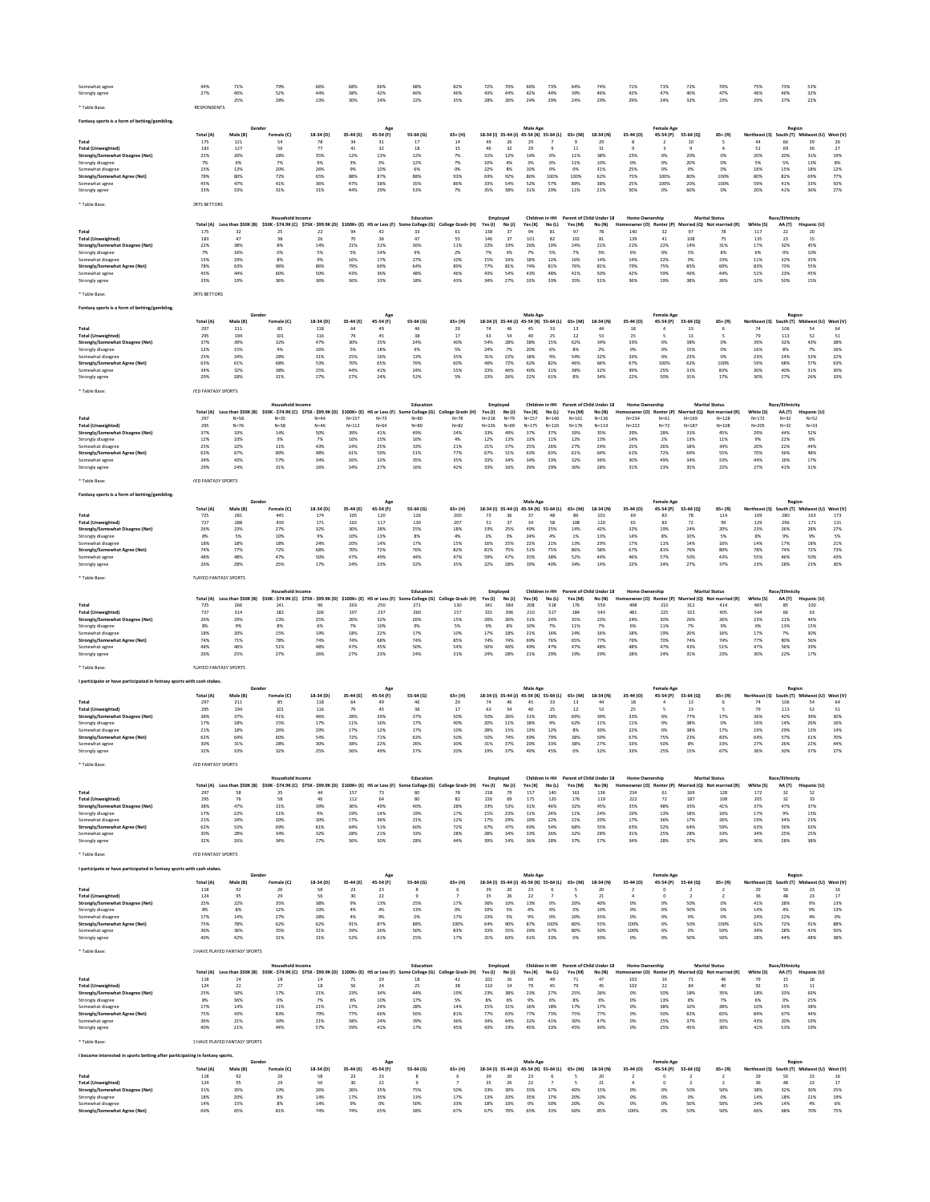| | | | | | | | | | | | | | | | | | | | | | |
|---|---|---|---|---|---|---|---|---|---|---|---|---|---|---|---|---|---|---|---|---|---|
| Somewhat agree | 44% | 71% | 79% | 66% | 68% | 66% | 68% | 82% | 72% | 70% | 66% | 73% | 64% | 74% | 71% | 71% | 72% | 70% | 75% | 73% | 53% |
| Strongly agree | 27% | 46% | 52% | 44% | 38% | 42% | 46% | 46% | 43% | 44% | 42% | 44% | 39% | 46% | 42% | 47% | 40% | 47% | 46% | 46% | 32% |
| | | 25% | 28% | 23% | 30% | 24% | 22% | 35% | 28% | 26% | 24% | 29% | 24% | 29% | 29% | 24% | 32% | 23% | 29% | 27% | 22% |

* Table Base: RESPONDENTS

**Fantasy sports is a form of betting/gambling.**

| | Gender | | | Age | | | | | Male Age | | | | | Female Age | | | | | Region | | | |
|---|---|---|---|---|---|---|---|---|---|---|---|---|---|---|---|---|---|---|---|---|---|---|
| | Total (A) | Male (B) | Female (C) | 18-34 (D) | 35-44 (E) | 45-54 (F) | 55-64 (G) | 65+ (H) | 18-34 (I) | 35-44 (J) | 45-54 (K) | 55-64 (L) | 65+ (M) | 18-34 (N) | 35-44 (O) | 45-54 (P) | 55-64 (Q) | 65+ (R) | Northeast (S) | South (T) | Midwest (U) | West (V) |
| Total | 175 | 121 | 54 | 78 | 34 | 31 | 17 | 14 | 49 | 26 | 29 | 7 | 9 | 29 | 8 | 2 | 10 | 5 | 44 | 66 | 39 | 26 |
| Total (Unweighted) | 183 | 127 | 56 | 77 | 41 | 32 | 18 | 15 | 46 | 32 | 29 | 9 | 11 | 31 | 9 | 3 | 9 | 4 | 51 | 69 | 36 | 27 |
| Strongly/Somewhat Disagree (Net) | 22% | 20% | 28% | 35% | 12% | 13% | 12% | 7% | 31% | 12% | 14% | 0% | 11% | 38% | 25% | 0% | 20% | 0% | 20% | 20% | 31% | 19% |
| Strongly disagree | 7% | 6% | 7% | 9% | 3% | 3% | 12% | 7% | 10% | 4% | 3% | 0% | 11% | 10% | 0% | 0% | 20% | 0% | 5% | 5% | 13% | 8% |
| Somewhat disagree | 15% | 13% | 20% | 26% | 9% | 10% | 6% | 0% | 22% | 8% | 10% | 0% | 0% | 31% | 25% | 0% | 0% | 0% | 16% | 15% | 18% | 12% |
| Strongly/Somewhat Agree (Net) | 78% | 80% | 72% | 65% | 88% | 87% | 88% | 93% | 69% | 92% | 86% | 100% | 100% | 62% | 75% | 100% | 80% | 100% | 80% | 82% | 69% | 77% |
| Somewhat agree | 45% | 47% | 41% | 36% | 47% | 58% | 35% | 86% | 33% | 54% | 52% | 57% | 89% | 38% | 25% | 100% | 20% | 100% | 59% | 41% | 33% | 50% |
| Strongly agree | 33% | 33% | 31% | 31% | 44% | 29% | 53% | 7% | 35% | 38% | 31% | 29% | 11% | 21% | 50% | 0% | 60% | 0% | 20% | 41% | 36% | 27% |

* Table Base: ORTS BETTORS

| | | Household Income | | | | Education | | | Employed | | Children in HH | | Parent of Child Under 18 | | Home Ownership | | Marital Status | | Race/Ethnicity | | |
|---|---|---|---|---|---|---|---|---|---|---|---|---|---|---|---|---|---|---|---|---|---|
| | Total (A) | Less than $50K (B) | $50K - $74.9K (C) | $75K - $99.9K (D) | $100K+ (E) | HS or Less (F) | Some College (G) | College Grad+ (H) | Yes (I) | No (J) | Yes (K) | No (L) | Yes (M) | No (N) | Homeowner (O) | Renter (P) | Married (Q) | Not married (R) | White (S) | AA (T) | Hispanic (U) |
| Total | 175 | 32 | 25 | 22 | 94 | 42 | 33 | 61 | 138 | 37 | 94 | 81 | 97 | 78 | 140 | 32 | 97 | 78 | 117 | 22 | 20 |
| Total (Unweighted) | 183 | 47 | 38 | 26 | 70 | 36 | 47 | 55 | 146 | 37 | 101 | 82 | 102 | 81 | 139 | 41 | 108 | 75 | 135 | 23 | 15 |
| Strongly/Somewhat Disagree (Net) | 22% | 38% | 8% | 14% | 21% | 31% | 36% | 11% | 22% | 19% | 26% | 19% | 24% | 21% | 21% | 22% | 14% | 31% | 17% | 32% | 45% |
| Strongly disagree | 7% | 16% | 0% | 5% | 5% | 14% | 9% | 2% | 7% | 3% | 7% | 5% | 7% | 5% | 6% | 0% | 5% | 8% | 6% | 0% | 10% |
| Somewhat disagree | 15% | 19% | 8% | 9% | 16% | 17% | 27% | 10% | 15% | 16% | 18% | 12% | 16% | 14% | 14% | 22% | 9% | 23% | 11% | 32% | 35% |
| Strongly/Somewhat Agree (Net) | 78% | 63% | 96% | 86% | 79% | 69% | 64% | 89% | 77% | 81% | 74% | 81% | 76% | 81% | 79% | 75% | 85% | 69% | 83% | 73% | 55% |
| Somewhat agree | 45% | 44% | 60% | 50% | 43% | 36% | 48% | 46% | 43% | 54% | 43% | 48% | 41% | 50% | 42% | 59% | 46% | 44% | 51% | 23% | 45% |
| Strongly agree | 33% | 19% | 36% | 36% | 36% | 33% | 18% | 43% | 34% | 27% | 33% | 33% | 35% | 31% | 36% | 19% | 38% | 26% | 32% | 50% | 15% |

* Table Base: ORTS BETTORS

**Fantasy sports is a form of betting/gambling.**

| | Gender | | | Age | | | | | Male Age | | | | | Female Age | | | | | Region | | | |
|---|---|---|---|---|---|---|---|---|---|---|---|---|---|---|---|---|---|---|---|---|---|---|
| | Total (A) | Male (B) | Female (C) | 18-34 (D) | 35-44 (E) | 45-54 (F) | 55-64 (G) | 65+ (H) | 18-34 (I) | 35-44 (J) | 45-54 (K) | 55-64 (L) | 65+ (M) | 18-34 (N) | 35-44 (O) | 45-54 (P) | 55-64 (Q) | 65+ (R) | Northeast (S) | South (T) | Midwest (U) | West (V) |
| Total | 297 | 211 | 85 | 118 | 64 | 49 | 46 | 20 | 74 | 46 | 45 | 33 | 13 | 44 | 18 | 4 | 13 | 6 | 74 | 106 | 54 | 64 |
| Total (Unweighted) | 295 | 194 | 101 | 116 | 79 | 45 | 38 | 17 | 63 | 54 | 40 | 25 | 12 | 53 | 25 | 5 | 13 | 5 | 79 | 113 | 52 | 51 |
| Strongly/Somewhat Disagree (Net) | 37% | 39% | 32% | 47% | 30% | 35% | 24% | 40% | 54% | 28% | 38% | 15% | 62% | 34% | 33% | 0% | 38% | 0% | 39% | 32% | 43% | 38% |
| Strongly disagree | 12% | 15% | 4% | 16% | 5% | 18% | 9% | 5% | 24% | 7% | 20% | 6% | 8% | 2% | 0% | 0% | 15% | 0% | 16% | 8% | 7% | 16% |
| Somewhat disagree | 25% | 24% | 28% | 31% | 25% | 16% | 13% | 35% | 31% | 22% | 18% | 9% | 54% | 32% | 33% | 0% | 23% | 0% | 23% | 24% | 33% | 22% |
| Strongly/Somewhat Agree (Net) | 63% | 61% | 68% | 53% | 70% | 65% | 76% | 60% | 46% | 72% | 62% | 82% | 46% | 66% | 67% | 100% | 62% | 100% | 59% | 68% | 57% | 63% |
| Somewhat agree | 34% | 32% | 38% | 25% | 44% | 41% | 24% | 55% | 23% | 46% | 40% | 21% | 38% | 32% | 39% | 25% | 31% | 83% | 30% | 40% | 31% | 30% |
| Strongly agree | 29% | 28% | 31% | 27% | 27% | 24% | 52% | 5% | 23% | 26% | 22% | 61% | 8% | 34% | 28% | 75% | 31% | 17% | 30% | 27% | 26% | 33% |

* Table Base: YED FANTASY SPORTS

| | | Household Income | | | | Education | | | Employed | | Children in HH | | Parent of Child Under 18 | | Home Ownership | | Marital Status | | Race/Ethnicity | | |
|---|---|---|---|---|---|---|---|---|---|---|---|---|---|---|---|---|---|---|---|---|---|
| | Total (A) | Less than $50K (B) | $50K - $74.9K (C) | $75K - $99.9K (D) | $100K+ (E) | HS or Less (F) | Some College (G) | College Grad+ (H) | Yes (I) | No (J) | Yes (K) | No (L) | Yes (M) | No (N) | Homeowner (O) | Renter (P) | Married (Q) | Not married (R) | White (S) | AA (T) | Hispanic (U) |
| Total | 297 | N=58 | N=35 | N=44 | N=157 | N=73 | N=80 | N=78 | N=218 | N=79 | N=157 | N=140 | N=161 | N=136 | N=234 | N=61 | N=169 | N=128 | N=172 | N=32 | N=52 |
| Total (Unweighted) | 295 | N=76 | N=58 | N=46 | N=112 | N=64 | N=80 | N=82 | N=226 | N=69 | N=175 | N=120 | N=176 | N=119 | N=222 | N=72 | N=187 | N=108 | N=205 | N=32 | N=33 |
| Strongly/Somewhat Disagree (Net) | 37% | 33% | 14% | 50% | 39% | 41% | 49% | 24% | 33% | 49% | 37% | 37% | 39% | 35% | 37% | 28% | 31% | 45% | 29% | 44% | 52% |
| Strongly disagree | 12% | 10% | 3% | 7% | 16% | 15% | 16% | 4% | 12% | 13% | 13% | 11% | 12% | 11% | 14% | 2% | 13% | 11% | 9% | 22% | 6% |
| Somewhat disagree | 25% | 22% | 11% | 43% | 24% | 25% | 33% | 21% | 21% | 37% | 25% | 26% | 27% | 24% | 25% | 26% | 18% | 34% | 20% | 22% | 44% |
| Strongly/Somewhat Agree (Net) | 63% | 67% | 89% | 48% | 61% | 59% | 51% | 77% | 67% | 51% | 63% | 63% | 61% | 64% | 63% | 72% | 69% | 55% | 70% | 56% | 48% |
| Somewhat agree | 34% | 43% | 57% | 34% | 26% | 32% | 35% | 35% | 33% | 34% | 34% | 33% | 32% | 36% | 30% | 49% | 34% | 33% | 44% | 16% | 17% |
| Strongly agree | 29% | 24% | 31% | 16% | 34% | 27% | 16% | 42% | 33% | 16% | 29% | 29% | 30% | 28% | 31% | 23% | 35% | 22% | 27% | 41% | 31% |

* Table Base: YED FANTASY SPORTS

**Fantasy sports is a form of betting/gambling.**

| | Gender | | | Age | | | | | Male Age | | | | | Female Age | | | | | Region | | | |
|---|---|---|---|---|---|---|---|---|---|---|---|---|---|---|---|---|---|---|---|---|---|---|
| | Total (A) | Male (B) | Female (C) | 18-34 (D) | 35-44 (E) | 45-54 (F) | 55-64 (G) | 65+ (H) | 18-34 (I) | 35-44 (J) | 45-54 (K) | 55-64 (L) | 65+ (M) | 18-34 (N) | 35-44 (O) | 45-54 (P) | 55-64 (Q) | 65+ (R) | Northeast (S) | South (T) | Midwest (U) | West (V) |
| Total | 725 | 281 | 445 | 174 | 105 | 120 | 126 | 200 | 73 | 36 | 37 | 48 | 86 | 101 | 69 | 83 | 78 | 114 | 109 | 280 | 163 | 173 |
| Total (Unweighted) | 727 | 288 | 439 | 171 | 102 | 117 | 130 | 207 | 51 | 37 | 34 | 58 | 108 | 120 | 65 | 83 | 72 | 99 | 129 | 296 | 171 | 131 |
| Strongly/Somewhat Disagree (Net) | 26% | 23% | 27% | 32% | 30% | 28% | 25% | 18% | 19% | 25% | 49% | 25% | 14% | 42% | 32% | 19% | 24% | 20% | 23% | 26% | 28% | 27% |
| Strongly disagree | 8% | 5% | 10% | 9% | 10% | 13% | 8% | 4% | 3% | 3% | 24% | 4% | 1% | 13% | 14% | 8% | 10% | 5% | 8% | 9% | 9% | 5% |
| Somewhat disagree | 18% | 18% | 18% | 24% | 20% | 14% | 17% | 15% | 16% | 25% | 22% | 21% | 13% | 29% | 17% | 11% | 14% | 16% | 14% | 17% | 18% | 21% |
| Strongly/Somewhat Agree (Net) | 74% | 77% | 72% | 68% | 70% | 72% | 76% | 82% | 81% | 75% | 51% | 75% | 86% | 58% | 67% | 81% | 76% | 80% | 78% | 74% | 72% | 73% |
| Somewhat agree | 48% | 48% | 47% | 50% | 47% | 49% | 44% | 47% | 59% | 47% | 35% | 56% | 52% | 44% | 46% | 57% | 50% | 43% | 55% | 46% | 50% | 43% |
| Strongly agree | 26% | 28% | 25% | 17% | 24% | 23% | 32% | 35% | 22% | 28% | 16% | 19% | 34% | 14% | 22% | 24% | 27% | 37% | 23% | 28% | 23% | 30% |

* Table Base: PLAYED FANTASY SPORTS

| | | Household Income | | | | Education | | | Employed | | Children in HH | | Parent of Child Under 18 | | Home Ownership | | Marital Status | | Race/Ethnicity | | |
|---|---|---|---|---|---|---|---|---|---|---|---|---|---|---|---|---|---|---|---|---|---|
| | Total (A) | Less than $50K (B) | $50K - $74.9K (C) | $75K - $99.9K (D) | $100K+ (E) | HS or Less (F) | Some College (G) | College Grad+ (H) | Yes (I) | No (J) | Yes (K) | No (L) | Yes (M) | No (N) | Homeowner (O) | Renter (P) | Married (Q) | Not married (R) | White (S) | AA (T) | Hispanic (U) |
| Total | 725 | 266 | 141 | 96 | 203 | 250 | 271 | 130 | 341 | 384 | 208 | 518 | 176 | 550 | 498 | 210 | 312 | 414 | 465 | 85 | 100 |
| Total (Unweighted) | 727 | 314 | 182 | 106 | 107 | 237 | 260 | 157 | 331 | 396 | 210 | 517 | 184 | 543 | 481 | 225 | 322 | 405 | 544 | 66 | 63 |
| Strongly/Somewhat Disagree (Net) | 26% | 29% | 23% | 25% | 26% | 32% | 26% | 15% | 26% | 26% | 31% | 24% | 35% | 23% | 24% | 30% | 26% | 26% | 23% | 21% | 44% |
| Strongly disagree | 8% | 9% | 8% | 6% | 7% | 10% | 9% | 5% | 9% | 8% | 10% | 7% | 11% | 7% | 6% | 11% | 7% | 9% | 6% | 13% | 15% |
| Somewhat disagree | 18% | 20% | 15% | 19% | 18% | 22% | 17% | 10% | 17% | 18% | 21% | 16% | 24% | 16% | 18% | 19% | 20% | 16% | 17% | 7% | 30% |
| Strongly/Somewhat Agree (Net) | 74% | 71% | 78% | 74% | 74% | 68% | 74% | 85% | 74% | 74% | 69% | 76% | 65% | 77% | 76% | 70% | 74% | 74% | 77% | 80% | 56% |
| Somewhat agree | 48% | 46% | 51% | 48% | 47% | 45% | 50% | 54% | 50% | 46% | 49% | 47% | 47% | 48% | 48% | 47% | 43% | 51% | 47% | 56% | 39% |
| Strongly agree | 26% | 25% | 27% | 26% | 27% | 23% | 24% | 31% | 24% | 28% | 21% | 29% | 19% | 29% | 28% | 24% | 31% | 23% | 30% | 22% | 17% |

* Table Base: PLAYED FANTASY SPORTS

**I participate or have participated in fantasy sports with cash stakes.**

| | Gender | | | Age | | | | | Male Age | | | | | Female Age | | | | | Region | | | |
|---|---|---|---|---|---|---|---|---|---|---|---|---|---|---|---|---|---|---|---|---|---|---|
| | Total (A) | Male (B) | Female (C) | 18-34 (D) | 35-44 (E) | 45-54 (F) | 55-64 (G) | 65+ (H) | 18-34 (I) | 35-44 (J) | 45-54 (K) | 55-64 (L) | 65+ (M) | 18-34 (N) | 35-44 (O) | 45-54 (P) | 55-64 (Q) | 65+ (R) | Northeast (S) | South (T) | Midwest (U) | West (V) |
| Total | 297 | 211 | 85 | 118 | 64 | 49 | 46 | 20 | 74 | 46 | 45 | 33 | 13 | 44 | 18 | 4 | 13 | 6 | 74 | 106 | 54 | 64 |
| Total (Unweighted) | 295 | 194 | 101 | 116 | 79 | 45 | 38 | 17 | 63 | 54 | 40 | 25 | 12 | 53 | 25 | 5 | 13 | 5 | 79 | 113 | 52 | 51 |
| Strongly/Somewhat Disagree (Net) | 38% | 36% | 41% | 46% | 28% | 29% | 37% | 50% | 50% | 26% | 31% | 18% | 69% | 39% | 33% | 0% | 77% | 17% | 36% | 42% | 39% | 30% |
| Strongly disagree | 17% | 18% | 15% | 17% | 11% | 16% | 17% | 40% | 20% | 11% | 18% | 9% | 62% | 11% | 11% | 0% | 38% | 0% | 16% | 14% | 26% | 16% |
| Somewhat disagree | 21% | 18% | 26% | 29% | 17% | 12% | 17% | 10% | 28% | 15% | 13% | 12% | 8% | 30% | 22% | 0% | 38% | 17% | 19% | 29% | 13% | 14% |
| Strongly/Somewhat Agree (Net) | 62% | 64% | 60% | 54% | 72% | 71% | 63% | 50% | 50% | 74% | 69% | 79% | 38% | 59% | 67% | 100% | 23% | 83% | 64% | 57% | 61% | 70% |
| Somewhat agree | 30% | 31% | 28% | 30% | 38% | 22% | 26% | 30% | 31% | 57% | 20% | 33% | 38% | 27% | 33% | 50% | 8% | 17% | 27% | 26% | 22% | 44% |
| Strongly agree | 32% | 33% | 32% | 25% | 36% | 49% | 37% | 20% | 19% | 17% | 49% | 45% | 0% | 32% | 33% | 50% | 15% | 67% | 36% | 30% | 37% | 27% |

* Table Base: YED FANTASY SPORTS

| | | Household Income | | | | Education | | | Employed | | Children in HH | | Parent of Child Under 18 | | Home Ownership | | Marital Status | | Race/Ethnicity | | |
|---|---|---|---|---|---|---|---|---|---|---|---|---|---|---|---|---|---|---|---|---|---|
| | Total (A) | Less than $50K (B) | $50K - $74.9K (C) | $75K - $99.9K (D) | $100K+ (E) | HS or Less (F) | Some College (G) | College Grad+ (H) | Yes (I) | No (J) | Yes (K) | No (L) | Yes (M) | No (N) | Homeowner (O) | Renter (P) | Married (Q) | Not married (R) | White (S) | AA (T) | Hispanic (U) |
| Total | 297 | 58 | 35 | 44 | 157 | 73 | 80 | 78 | 218 | 79 | 157 | 140 | 161 | 136 | 234 | 61 | 169 | 128 | 172 | 32 | 52 |
| Total (Unweighted) | 295 | 76 | 58 | 46 | 112 | 64 | 80 | 82 | 226 | 69 | 175 | 120 | 176 | 119 | 222 | 72 | 187 | 108 | 205 | 32 | 33 |
| Strongly/Somewhat Disagree (Net) | 38% | 47% | 31% | 39% | 36% | 49% | 40% | 28% | 33% | 53% | 31% | 46% | 32% | 45% | 35% | 48% | 35% | 41% | 37% | 47% | 37% |
| Strongly disagree | 17% | 22% | 11% | 9% | 19% | 14% | 19% | 17% | 15% | 23% | 11% | 24% | 11% | 25% | 16% | 23% | 13% | 18% | 16% | 17% | 9% |
| Somewhat disagree | 21% | 24% | 20% | 30% | 17% | 36% | 21% | 12% | 17% | 29% | 19% | 22% | 21% | 20% | 17% | 36% | 17% | 26% | 19% | 34% | 23% |
| Strongly/Somewhat Agree (Net) | 62% | 53% | 69% | 61% | 64% | 51% | 60% | 72% | 67% | 47% | 69% | 54% | 68% | 55% | 65% | 52% | 64% | 59% | 63% | 56% | 63% |
| Somewhat agree | 30% | 28% | 34% | 32% | 28% | 21% | 33% | 28% | 28% | 34% | 33% | 26% | 32% | 28% | 31% | 25% | 28% | 33% | 34% | 25% | 25% |
| Strongly agree | 32% | 26% | 34% | 27% | 36% | 30% | 28% | 44% | 39% | 14% | 36% | 28% | 37% | 27% | 34% | 28% | 37% | 26% | 30% | 28% | 38% |

* Table Base: YED FANTASY SPORTS

**I participate or have participated in fantasy sports with cash stakes.**

| | Gender | | | Age | | | | | Male Age | | | | | Female Age | | | | | Region | | | |
|---|---|---|---|---|---|---|---|---|---|---|---|---|---|---|---|---|---|---|---|---|---|---|
| | Total (A) | Male (B) | Female (C) | 18-34 (D) | 35-44 (E) | 45-54 (F) | 55-64 (G) | 65+ (H) | 18-34 (I) | 35-44 (J) | 45-54 (K) | 55-64 (L) | 65+ (M) | 18-34 (N) | 35-44 (O) | 45-54 (P) | 55-64 (Q) | 65+ (R) | Northeast (S) | South (T) | Midwest (U) | West (V) |
| Total | 118 | 92 | 26 | 58 | 23 | 23 | 8 | 6 | 39 | 20 | 23 | 6 | 5 | 20 | 2 | 0 | 2 | 2 | 29 | 50 | 23 | 16 |
| Total (Unweighted) | 124 | 95 | 29 | 56 | 30 | 22 | 9 | 7 | 35 | 26 | 22 | 7 | 5 | 21 | 4 | 0 | 2 | 2 | 36 | 48 | 23 | 17 |
| Strongly/Somewhat Disagree (Net) | 25% | 22% | 35% | 38% | 9% | 13% | 25% | 17% | 36% | 10% | 13% | 0% | 20% | 40% | 0% | 0% | 50% | 0% | 41% | 28% | 9% | 13% |
| Strongly disagree | 8% | 8% | 12% | 10% | 4% | 4% | 13% | 0% | 10% | 5% | 4% | 0% | 0% | 10% | 0% | 0% | 0% | 0% | 14% | 4% | 0% | 13% |
| Somewhat disagree | 17% | 14% | 27% | 28% | 4% | 9% | 0% | 17% | 23% | 5% | 9% | 0% | 20% | 30% | 0% | 0% | 50% | 0% | 24% | 22% | 4% | 0% |
| Strongly/Somewhat Agree (Net) | 75% | 78% | 62% | 62% | 91% | 87% | 88% | 83% | 64% | 90% | 87% | 100% | 80% | 60% | 100% | 0% | 50% | 100% | 59% | 72% | 91% | 88% |
| Somewhat agree | 36% | 36% | 35% | 31% | 39% | 26% | 50% | 67% | 33% | 35% | 26% | 67% | 80% | 25% | 100% | 0% | 0% | 50% | 34% | 28% | 43% | 50% |
| Strongly agree | 40% | 42% | 31% | 31% | 52% | 61% | 25% | 17% | 31% | 55% | 61% | 33% | 0% | 35% | 0% | 0% | 50% | 50% | 28% | 44% | 48% | 38% |

* Table Base: D HAVE PLAYED FANTASY SPORTS

| | | Household Income | | | | Education | | | Employed | | Children in HH | | Parent of Child Under 18 | | Home Ownership | | Marital Status | | Race/Ethnicity | | |
|---|---|---|---|---|---|---|---|---|---|---|---|---|---|---|---|---|---|---|---|---|---|
| | Total (A) | Less than $50K (B) | $50K - $74.9K (C) | $75K - $99.9K (D) | $100K+ (E) | HS or Less (F) | Some College (G) | College Grad+ (H) | Yes (I) | No (J) | Yes (K) | No (L) | Yes (M) | No (N) | Homeowner (O) | Renter (P) | Married (Q) | Not married (R) | White (S) | AA (T) | Hispanic (U) |
| Total | 118 | 14 | 18 | 14 | 71 | 29 | 18 | 42 | 102 | 16 | 69 | 49 | 71 | 47 | 102 | 16 | 71 | 46 | 79 | 15 | 16 |
| Total (Unweighted) | 124 | 22 | 27 | 18 | 56 | 24 | 25 | 38 | 110 | 14 | 79 | 45 | 79 | 45 | 102 | 22 | 84 | 40 | 92 | 15 | 11 |
| Strongly/Somewhat Disagree (Net) | 25% | 50% | 17% | 21% | 23% | 34% | 44% | 19% | 23% | 38% | 23% | 27% | 25% | 26% | 20% | 50% | 18% | 35% | 18% | 33% | 63% |
| Strongly disagree | 8% | 36% | 0% | 7% | 6% | 10% | 17% | 5% | 8% | 6% | 9% | 6% | 8% | 6% | 7% | 13% | 8% | 7% | 6% | 0% | 25% |
| Somewhat disagree | 17% | 14% | 11% | 21% | 17% | 24% | 28% | 14% | 15% | 31% | 16% | 18% | 17% | 17% | 13% | 38% | 10% | 28% | 10% | 33% | 38% |
| Strongly/Somewhat Agree (Net) | 75% | 43% | 83% | 79% | 77% | 66% | 56% | 81% | 77% | 63% | 77% | 73% | 75% | 77% | 80% | 50% | 82% | 65% | 84% | 67% | 44% |
| Somewhat agree | 36% | 21% | 39% | 21% | 38% | 24% | 39% | 36% | 34% | 44% | 32% | 41% | 30% | 47% | 35% | 25% | 37% | 35% | 43% | 20% | 19% |
| Strongly agree | 40% | 21% | 44% | 57% | 39% | 41% | 17% | 45% | 43% | 19% | 45% | 33% | 45% | 30% | 45% | 25% | 45% | 30% | 41% | 53% | 25% |

* Table Base: D HAVE PLAYED FANTASY SPORTS

**I became interested in sports betting after participating in fantasy sports.**

| | Gender | | | Age | | | | | Male Age | | | | | Female Age | | | | | Region | | | |
|---|---|---|---|---|---|---|---|---|---|---|---|---|---|---|---|---|---|---|---|---|---|---|
| | Total (A) | Male (B) | Female (C) | 18-34 (D) | 35-44 (E) | 45-54 (F) | 55-64 (G) | 65+ (H) | 18-34 (I) | 35-44 (J) | 45-54 (K) | 55-64 (L) | 65+ (M) | 18-34 (N) | 35-44 (O) | 45-54 (P) | 55-64 (Q) | 65+ (R) | Northeast (S) | South (T) | Midwest (U) | West (V) |
| Total | 118 | 92 | 26 | 58 | 23 | 23 | 8 | 6 | 39 | 20 | 23 | 6 | 5 | 20 | 2 | 0 | 2 | 2 | 29 | 50 | 23 | 16 |
| Total (Unweighted) | 124 | 95 | 29 | 56 | 30 | 22 | 9 | 7 | 35 | 26 | 22 | 7 | 5 | 21 | 4 | 0 | 2 | 2 | 36 | 48 | 23 | 17 |
| Strongly/Somewhat Disagree (Net) | 31% | 35% | 19% | 26% | 26% | 35% | 75% | 50% | 33% | 30% | 35% | 67% | 40% | 15% | 0% | 0% | 50% | 50% | 38% | 32% | 30% | 25% |
| Strongly disagree | 18% | 20% | 8% | 14% | 17% | 35% | 13% | 17% | 13% | 20% | 35% | 17% | 20% | 10% | 0% | 0% | 0% | 0% | 14% | 18% | 22% | 19% |
| Somewhat disagree | 14% | 15% | 8% | 14% | 9% | 0% | 63% | 33% | 18% | 10% | 0% | 50% | 20% | 5% | 0% | 0% | 50% | 50% | 24% | 14% | 4% | 6% |
| Strongly/Somewhat Agree (Net) | 69% | 65% | 81% | 74% | 74% | 65% | 25% | 50% | 67% | 70% | 65% | 33% | 60% | 85% | 100% | 0% | 50% | 50% | 66% | 68% | 70% | 75% |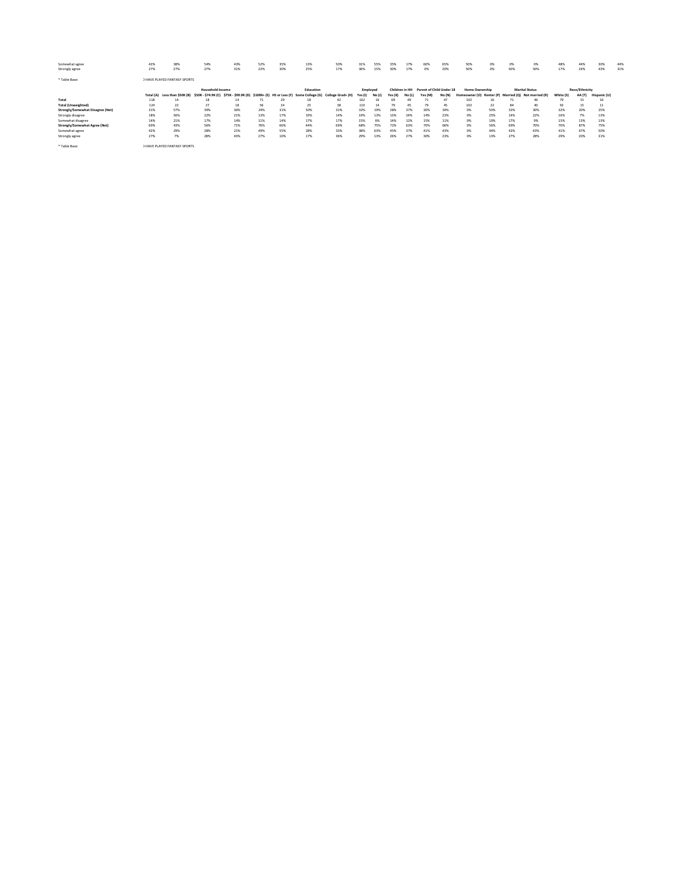| | | | | | | | | | | | | | | | | | | | | | |
|---|---|---|---|---|---|---|---|---|---|---|---|---|---|---|---|---|---|---|---|---|---|
| Somewhat agree | 42% | 38% | 54% | 43% | 52% | 35% | 13% | 50% | 31% | 55% | 35% | 17% | 60% | 65% | 50% | 0% | 0% | 0% | 48% | 44% | 30% | 44% |
| Strongly agree | 27% | 27% | 27% | 31% | 22% | 30% | 25% | 17% | 36% | 15% | 30% | 17% | 0% | 20% | 50% | 0% | 50% | 50% | 17% | 24% | 43% | 31% |

* Table Base: D HAVE PLAYED FANTASY SPORTS

| | | Household Income | | | | Education | | | Employed | | Children in HH | | Parent of Child Under 18 | | Home Ownership | | Marital Status | | Race/Ethnicity | | |
|---|---|---|---|---|---|---|---|---|---|---|---|---|---|---|---|---|---|---|---|---|---|
| | Total (A) | Less than $50K (B) | $50K - $74.9K (C) | $75K - $99.9K (D) | $100K+ (E) | HS or Less (F) | Some College (G) | College Grad+ (H) | Yes (I) | No (J) | Yes (K) | No (L) | Yes (M) | No (N) | Homeowner (O) | Renter (P) | Married (Q) | Not married (R) | White (S) | AA (T) | Hispanic (U) |
| **Total** | 118 | 14 | 18 | 14 | 71 | 29 | 18 | 42 | 102 | 16 | 69 | 49 | 71 | 47 | 102 | 16 | 71 | 46 | 79 | 15 | 16 |
| **Total (Unweighted)** | 124 | 22 | 27 | 18 | 56 | 24 | 25 | 38 | 110 | 14 | 79 | 45 | 79 | 45 | 102 | 22 | 84 | 40 | 92 | 15 | 11 |
| **Strongly/Somewhat Disagree (Net)** | 31% | 57% | 39% | 36% | 24% | 31% | 50% | 31% | 32% | 19% | 28% | 37% | 30% | 34% | 0% | 50% | 32% | 30% | 32% | 20% | 25% |
| Strongly disagree | 18% | 36% | 22% | 21% | 13% | 17% | 33% | 14% | 19% | 13% | 15% | 24% | 14% | 23% | 0% | 25% | 14% | 22% | 16% | 7% | 13% |
| Somewhat disagree | 14% | 21% | 17% | 14% | 11% | 14% | 17% | 17% | 15% | 6% | 14% | 12% | 15% | 11% | 0% | 19% | 17% | 9% | 15% | 13% | 13% |
| **Strongly/Somewhat Agree (Net)** | 69% | 43% | 56% | 71% | 76% | 66% | 44% | 69% | 68% | 75% | 72% | 63% | 70% | 66% | 0% | 56% | 69% | 70% | 70% | 87% | 75% |
| Somewhat agree | 42% | 29% | 28% | 21% | 49% | 55% | 28% | 33% | 38% | 63% | 45% | 37% | 41% | 43% | 0% | 44% | 42% | 43% | 41% | 67% | 50% |
| Strongly agree | 27% | 7% | 28% | 43% | 27% | 10% | 17% | 36% | 29% | 13% | 26% | 27% | 30% | 23% | 0% | 13% | 27% | 28% | 29% | 20% | 31% |

* Table Base: D HAVE PLAYED FANTASY SPORTS